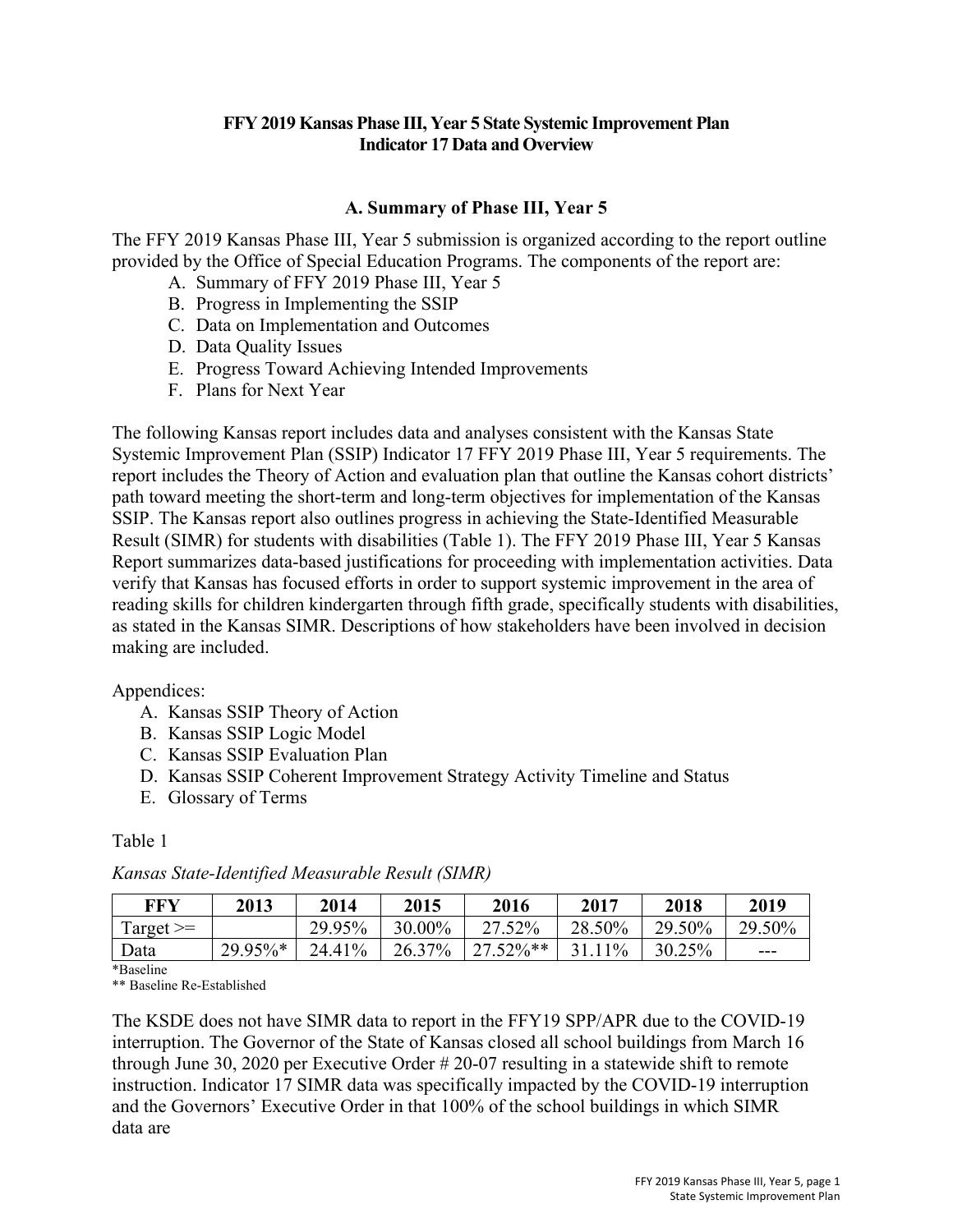**FFY 2019 Kansas Phase III, Year 5 State Systemic Improvement Plan**
**Indicator 17 Data and Overview**

## A. Summary of Phase III, Year 5

The FFY 2019 Kansas Phase III, Year 5 submission is organized according to the report outline provided by the Office of Special Education Programs. The components of the report are:

A. Summary of FFY 2019 Phase III, Year 5
B. Progress in Implementing the SSIP
C. Data on Implementation and Outcomes
D. Data Quality Issues
E. Progress Toward Achieving Intended Improvements
F. Plans for Next Year

The following Kansas report includes data and analyses consistent with the Kansas State Systemic Improvement Plan (SSIP) Indicator 17 FFY 2019 Phase III, Year 5 requirements. The report includes the Theory of Action and evaluation plan that outline the Kansas cohort districts' path toward meeting the short-term and long-term objectives for implementation of the Kansas SSIP. The Kansas report also outlines progress in achieving the State-Identified Measurable Result (SIMR) for students with disabilities (Table 1). The FFY 2019 Phase III, Year 5 Kansas Report summarizes data-based justifications for proceeding with implementation activities. Data verify that Kansas has focused efforts in order to support systemic improvement in the area of reading skills for children kindergarten through fifth grade, specifically students with disabilities, as stated in the Kansas SIMR. Descriptions of how stakeholders have been involved in decision making are included.

Appendices:

A. Kansas SSIP Theory of Action
B. Kansas SSIP Logic Model
C. Kansas SSIP Evaluation Plan
D. Kansas SSIP Coherent Improvement Strategy Activity Timeline and Status
E. Glossary of Terms

Table 1

*Kansas State-Identified Measurable Result (SIMR)*

| FFY | 2013 | 2014 | 2015 | 2016 | 2017 | 2018 | 2019 |
|---|---|---|---|---|---|---|---|
| Target >= | | 29.95% | 30.00% | 27.52% | 28.50% | 29.50% | 29.50% |
| Data | 29.95%* | 24.41% | 26.37% | 27.52%** | 31.11% | 30.25% | --- |

*Baseline
** Baseline Re-Established

The KSDE does not have SIMR data to report in the FFY19 SPP/APR due to the COVID-19 interruption. The Governor of the State of Kansas closed all school buildings from March 16 through June 30, 2020 per Executive Order # 20-07 resulting in a statewide shift to remote instruction. Indicator 17 SIMR data was specifically impacted by the COVID-19 interruption and the Governors' Executive Order in that 100% of the school buildings in which SIMR data are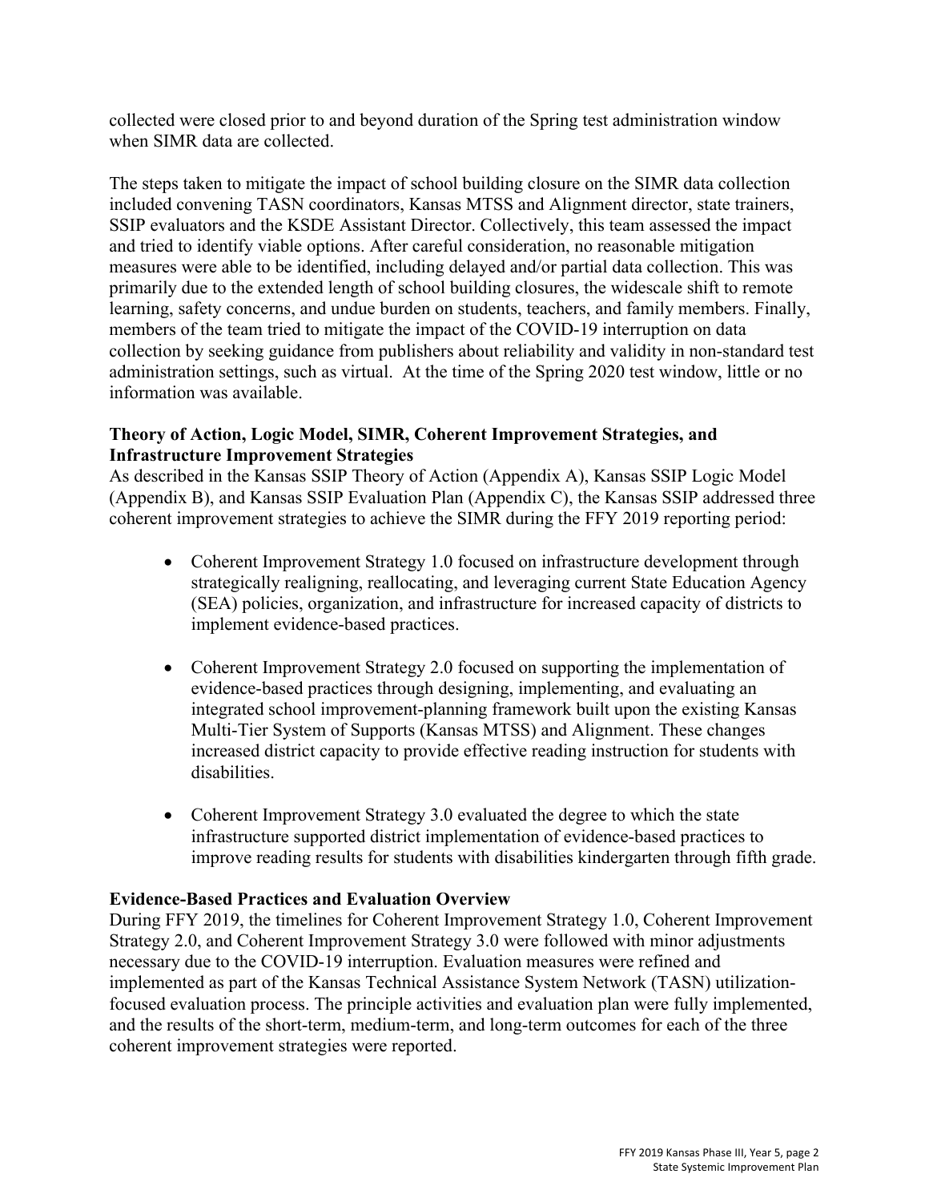collected were closed prior to and beyond duration of the Spring test administration window when SIMR data are collected.

The steps taken to mitigate the impact of school building closure on the SIMR data collection included convening TASN coordinators, Kansas MTSS and Alignment director, state trainers, SSIP evaluators and the KSDE Assistant Director. Collectively, this team assessed the impact and tried to identify viable options. After careful consideration, no reasonable mitigation measures were able to be identified, including delayed and/or partial data collection. This was primarily due to the extended length of school building closures, the widescale shift to remote learning, safety concerns, and undue burden on students, teachers, and family members. Finally, members of the team tried to mitigate the impact of the COVID-19 interruption on data collection by seeking guidance from publishers about reliability and validity in non-standard test administration settings, such as virtual. At the time of the Spring 2020 test window, little or no information was available.

**Theory of Action, Logic Model, SIMR, Coherent Improvement Strategies, and Infrastructure Improvement Strategies**

As described in the Kansas SSIP Theory of Action (Appendix A), Kansas SSIP Logic Model (Appendix B), and Kansas SSIP Evaluation Plan (Appendix C), the Kansas SSIP addressed three coherent improvement strategies to achieve the SIMR during the FFY 2019 reporting period:

- Coherent Improvement Strategy 1.0 focused on infrastructure development through strategically realigning, reallocating, and leveraging current State Education Agency (SEA) policies, organization, and infrastructure for increased capacity of districts to implement evidence-based practices.

- Coherent Improvement Strategy 2.0 focused on supporting the implementation of evidence-based practices through designing, implementing, and evaluating an integrated school improvement-planning framework built upon the existing Kansas Multi-Tier System of Supports (Kansas MTSS) and Alignment. These changes increased district capacity to provide effective reading instruction for students with disabilities.

- Coherent Improvement Strategy 3.0 evaluated the degree to which the state infrastructure supported district implementation of evidence-based practices to improve reading results for students with disabilities kindergarten through fifth grade.

**Evidence-Based Practices and Evaluation Overview**

During FFY 2019, the timelines for Coherent Improvement Strategy 1.0, Coherent Improvement Strategy 2.0, and Coherent Improvement Strategy 3.0 were followed with minor adjustments necessary due to the COVID-19 interruption. Evaluation measures were refined and implemented as part of the Kansas Technical Assistance System Network (TASN) utilization-focused evaluation process. The principle activities and evaluation plan were fully implemented, and the results of the short-term, medium-term, and long-term outcomes for each of the three coherent improvement strategies were reported.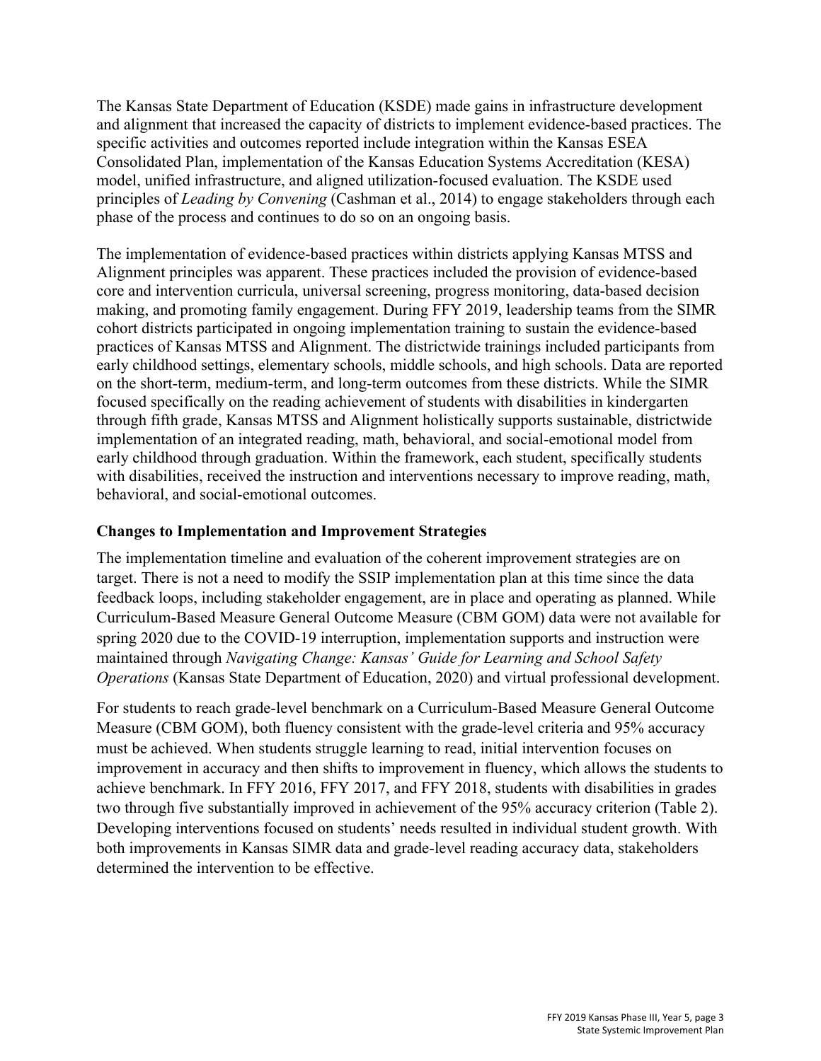The Kansas State Department of Education (KSDE) made gains in infrastructure development and alignment that increased the capacity of districts to implement evidence-based practices. The specific activities and outcomes reported include integration within the Kansas ESEA Consolidated Plan, implementation of the Kansas Education Systems Accreditation (KESA) model, unified infrastructure, and aligned utilization-focused evaluation. The KSDE used principles of *Leading by Convening* (Cashman et al., 2014) to engage stakeholders through each phase of the process and continues to do so on an ongoing basis.

The implementation of evidence-based practices within districts applying Kansas MTSS and Alignment principles was apparent. These practices included the provision of evidence-based core and intervention curricula, universal screening, progress monitoring, data-based decision making, and promoting family engagement. During FFY 2019, leadership teams from the SIMR cohort districts participated in ongoing implementation training to sustain the evidence-based practices of Kansas MTSS and Alignment. The districtwide trainings included participants from early childhood settings, elementary schools, middle schools, and high schools. Data are reported on the short-term, medium-term, and long-term outcomes from these districts. While the SIMR focused specifically on the reading achievement of students with disabilities in kindergarten through fifth grade, Kansas MTSS and Alignment holistically supports sustainable, districtwide implementation of an integrated reading, math, behavioral, and social-emotional model from early childhood through graduation. Within the framework, each student, specifically students with disabilities, received the instruction and interventions necessary to improve reading, math, behavioral, and social-emotional outcomes.

## Changes to Implementation and Improvement Strategies

The implementation timeline and evaluation of the coherent improvement strategies are on target. There is not a need to modify the SSIP implementation plan at this time since the data feedback loops, including stakeholder engagement, are in place and operating as planned. While Curriculum-Based Measure General Outcome Measure (CBM GOM) data were not available for spring 2020 due to the COVID-19 interruption, implementation supports and instruction were maintained through *Navigating Change: Kansas' Guide for Learning and School Safety Operations* (Kansas State Department of Education, 2020) and virtual professional development.

For students to reach grade-level benchmark on a Curriculum-Based Measure General Outcome Measure (CBM GOM), both fluency consistent with the grade-level criteria and 95% accuracy must be achieved. When students struggle learning to read, initial intervention focuses on improvement in accuracy and then shifts to improvement in fluency, which allows the students to achieve benchmark. In FFY 2016, FFY 2017, and FFY 2018, students with disabilities in grades two through five substantially improved in achievement of the 95% accuracy criterion (Table 2). Developing interventions focused on students' needs resulted in individual student growth. With both improvements in Kansas SIMR data and grade-level reading accuracy data, stakeholders determined the intervention to be effective.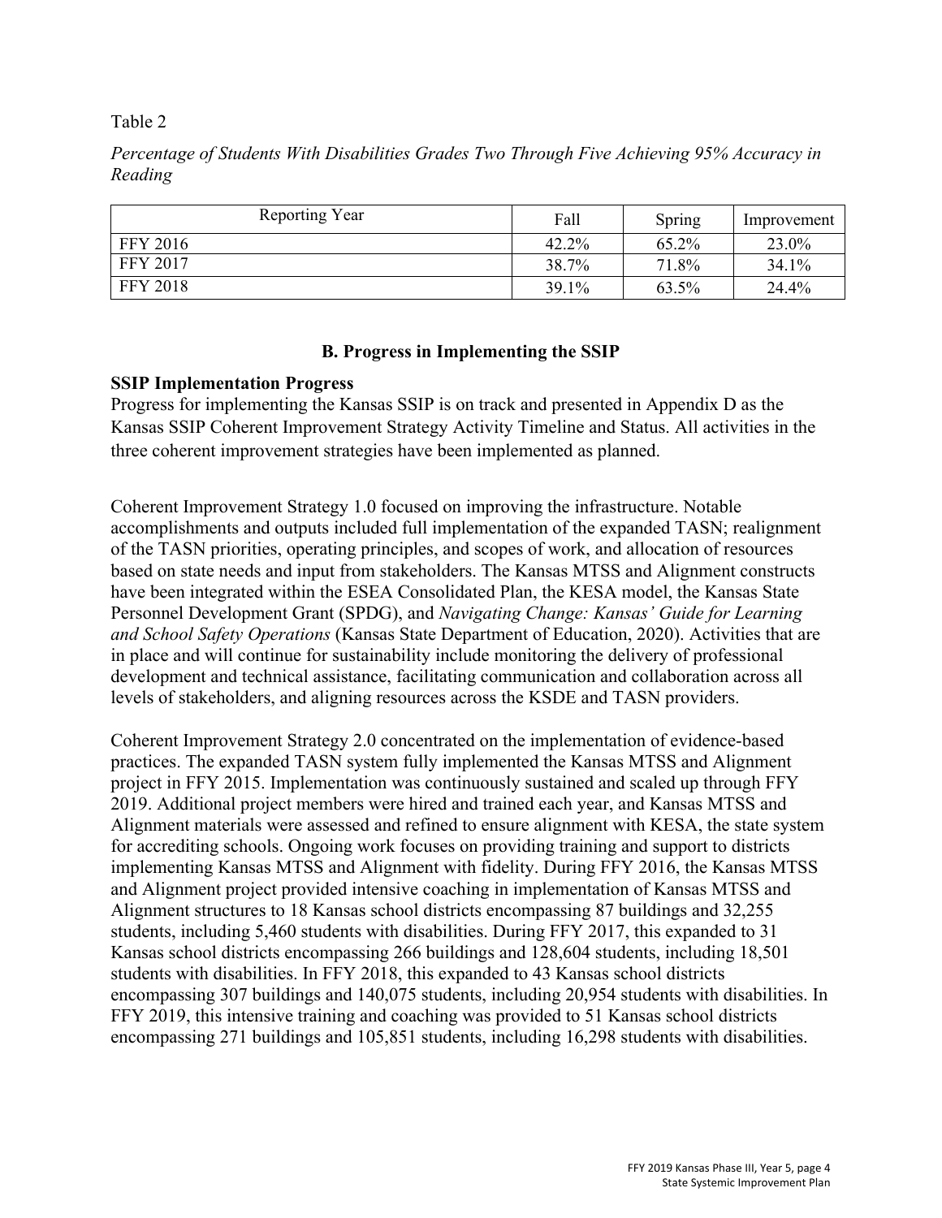Table 2

*Percentage of Students With Disabilities Grades Two Through Five Achieving 95% Accuracy in Reading*

| Reporting Year | Fall | Spring | Improvement |
|---|---|---|---|
| FFY 2016 | 42.2% | 65.2% | 23.0% |
| FFY 2017 | 38.7% | 71.8% | 34.1% |
| FFY 2018 | 39.1% | 63.5% | 24.4% |

## B. Progress in Implementing the SSIP

**SSIP Implementation Progress**

Progress for implementing the Kansas SSIP is on track and presented in Appendix D as the Kansas SSIP Coherent Improvement Strategy Activity Timeline and Status. All activities in the three coherent improvement strategies have been implemented as planned.

Coherent Improvement Strategy 1.0 focused on improving the infrastructure. Notable accomplishments and outputs included full implementation of the expanded TASN; realignment of the TASN priorities, operating principles, and scopes of work, and allocation of resources based on state needs and input from stakeholders. The Kansas MTSS and Alignment constructs have been integrated within the ESEA Consolidated Plan, the KESA model, the Kansas State Personnel Development Grant (SPDG), and *Navigating Change: Kansas' Guide for Learning and School Safety Operations* (Kansas State Department of Education, 2020). Activities that are in place and will continue for sustainability include monitoring the delivery of professional development and technical assistance, facilitating communication and collaboration across all levels of stakeholders, and aligning resources across the KSDE and TASN providers.

Coherent Improvement Strategy 2.0 concentrated on the implementation of evidence-based practices. The expanded TASN system fully implemented the Kansas MTSS and Alignment project in FFY 2015. Implementation was continuously sustained and scaled up through FFY 2019. Additional project members were hired and trained each year, and Kansas MTSS and Alignment materials were assessed and refined to ensure alignment with KESA, the state system for accrediting schools. Ongoing work focuses on providing training and support to districts implementing Kansas MTSS and Alignment with fidelity. During FFY 2016, the Kansas MTSS and Alignment project provided intensive coaching in implementation of Kansas MTSS and Alignment structures to 18 Kansas school districts encompassing 87 buildings and 32,255 students, including 5,460 students with disabilities. During FFY 2017, this expanded to 31 Kansas school districts encompassing 266 buildings and 128,604 students, including 18,501 students with disabilities. In FFY 2018, this expanded to 43 Kansas school districts encompassing 307 buildings and 140,075 students, including 20,954 students with disabilities. In FFY 2019, this intensive training and coaching was provided to 51 Kansas school districts encompassing 271 buildings and 105,851 students, including 16,298 students with disabilities.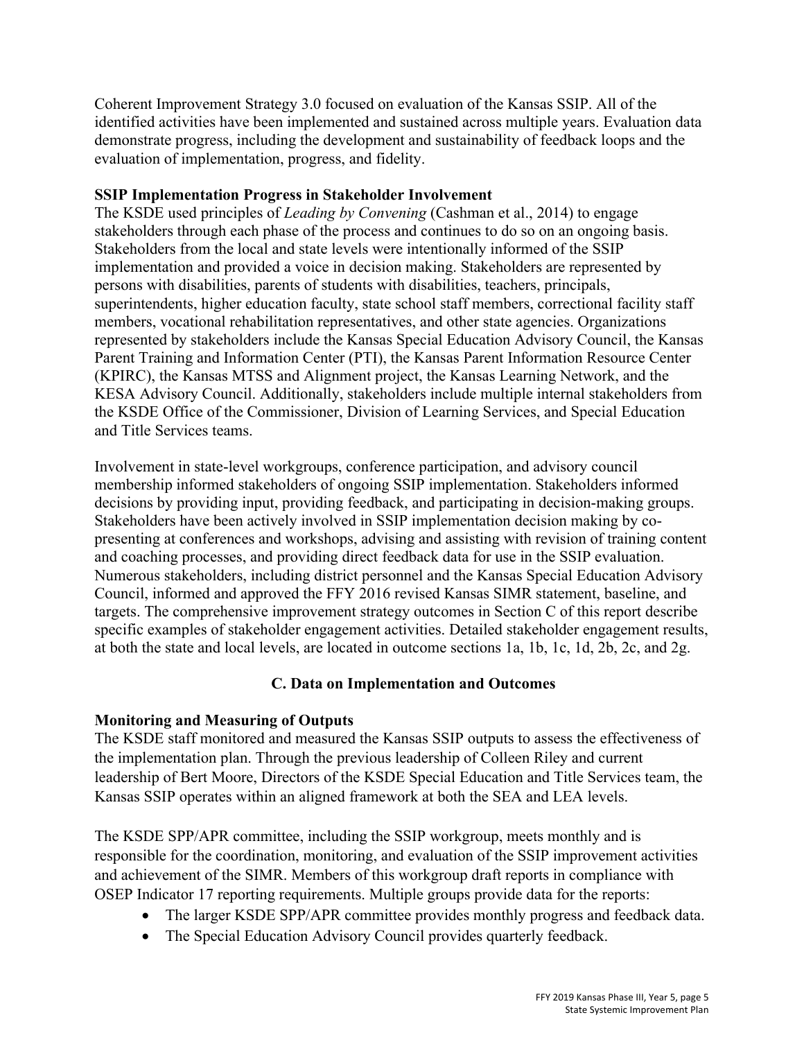Coherent Improvement Strategy 3.0 focused on evaluation of the Kansas SSIP. All of the identified activities have been implemented and sustained across multiple years. Evaluation data demonstrate progress, including the development and sustainability of feedback loops and the evaluation of implementation, progress, and fidelity.

**SSIP Implementation Progress in Stakeholder Involvement**

The KSDE used principles of *Leading by Convening* (Cashman et al., 2014) to engage stakeholders through each phase of the process and continues to do so on an ongoing basis. Stakeholders from the local and state levels were intentionally informed of the SSIP implementation and provided a voice in decision making. Stakeholders are represented by persons with disabilities, parents of students with disabilities, teachers, principals, superintendents, higher education faculty, state school staff members, correctional facility staff members, vocational rehabilitation representatives, and other state agencies. Organizations represented by stakeholders include the Kansas Special Education Advisory Council, the Kansas Parent Training and Information Center (PTI), the Kansas Parent Information Resource Center (KPIRC), the Kansas MTSS and Alignment project, the Kansas Learning Network, and the KESA Advisory Council. Additionally, stakeholders include multiple internal stakeholders from the KSDE Office of the Commissioner, Division of Learning Services, and Special Education and Title Services teams.

Involvement in state-level workgroups, conference participation, and advisory council membership informed stakeholders of ongoing SSIP implementation. Stakeholders informed decisions by providing input, providing feedback, and participating in decision-making groups. Stakeholders have been actively involved in SSIP implementation decision making by co-presenting at conferences and workshops, advising and assisting with revision of training content and coaching processes, and providing direct feedback data for use in the SSIP evaluation. Numerous stakeholders, including district personnel and the Kansas Special Education Advisory Council, informed and approved the FFY 2016 revised Kansas SIMR statement, baseline, and targets. The comprehensive improvement strategy outcomes in Section C of this report describe specific examples of stakeholder engagement activities. Detailed stakeholder engagement results, at both the state and local levels, are located in outcome sections 1a, 1b, 1c, 1d, 2b, 2c, and 2g.

## C. Data on Implementation and Outcomes

**Monitoring and Measuring of Outputs**

The KSDE staff monitored and measured the Kansas SSIP outputs to assess the effectiveness of the implementation plan. Through the previous leadership of Colleen Riley and current leadership of Bert Moore, Directors of the KSDE Special Education and Title Services team, the Kansas SSIP operates within an aligned framework at both the SEA and LEA levels.

The KSDE SPP/APR committee, including the SSIP workgroup, meets monthly and is responsible for the coordination, monitoring, and evaluation of the SSIP improvement activities and achievement of the SIMR. Members of this workgroup draft reports in compliance with OSEP Indicator 17 reporting requirements. Multiple groups provide data for the reports:

- The larger KSDE SPP/APR committee provides monthly progress and feedback data.
- The Special Education Advisory Council provides quarterly feedback.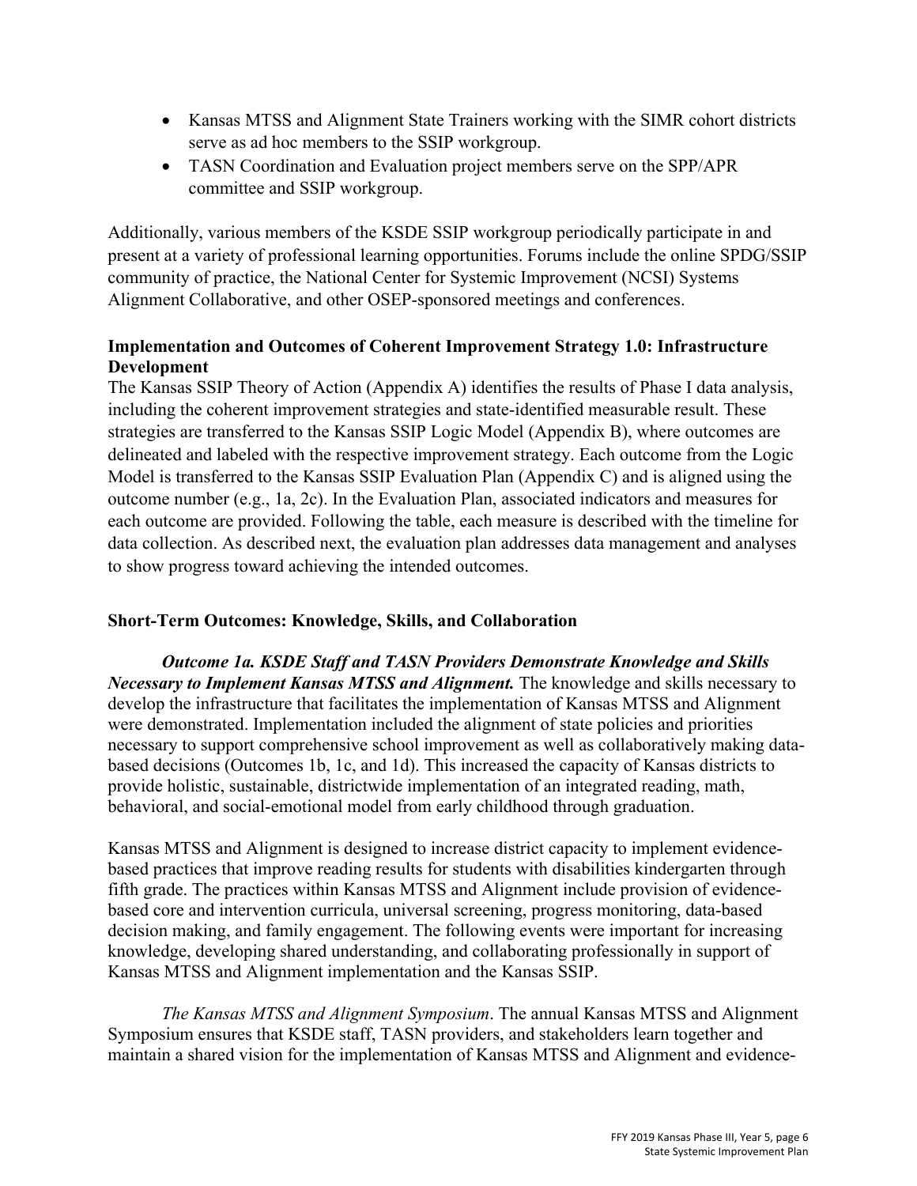- Kansas MTSS and Alignment State Trainers working with the SIMR cohort districts serve as ad hoc members to the SSIP workgroup.
- TASN Coordination and Evaluation project members serve on the SPP/APR committee and SSIP workgroup.

Additionally, various members of the KSDE SSIP workgroup periodically participate in and present at a variety of professional learning opportunities. Forums include the online SPDG/SSIP community of practice, the National Center for Systemic Improvement (NCSI) Systems Alignment Collaborative, and other OSEP-sponsored meetings and conferences.

**Implementation and Outcomes of Coherent Improvement Strategy 1.0: Infrastructure Development**

The Kansas SSIP Theory of Action (Appendix A) identifies the results of Phase I data analysis, including the coherent improvement strategies and state-identified measurable result. These strategies are transferred to the Kansas SSIP Logic Model (Appendix B), where outcomes are delineated and labeled with the respective improvement strategy. Each outcome from the Logic Model is transferred to the Kansas SSIP Evaluation Plan (Appendix C) and is aligned using the outcome number (e.g., 1a, 2c). In the Evaluation Plan, associated indicators and measures for each outcome are provided. Following the table, each measure is described with the timeline for data collection. As described next, the evaluation plan addresses data management and analyses to show progress toward achieving the intended outcomes.

**Short-Term Outcomes: Knowledge, Skills, and Collaboration**

***Outcome 1a. KSDE Staff and TASN Providers Demonstrate Knowledge and Skills Necessary to Implement Kansas MTSS and Alignment.*** The knowledge and skills necessary to develop the infrastructure that facilitates the implementation of Kansas MTSS and Alignment were demonstrated. Implementation included the alignment of state policies and priorities necessary to support comprehensive school improvement as well as collaboratively making data-based decisions (Outcomes 1b, 1c, and 1d). This increased the capacity of Kansas districts to provide holistic, sustainable, districtwide implementation of an integrated reading, math, behavioral, and social-emotional model from early childhood through graduation.

Kansas MTSS and Alignment is designed to increase district capacity to implement evidence-based practices that improve reading results for students with disabilities kindergarten through fifth grade. The practices within Kansas MTSS and Alignment include provision of evidence-based core and intervention curricula, universal screening, progress monitoring, data-based decision making, and family engagement. The following events were important for increasing knowledge, developing shared understanding, and collaborating professionally in support of Kansas MTSS and Alignment implementation and the Kansas SSIP.

*The Kansas MTSS and Alignment Symposium*. The annual Kansas MTSS and Alignment Symposium ensures that KSDE staff, TASN providers, and stakeholders learn together and maintain a shared vision for the implementation of Kansas MTSS and Alignment and evidence-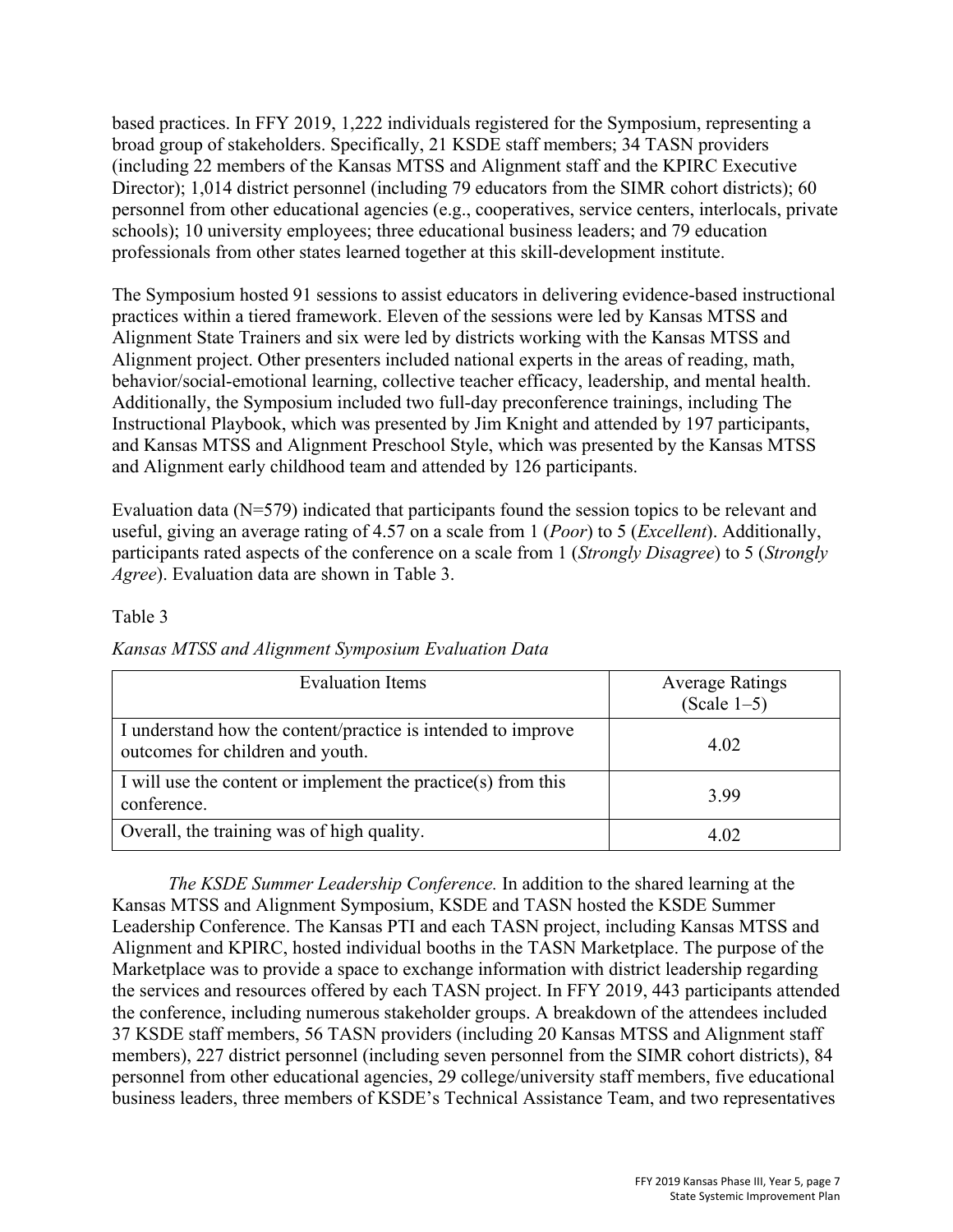based practices. In FFY 2019, 1,222 individuals registered for the Symposium, representing a broad group of stakeholders. Specifically, 21 KSDE staff members; 34 TASN providers (including 22 members of the Kansas MTSS and Alignment staff and the KPIRC Executive Director); 1,014 district personnel (including 79 educators from the SIMR cohort districts); 60 personnel from other educational agencies (e.g., cooperatives, service centers, interlocals, private schools); 10 university employees; three educational business leaders; and 79 education professionals from other states learned together at this skill-development institute.

The Symposium hosted 91 sessions to assist educators in delivering evidence-based instructional practices within a tiered framework. Eleven of the sessions were led by Kansas MTSS and Alignment State Trainers and six were led by districts working with the Kansas MTSS and Alignment project. Other presenters included national experts in the areas of reading, math, behavior/social-emotional learning, collective teacher efficacy, leadership, and mental health. Additionally, the Symposium included two full-day preconference trainings, including The Instructional Playbook, which was presented by Jim Knight and attended by 197 participants, and Kansas MTSS and Alignment Preschool Style, which was presented by the Kansas MTSS and Alignment early childhood team and attended by 126 participants.

Evaluation data (N=579) indicated that participants found the session topics to be relevant and useful, giving an average rating of 4.57 on a scale from 1 (*Poor*) to 5 (*Excellent*). Additionally, participants rated aspects of the conference on a scale from 1 (*Strongly Disagree*) to 5 (*Strongly Agree*). Evaluation data are shown in Table 3.

Table 3

*Kansas MTSS and Alignment Symposium Evaluation Data*

| Evaluation Items | Average Ratings (Scale 1–5) |
|---|---|
| I understand how the content/practice is intended to improve outcomes for children and youth. | 4.02 |
| I will use the content or implement the practice(s) from this conference. | 3.99 |
| Overall, the training was of high quality. | 4.02 |

*The KSDE Summer Leadership Conference.* In addition to the shared learning at the Kansas MTSS and Alignment Symposium, KSDE and TASN hosted the KSDE Summer Leadership Conference. The Kansas PTI and each TASN project, including Kansas MTSS and Alignment and KPIRC, hosted individual booths in the TASN Marketplace. The purpose of the Marketplace was to provide a space to exchange information with district leadership regarding the services and resources offered by each TASN project. In FFY 2019, 443 participants attended the conference, including numerous stakeholder groups. A breakdown of the attendees included 37 KSDE staff members, 56 TASN providers (including 20 Kansas MTSS and Alignment staff members), 227 district personnel (including seven personnel from the SIMR cohort districts), 84 personnel from other educational agencies, 29 college/university staff members, five educational business leaders, three members of KSDE's Technical Assistance Team, and two representatives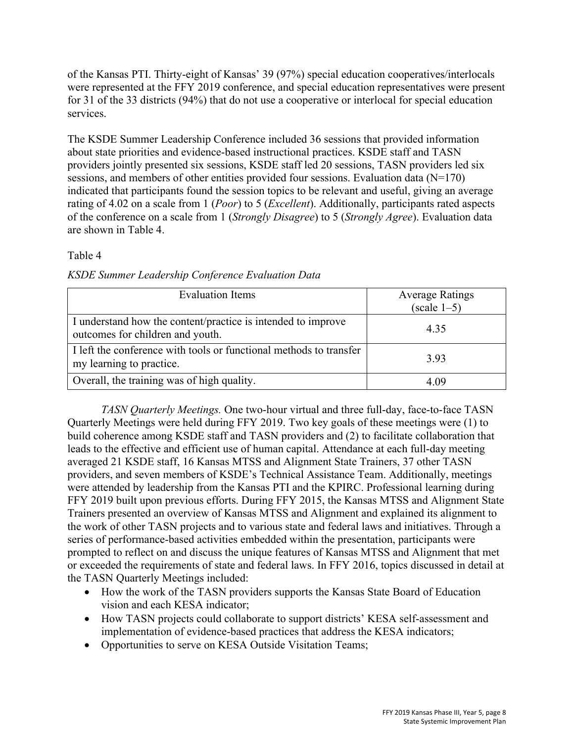of the Kansas PTI. Thirty-eight of Kansas' 39 (97%) special education cooperatives/interlocals were represented at the FFY 2019 conference, and special education representatives were present for 31 of the 33 districts (94%) that do not use a cooperative or interlocal for special education services.

The KSDE Summer Leadership Conference included 36 sessions that provided information about state priorities and evidence-based instructional practices. KSDE staff and TASN providers jointly presented six sessions, KSDE staff led 20 sessions, TASN providers led six sessions, and members of other entities provided four sessions. Evaluation data (N=170) indicated that participants found the session topics to be relevant and useful, giving an average rating of 4.02 on a scale from 1 (*Poor*) to 5 (*Excellent*). Additionally, participants rated aspects of the conference on a scale from 1 (*Strongly Disagree*) to 5 (*Strongly Agree*). Evaluation data are shown in Table 4.

Table 4

*KSDE Summer Leadership Conference Evaluation Data*

| Evaluation Items | Average Ratings (scale 1–5) |
|---|---|
| I understand how the content/practice is intended to improve outcomes for children and youth. | 4.35 |
| I left the conference with tools or functional methods to transfer my learning to practice. | 3.93 |
| Overall, the training was of high quality. | 4.09 |

*TASN Quarterly Meetings.* One two-hour virtual and three full-day, face-to-face TASN Quarterly Meetings were held during FFY 2019. Two key goals of these meetings were (1) to build coherence among KSDE staff and TASN providers and (2) to facilitate collaboration that leads to the effective and efficient use of human capital. Attendance at each full-day meeting averaged 21 KSDE staff, 16 Kansas MTSS and Alignment State Trainers, 37 other TASN providers, and seven members of KSDE's Technical Assistance Team. Additionally, meetings were attended by leadership from the Kansas PTI and the KPIRC. Professional learning during FFY 2019 built upon previous efforts. During FFY 2015, the Kansas MTSS and Alignment State Trainers presented an overview of Kansas MTSS and Alignment and explained its alignment to the work of other TASN projects and to various state and federal laws and initiatives. Through a series of performance-based activities embedded within the presentation, participants were prompted to reflect on and discuss the unique features of Kansas MTSS and Alignment that met or exceeded the requirements of state and federal laws. In FFY 2016, topics discussed in detail at the TASN Quarterly Meetings included:

- How the work of the TASN providers supports the Kansas State Board of Education vision and each KESA indicator;
- How TASN projects could collaborate to support districts' KESA self-assessment and implementation of evidence-based practices that address the KESA indicators;
- Opportunities to serve on KESA Outside Visitation Teams;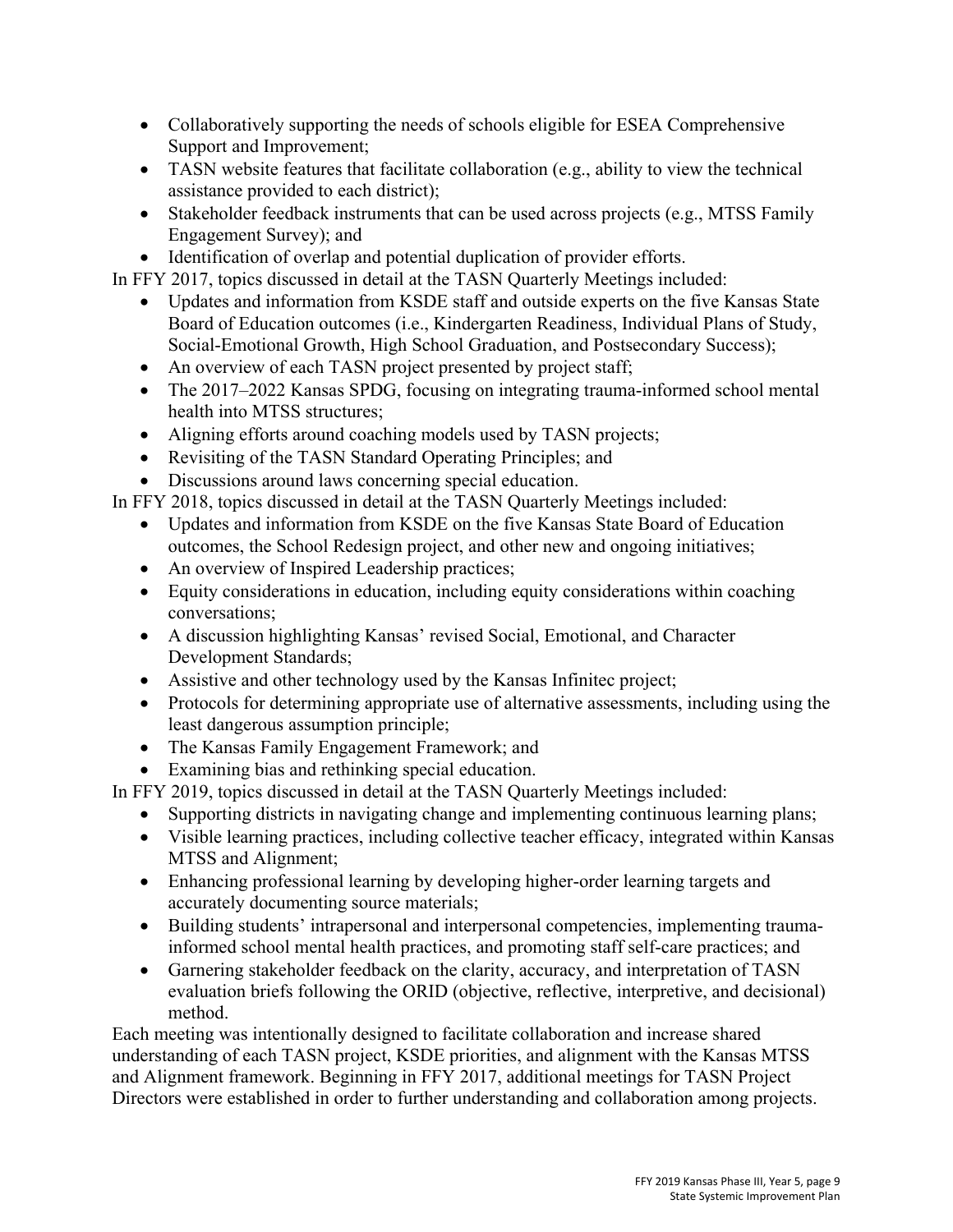- Collaboratively supporting the needs of schools eligible for ESEA Comprehensive Support and Improvement;
- TASN website features that facilitate collaboration (e.g., ability to view the technical assistance provided to each district);
- Stakeholder feedback instruments that can be used across projects (e.g., MTSS Family Engagement Survey); and
- Identification of overlap and potential duplication of provider efforts.

In FFY 2017, topics discussed in detail at the TASN Quarterly Meetings included:

- Updates and information from KSDE staff and outside experts on the five Kansas State Board of Education outcomes (i.e., Kindergarten Readiness, Individual Plans of Study, Social-Emotional Growth, High School Graduation, and Postsecondary Success);
- An overview of each TASN project presented by project staff;
- The 2017–2022 Kansas SPDG, focusing on integrating trauma-informed school mental health into MTSS structures;
- Aligning efforts around coaching models used by TASN projects;
- Revisiting of the TASN Standard Operating Principles; and
- Discussions around laws concerning special education.

In FFY 2018, topics discussed in detail at the TASN Quarterly Meetings included:

- Updates and information from KSDE on the five Kansas State Board of Education outcomes, the School Redesign project, and other new and ongoing initiatives;
- An overview of Inspired Leadership practices;
- Equity considerations in education, including equity considerations within coaching conversations;
- A discussion highlighting Kansas' revised Social, Emotional, and Character Development Standards;
- Assistive and other technology used by the Kansas Infinitec project;
- Protocols for determining appropriate use of alternative assessments, including using the least dangerous assumption principle;
- The Kansas Family Engagement Framework; and
- Examining bias and rethinking special education.

In FFY 2019, topics discussed in detail at the TASN Quarterly Meetings included:

- Supporting districts in navigating change and implementing continuous learning plans;
- Visible learning practices, including collective teacher efficacy, integrated within Kansas MTSS and Alignment;
- Enhancing professional learning by developing higher-order learning targets and accurately documenting source materials;
- Building students' intrapersonal and interpersonal competencies, implementing trauma-informed school mental health practices, and promoting staff self-care practices; and
- Garnering stakeholder feedback on the clarity, accuracy, and interpretation of TASN evaluation briefs following the ORID (objective, reflective, interpretive, and decisional) method.

Each meeting was intentionally designed to facilitate collaboration and increase shared understanding of each TASN project, KSDE priorities, and alignment with the Kansas MTSS and Alignment framework. Beginning in FFY 2017, additional meetings for TASN Project Directors were established in order to further understanding and collaboration among projects.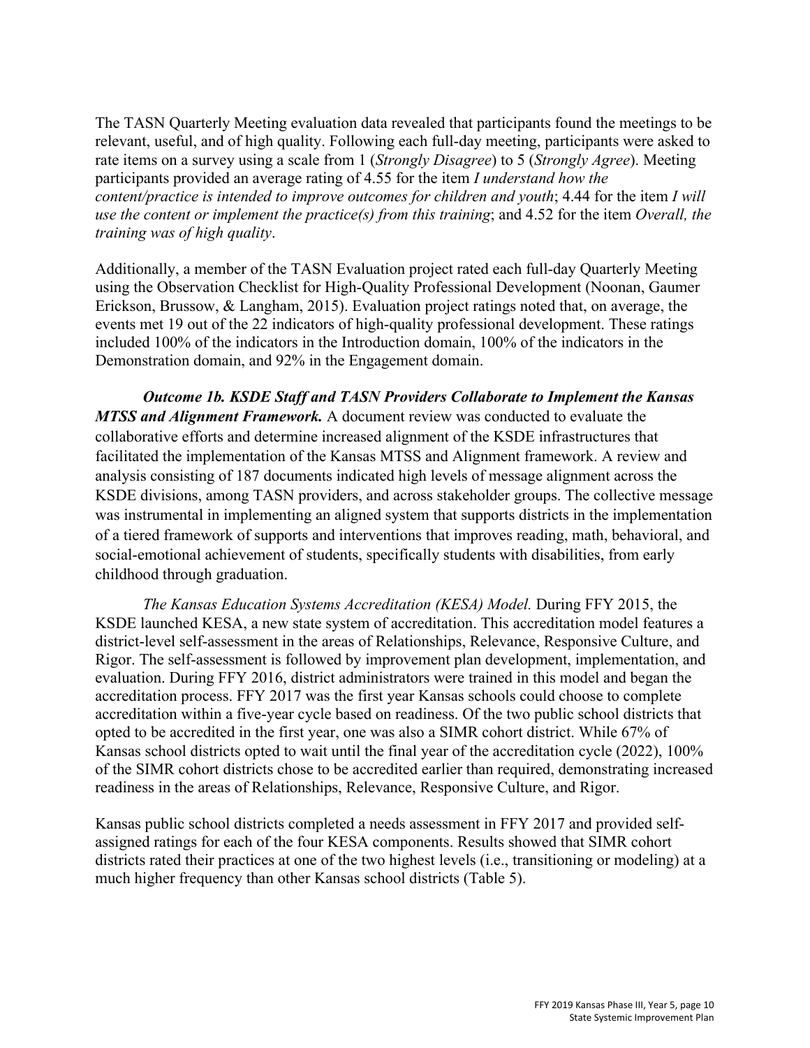The TASN Quarterly Meeting evaluation data revealed that participants found the meetings to be relevant, useful, and of high quality. Following each full-day meeting, participants were asked to rate items on a survey using a scale from 1 (*Strongly Disagree*) to 5 (*Strongly Agree*). Meeting participants provided an average rating of 4.55 for the item *I understand how the content/practice is intended to improve outcomes for children and youth*; 4.44 for the item *I will use the content or implement the practice(s) from this training*; and 4.52 for the item *Overall, the training was of high quality*.

Additionally, a member of the TASN Evaluation project rated each full-day Quarterly Meeting using the Observation Checklist for High-Quality Professional Development (Noonan, Gaumer Erickson, Brussow, & Langham, 2015). Evaluation project ratings noted that, on average, the events met 19 out of the 22 indicators of high-quality professional development. These ratings included 100% of the indicators in the Introduction domain, 100% of the indicators in the Demonstration domain, and 92% in the Engagement domain.

***Outcome 1b. KSDE Staff and TASN Providers Collaborate to Implement the Kansas MTSS and Alignment Framework.*** A document review was conducted to evaluate the collaborative efforts and determine increased alignment of the KSDE infrastructures that facilitated the implementation of the Kansas MTSS and Alignment framework. A review and analysis consisting of 187 documents indicated high levels of message alignment across the KSDE divisions, among TASN providers, and across stakeholder groups. The collective message was instrumental in implementing an aligned system that supports districts in the implementation of a tiered framework of supports and interventions that improves reading, math, behavioral, and social-emotional achievement of students, specifically students with disabilities, from early childhood through graduation.

*The Kansas Education Systems Accreditation (KESA) Model.* During FFY 2015, the KSDE launched KESA, a new state system of accreditation. This accreditation model features a district-level self-assessment in the areas of Relationships, Relevance, Responsive Culture, and Rigor. The self-assessment is followed by improvement plan development, implementation, and evaluation. During FFY 2016, district administrators were trained in this model and began the accreditation process. FFY 2017 was the first year Kansas schools could choose to complete accreditation within a five-year cycle based on readiness. Of the two public school districts that opted to be accredited in the first year, one was also a SIMR cohort district. While 67% of Kansas school districts opted to wait until the final year of the accreditation cycle (2022), 100% of the SIMR cohort districts chose to be accredited earlier than required, demonstrating increased readiness in the areas of Relationships, Relevance, Responsive Culture, and Rigor.

Kansas public school districts completed a needs assessment in FFY 2017 and provided self-assigned ratings for each of the four KESA components. Results showed that SIMR cohort districts rated their practices at one of the two highest levels (i.e., transitioning or modeling) at a much higher frequency than other Kansas school districts (Table 5).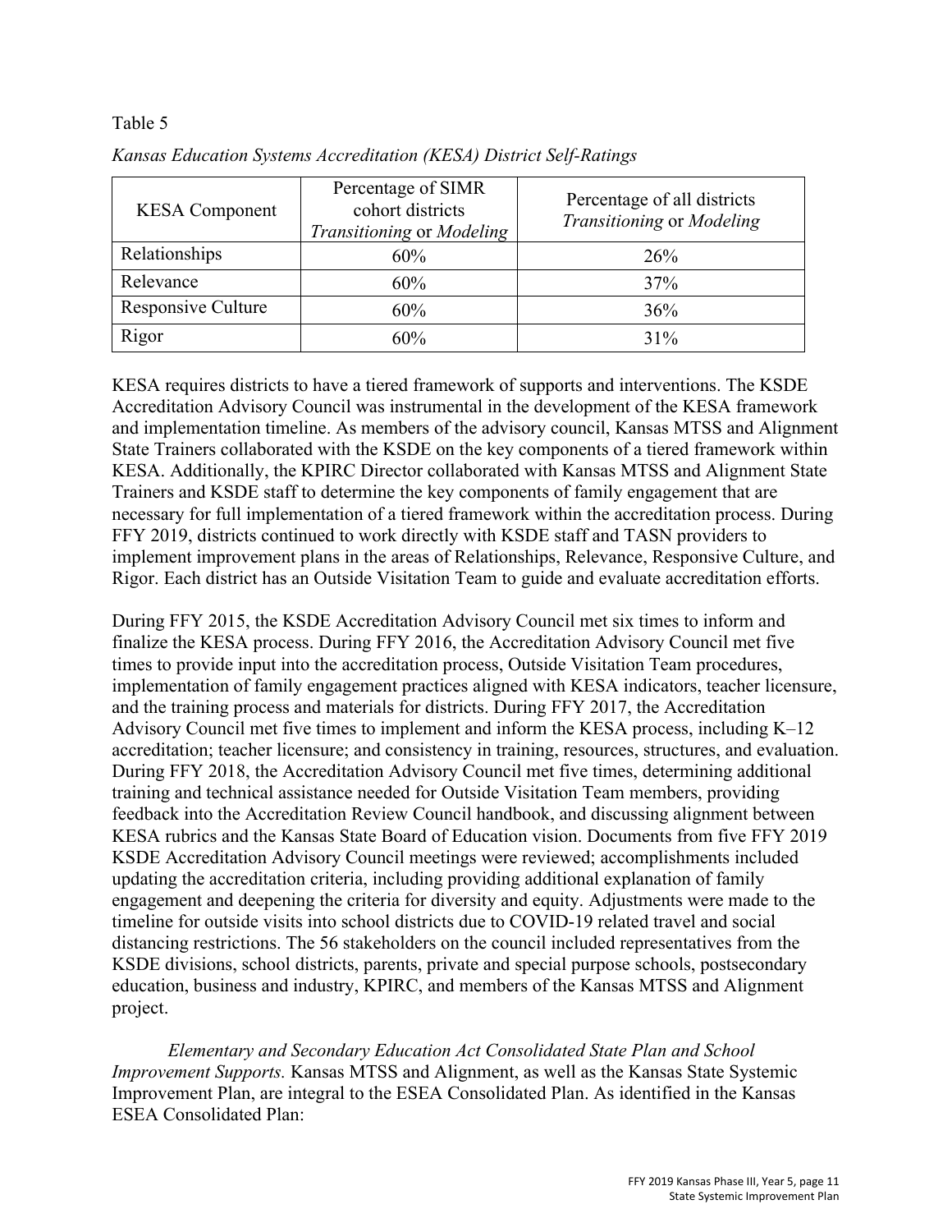Table 5

*Kansas Education Systems Accreditation (KESA) District Self-Ratings*

| KESA Component | Percentage of SIMR cohort districts *Transitioning* or *Modeling* | Percentage of all districts *Transitioning* or *Modeling* |
|---|---|---|
| Relationships | 60% | 26% |
| Relevance | 60% | 37% |
| Responsive Culture | 60% | 36% |
| Rigor | 60% | 31% |

KESA requires districts to have a tiered framework of supports and interventions. The KSDE Accreditation Advisory Council was instrumental in the development of the KESA framework and implementation timeline. As members of the advisory council, Kansas MTSS and Alignment State Trainers collaborated with the KSDE on the key components of a tiered framework within KESA. Additionally, the KPIRC Director collaborated with Kansas MTSS and Alignment State Trainers and KSDE staff to determine the key components of family engagement that are necessary for full implementation of a tiered framework within the accreditation process. During FFY 2019, districts continued to work directly with KSDE staff and TASN providers to implement improvement plans in the areas of Relationships, Relevance, Responsive Culture, and Rigor. Each district has an Outside Visitation Team to guide and evaluate accreditation efforts.

During FFY 2015, the KSDE Accreditation Advisory Council met six times to inform and finalize the KESA process. During FFY 2016, the Accreditation Advisory Council met five times to provide input into the accreditation process, Outside Visitation Team procedures, implementation of family engagement practices aligned with KESA indicators, teacher licensure, and the training process and materials for districts. During FFY 2017, the Accreditation Advisory Council met five times to implement and inform the KESA process, including K–12 accreditation; teacher licensure; and consistency in training, resources, structures, and evaluation. During FFY 2018, the Accreditation Advisory Council met five times, determining additional training and technical assistance needed for Outside Visitation Team members, providing feedback into the Accreditation Review Council handbook, and discussing alignment between KESA rubrics and the Kansas State Board of Education vision. Documents from five FFY 2019 KSDE Accreditation Advisory Council meetings were reviewed; accomplishments included updating the accreditation criteria, including providing additional explanation of family engagement and deepening the criteria for diversity and equity. Adjustments were made to the timeline for outside visits into school districts due to COVID-19 related travel and social distancing restrictions. The 56 stakeholders on the council included representatives from the KSDE divisions, school districts, parents, private and special purpose schools, postsecondary education, business and industry, KPIRC, and members of the Kansas MTSS and Alignment project.

*Elementary and Secondary Education Act Consolidated State Plan and School Improvement Supports.* Kansas MTSS and Alignment, as well as the Kansas State Systemic Improvement Plan, are integral to the ESEA Consolidated Plan. As identified in the Kansas ESEA Consolidated Plan: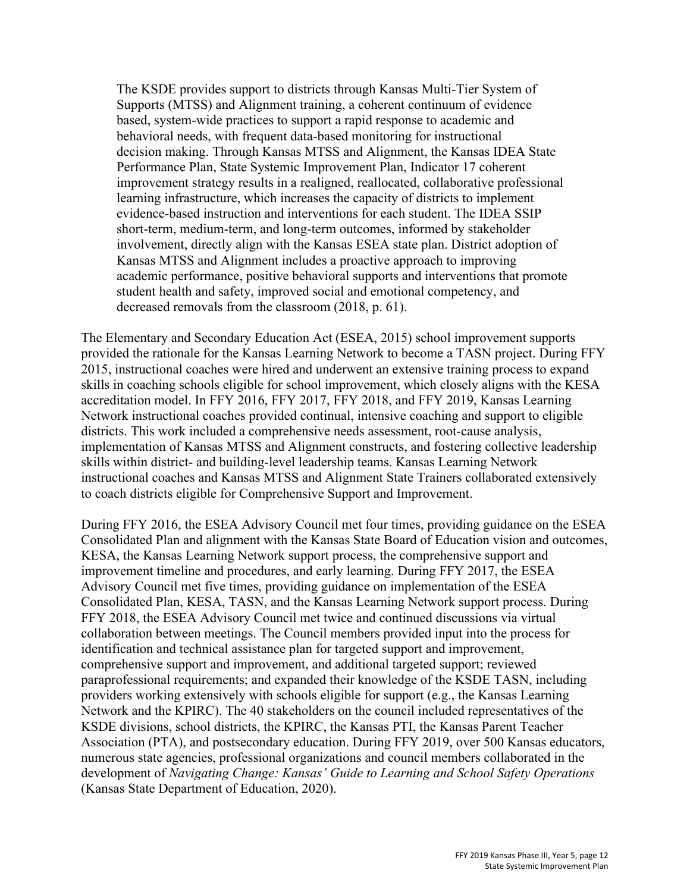> The KSDE provides support to districts through Kansas Multi-Tier System of Supports (MTSS) and Alignment training, a coherent continuum of evidence based, system-wide practices to support a rapid response to academic and behavioral needs, with frequent data-based monitoring for instructional decision making. Through Kansas MTSS and Alignment, the Kansas IDEA State Performance Plan, State Systemic Improvement Plan, Indicator 17 coherent improvement strategy results in a realigned, reallocated, collaborative professional learning infrastructure, which increases the capacity of districts to implement evidence-based instruction and interventions for each student. The IDEA SSIP short-term, medium-term, and long-term outcomes, informed by stakeholder involvement, directly align with the Kansas ESEA state plan. District adoption of Kansas MTSS and Alignment includes a proactive approach to improving academic performance, positive behavioral supports and interventions that promote student health and safety, improved social and emotional competency, and decreased removals from the classroom (2018, p. 61).

The Elementary and Secondary Education Act (ESEA, 2015) school improvement supports provided the rationale for the Kansas Learning Network to become a TASN project. During FFY 2015, instructional coaches were hired and underwent an extensive training process to expand skills in coaching schools eligible for school improvement, which closely aligns with the KESA accreditation model. In FFY 2016, FFY 2017, FFY 2018, and FFY 2019, Kansas Learning Network instructional coaches provided continual, intensive coaching and support to eligible districts. This work included a comprehensive needs assessment, root-cause analysis, implementation of Kansas MTSS and Alignment constructs, and fostering collective leadership skills within district- and building-level leadership teams. Kansas Learning Network instructional coaches and Kansas MTSS and Alignment State Trainers collaborated extensively to coach districts eligible for Comprehensive Support and Improvement.

During FFY 2016, the ESEA Advisory Council met four times, providing guidance on the ESEA Consolidated Plan and alignment with the Kansas State Board of Education vision and outcomes, KESA, the Kansas Learning Network support process, the comprehensive support and improvement timeline and procedures, and early learning. During FFY 2017, the ESEA Advisory Council met five times, providing guidance on implementation of the ESEA Consolidated Plan, KESA, TASN, and the Kansas Learning Network support process. During FFY 2018, the ESEA Advisory Council met twice and continued discussions via virtual collaboration between meetings. The Council members provided input into the process for identification and technical assistance plan for targeted support and improvement, comprehensive support and improvement, and additional targeted support; reviewed paraprofessional requirements; and expanded their knowledge of the KSDE TASN, including providers working extensively with schools eligible for support (e.g., the Kansas Learning Network and the KPIRC). The 40 stakeholders on the council included representatives of the KSDE divisions, school districts, the KPIRC, the Kansas PTI, the Kansas Parent Teacher Association (PTA), and postsecondary education. During FFY 2019, over 500 Kansas educators, numerous state agencies, professional organizations and council members collaborated in the development of *Navigating Change: Kansas' Guide to Learning and School Safety Operations* (Kansas State Department of Education, 2020).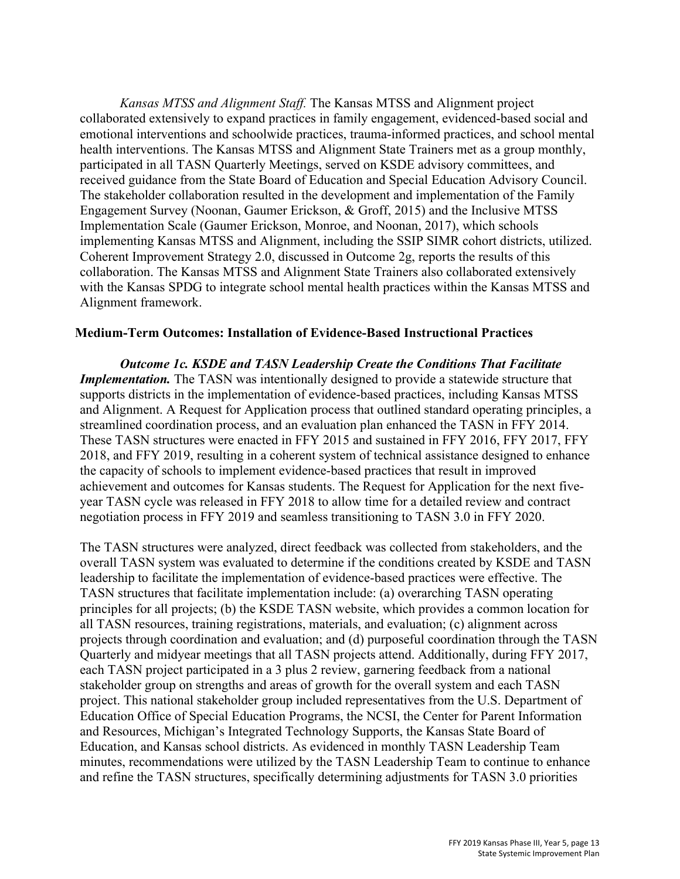*Kansas MTSS and Alignment Staff.* The Kansas MTSS and Alignment project collaborated extensively to expand practices in family engagement, evidenced-based social and emotional interventions and schoolwide practices, trauma-informed practices, and school mental health interventions. The Kansas MTSS and Alignment State Trainers met as a group monthly, participated in all TASN Quarterly Meetings, served on KSDE advisory committees, and received guidance from the State Board of Education and Special Education Advisory Council. The stakeholder collaboration resulted in the development and implementation of the Family Engagement Survey (Noonan, Gaumer Erickson, & Groff, 2015) and the Inclusive MTSS Implementation Scale (Gaumer Erickson, Monroe, and Noonan, 2017), which schools implementing Kansas MTSS and Alignment, including the SSIP SIMR cohort districts, utilized. Coherent Improvement Strategy 2.0, discussed in Outcome 2g, reports the results of this collaboration. The Kansas MTSS and Alignment State Trainers also collaborated extensively with the Kansas SPDG to integrate school mental health practices within the Kansas MTSS and Alignment framework.

## Medium-Term Outcomes: Installation of Evidence-Based Instructional Practices

***Outcome 1c. KSDE and TASN Leadership Create the Conditions That Facilitate Implementation.*** The TASN was intentionally designed to provide a statewide structure that supports districts in the implementation of evidence-based practices, including Kansas MTSS and Alignment. A Request for Application process that outlined standard operating principles, a streamlined coordination process, and an evaluation plan enhanced the TASN in FFY 2014. These TASN structures were enacted in FFY 2015 and sustained in FFY 2016, FFY 2017, FFY 2018, and FFY 2019, resulting in a coherent system of technical assistance designed to enhance the capacity of schools to implement evidence-based practices that result in improved achievement and outcomes for Kansas students. The Request for Application for the next five-year TASN cycle was released in FFY 2018 to allow time for a detailed review and contract negotiation process in FFY 2019 and seamless transitioning to TASN 3.0 in FFY 2020.

The TASN structures were analyzed, direct feedback was collected from stakeholders, and the overall TASN system was evaluated to determine if the conditions created by KSDE and TASN leadership to facilitate the implementation of evidence-based practices were effective. The TASN structures that facilitate implementation include: (a) overarching TASN operating principles for all projects; (b) the KSDE TASN website, which provides a common location for all TASN resources, training registrations, materials, and evaluation; (c) alignment across projects through coordination and evaluation; and (d) purposeful coordination through the TASN Quarterly and midyear meetings that all TASN projects attend. Additionally, during FFY 2017, each TASN project participated in a 3 plus 2 review, garnering feedback from a national stakeholder group on strengths and areas of growth for the overall system and each TASN project. This national stakeholder group included representatives from the U.S. Department of Education Office of Special Education Programs, the NCSI, the Center for Parent Information and Resources, Michigan's Integrated Technology Supports, the Kansas State Board of Education, and Kansas school districts. As evidenced in monthly TASN Leadership Team minutes, recommendations were utilized by the TASN Leadership Team to continue to enhance and refine the TASN structures, specifically determining adjustments for TASN 3.0 priorities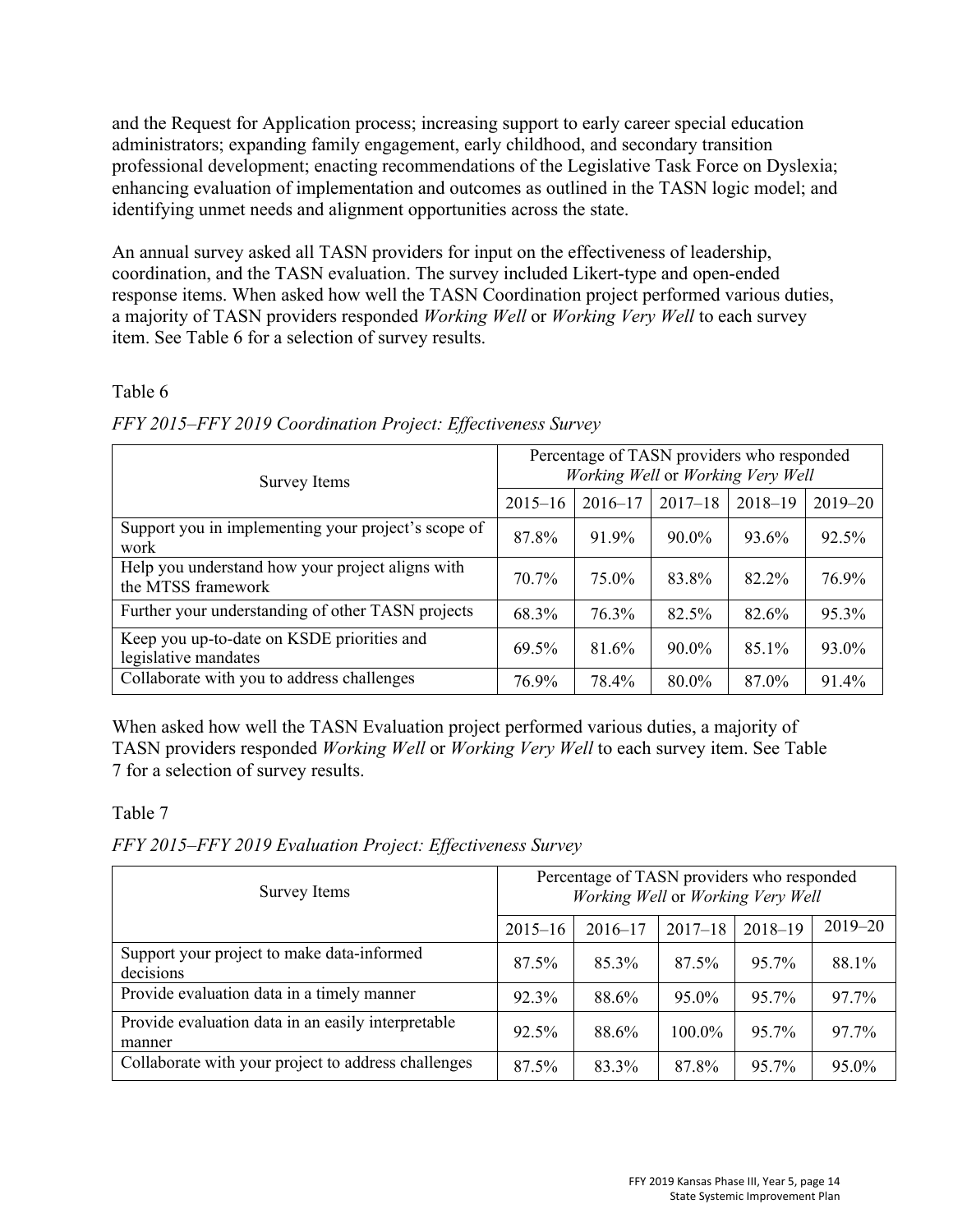and the Request for Application process; increasing support to early career special education administrators; expanding family engagement, early childhood, and secondary transition professional development; enacting recommendations of the Legislative Task Force on Dyslexia; enhancing evaluation of implementation and outcomes as outlined in the TASN logic model; and identifying unmet needs and alignment opportunities across the state.

An annual survey asked all TASN providers for input on the effectiveness of leadership, coordination, and the TASN evaluation. The survey included Likert-type and open-ended response items. When asked how well the TASN Coordination project performed various duties, a majority of TASN providers responded *Working Well* or *Working Very Well* to each survey item. See Table 6 for a selection of survey results.

Table 6

*FFY 2015–FFY 2019 Coordination Project: Effectiveness Survey*

| Survey Items | Percentage of TASN providers who responded *Working Well* or *Working Very Well* | | | | |
|---|---|---|---|---|---|
| | 2015–16 | 2016–17 | 2017–18 | 2018–19 | 2019–20 |
| Support you in implementing your project's scope of work | 87.8% | 91.9% | 90.0% | 93.6% | 92.5% |
| Help you understand how your project aligns with the MTSS framework | 70.7% | 75.0% | 83.8% | 82.2% | 76.9% |
| Further your understanding of other TASN projects | 68.3% | 76.3% | 82.5% | 82.6% | 95.3% |
| Keep you up-to-date on KSDE priorities and legislative mandates | 69.5% | 81.6% | 90.0% | 85.1% | 93.0% |
| Collaborate with you to address challenges | 76.9% | 78.4% | 80.0% | 87.0% | 91.4% |

When asked how well the TASN Evaluation project performed various duties, a majority of TASN providers responded *Working Well* or *Working Very Well* to each survey item. See Table 7 for a selection of survey results.

Table 7

*FFY 2015–FFY 2019 Evaluation Project: Effectiveness Survey*

| Survey Items | Percentage of TASN providers who responded *Working Well* or *Working Very Well* | | | | |
|---|---|---|---|---|---|
| | 2015–16 | 2016–17 | 2017–18 | 2018–19 | 2019–20 |
| Support your project to make data-informed decisions | 87.5% | 85.3% | 87.5% | 95.7% | 88.1% |
| Provide evaluation data in a timely manner | 92.3% | 88.6% | 95.0% | 95.7% | 97.7% |
| Provide evaluation data in an easily interpretable manner | 92.5% | 88.6% | 100.0% | 95.7% | 97.7% |
| Collaborate with your project to address challenges | 87.5% | 83.3% | 87.8% | 95.7% | 95.0% |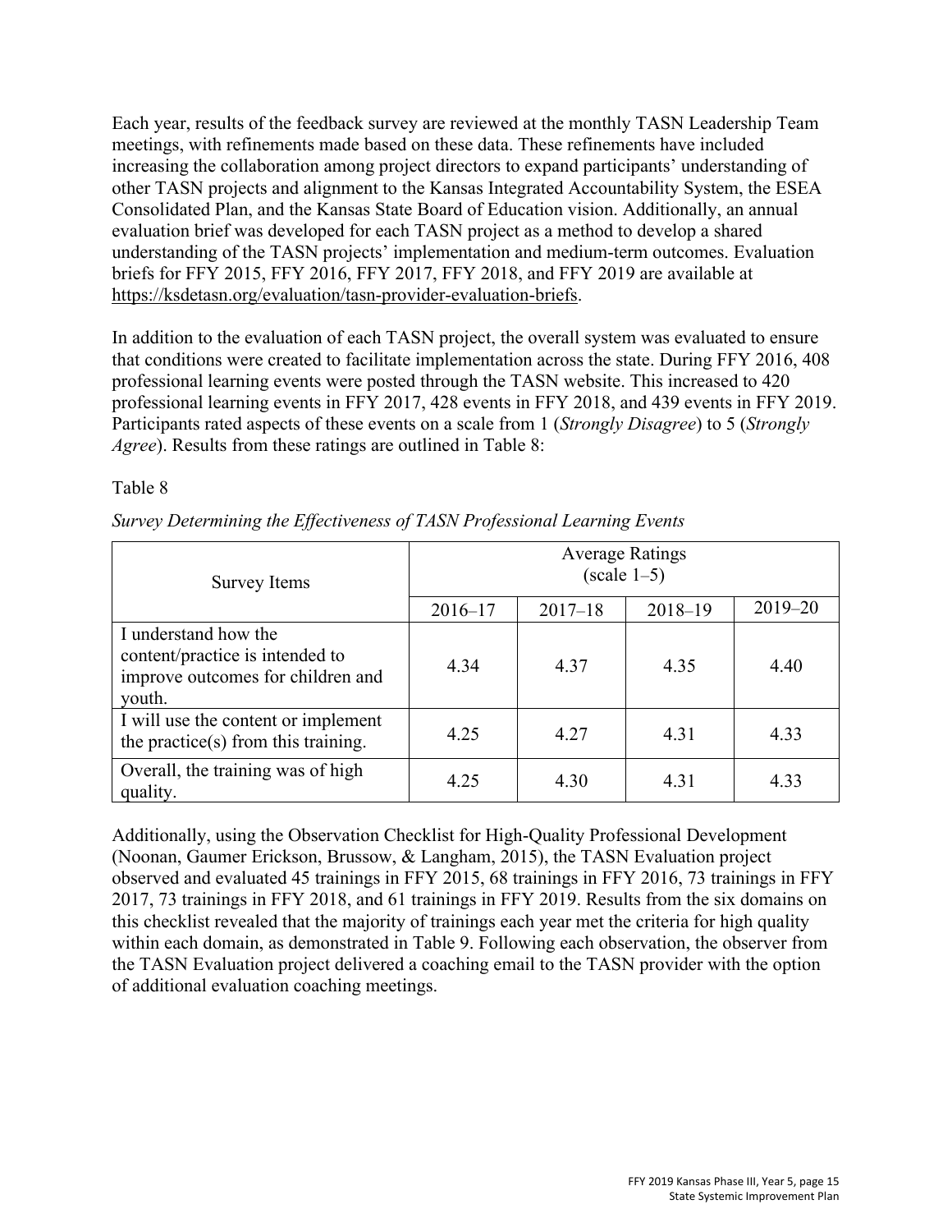Each year, results of the feedback survey are reviewed at the monthly TASN Leadership Team meetings, with refinements made based on these data. These refinements have included increasing the collaboration among project directors to expand participants' understanding of other TASN projects and alignment to the Kansas Integrated Accountability System, the ESEA Consolidated Plan, and the Kansas State Board of Education vision. Additionally, an annual evaluation brief was developed for each TASN project as a method to develop a shared understanding of the TASN projects' implementation and medium-term outcomes. Evaluation briefs for FFY 2015, FFY 2016, FFY 2017, FFY 2018, and FFY 2019 are available at https://ksdetasn.org/evaluation/tasn-provider-evaluation-briefs.

In addition to the evaluation of each TASN project, the overall system was evaluated to ensure that conditions were created to facilitate implementation across the state. During FFY 2016, 408 professional learning events were posted through the TASN website. This increased to 420 professional learning events in FFY 2017, 428 events in FFY 2018, and 439 events in FFY 2019. Participants rated aspects of these events on a scale from 1 (*Strongly Disagree*) to 5 (*Strongly Agree*). Results from these ratings are outlined in Table 8:

Table 8

*Survey Determining the Effectiveness of TASN Professional Learning Events*

| Survey Items | Average Ratings (scale 1–5) | | | |
|---|---|---|---|---|
| | 2016–17 | 2017–18 | 2018–19 | 2019–20 |
| I understand how the content/practice is intended to improve outcomes for children and youth. | 4.34 | 4.37 | 4.35 | 4.40 |
| I will use the content or implement the practice(s) from this training. | 4.25 | 4.27 | 4.31 | 4.33 |
| Overall, the training was of high quality. | 4.25 | 4.30 | 4.31 | 4.33 |

Additionally, using the Observation Checklist for High-Quality Professional Development (Noonan, Gaumer Erickson, Brussow, & Langham, 2015), the TASN Evaluation project observed and evaluated 45 trainings in FFY 2015, 68 trainings in FFY 2016, 73 trainings in FFY 2017, 73 trainings in FFY 2018, and 61 trainings in FFY 2019. Results from the six domains on this checklist revealed that the majority of trainings each year met the criteria for high quality within each domain, as demonstrated in Table 9. Following each observation, the observer from the TASN Evaluation project delivered a coaching email to the TASN provider with the option of additional evaluation coaching meetings.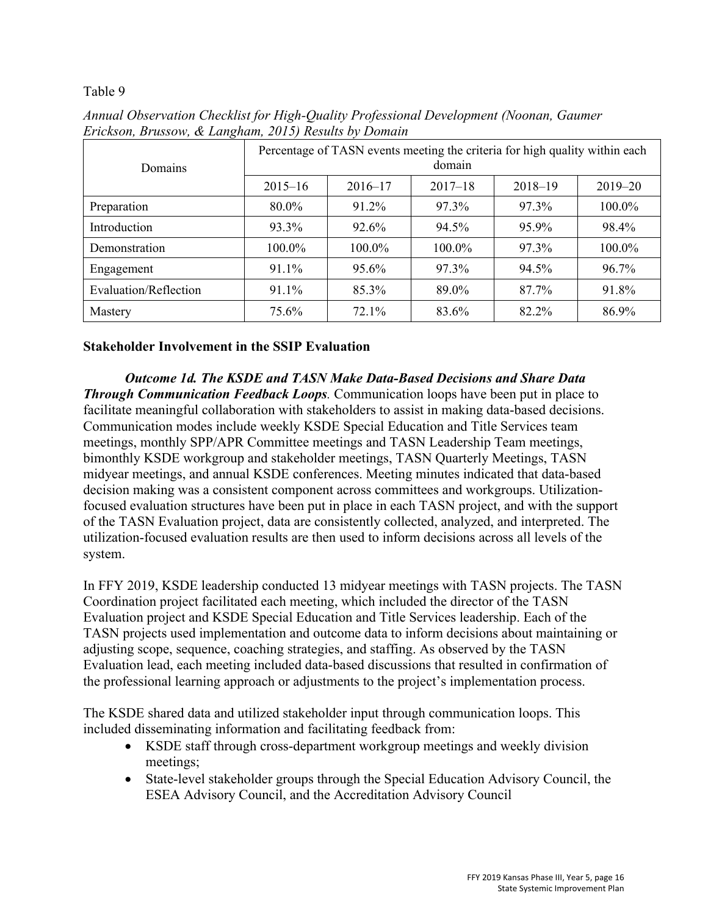Table 9

*Annual Observation Checklist for High-Quality Professional Development (Noonan, Gaumer Erickson, Brussow, & Langham, 2015) Results by Domain*

| Domains | Percentage of TASN events meeting the criteria for high quality within each domain | | | | |
|---|---|---|---|---|---|
| | 2015–16 | 2016–17 | 2017–18 | 2018–19 | 2019–20 |
| Preparation | 80.0% | 91.2% | 97.3% | 97.3% | 100.0% |
| Introduction | 93.3% | 92.6% | 94.5% | 95.9% | 98.4% |
| Demonstration | 100.0% | 100.0% | 100.0% | 97.3% | 100.0% |
| Engagement | 91.1% | 95.6% | 97.3% | 94.5% | 96.7% |
| Evaluation/Reflection | 91.1% | 85.3% | 89.0% | 87.7% | 91.8% |
| Mastery | 75.6% | 72.1% | 83.6% | 82.2% | 86.9% |

**Stakeholder Involvement in the SSIP Evaluation**

***Outcome 1d. The KSDE and TASN Make Data-Based Decisions and Share Data Through Communication Feedback Loops***. Communication loops have been put in place to facilitate meaningful collaboration with stakeholders to assist in making data-based decisions. Communication modes include weekly KSDE Special Education and Title Services team meetings, monthly SPP/APR Committee meetings and TASN Leadership Team meetings, bimonthly KSDE workgroup and stakeholder meetings, TASN Quarterly Meetings, TASN midyear meetings, and annual KSDE conferences. Meeting minutes indicated that data-based decision making was a consistent component across committees and workgroups. Utilization-focused evaluation structures have been put in place in each TASN project, and with the support of the TASN Evaluation project, data are consistently collected, analyzed, and interpreted. The utilization-focused evaluation results are then used to inform decisions across all levels of the system.

In FFY 2019, KSDE leadership conducted 13 midyear meetings with TASN projects. The TASN Coordination project facilitated each meeting, which included the director of the TASN Evaluation project and KSDE Special Education and Title Services leadership. Each of the TASN projects used implementation and outcome data to inform decisions about maintaining or adjusting scope, sequence, coaching strategies, and staffing. As observed by the TASN Evaluation lead, each meeting included data-based discussions that resulted in confirmation of the professional learning approach or adjustments to the project's implementation process.

The KSDE shared data and utilized stakeholder input through communication loops. This included disseminating information and facilitating feedback from:

- KSDE staff through cross-department workgroup meetings and weekly division meetings;
- State-level stakeholder groups through the Special Education Advisory Council, the ESEA Advisory Council, and the Accreditation Advisory Council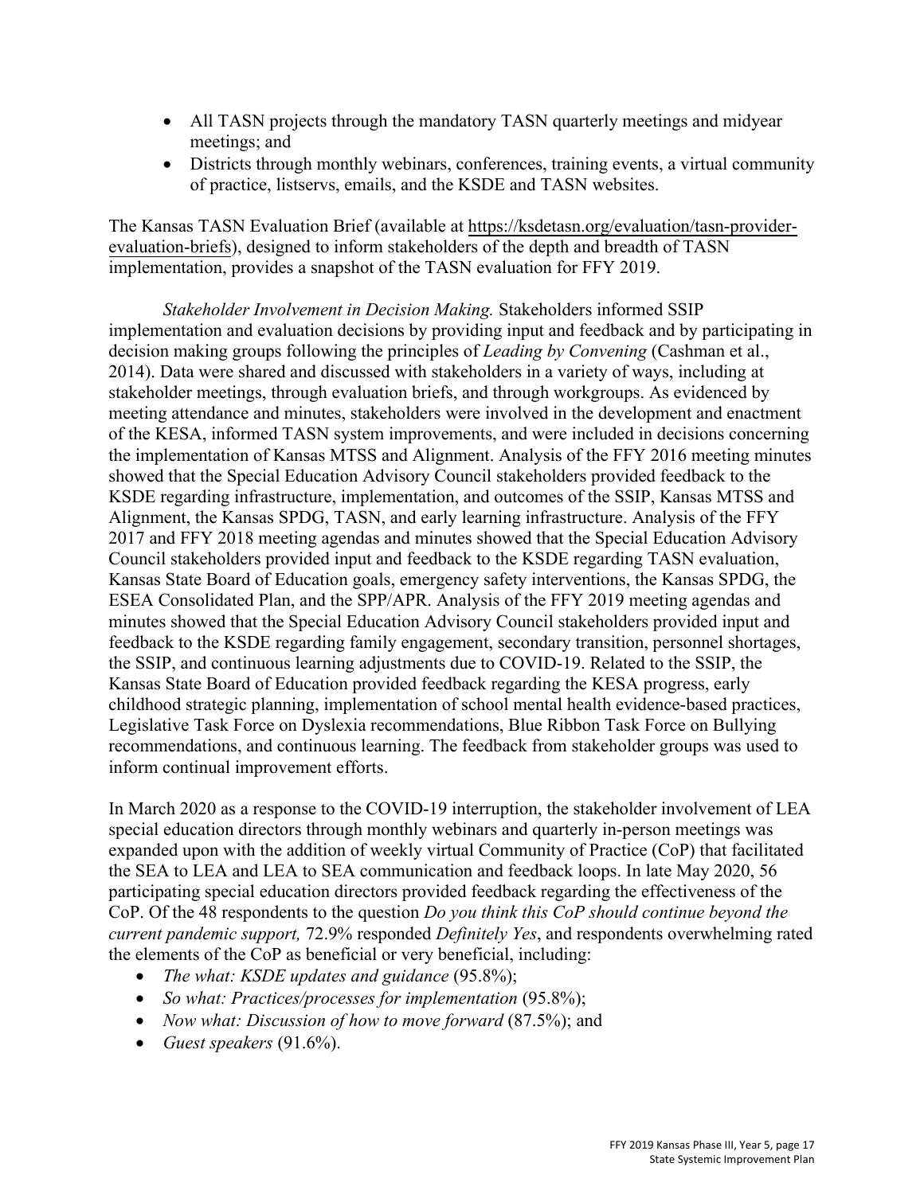- All TASN projects through the mandatory TASN quarterly meetings and midyear meetings; and
- Districts through monthly webinars, conferences, training events, a virtual community of practice, listservs, emails, and the KSDE and TASN websites.

The Kansas TASN Evaluation Brief (available at https://ksdetasn.org/evaluation/tasn-provider-evaluation-briefs), designed to inform stakeholders of the depth and breadth of TASN implementation, provides a snapshot of the TASN evaluation for FFY 2019.

*Stakeholder Involvement in Decision Making.* Stakeholders informed SSIP implementation and evaluation decisions by providing input and feedback and by participating in decision making groups following the principles of *Leading by Convening* (Cashman et al., 2014). Data were shared and discussed with stakeholders in a variety of ways, including at stakeholder meetings, through evaluation briefs, and through workgroups. As evidenced by meeting attendance and minutes, stakeholders were involved in the development and enactment of the KESA, informed TASN system improvements, and were included in decisions concerning the implementation of Kansas MTSS and Alignment. Analysis of the FFY 2016 meeting minutes showed that the Special Education Advisory Council stakeholders provided feedback to the KSDE regarding infrastructure, implementation, and outcomes of the SSIP, Kansas MTSS and Alignment, the Kansas SPDG, TASN, and early learning infrastructure. Analysis of the FFY 2017 and FFY 2018 meeting agendas and minutes showed that the Special Education Advisory Council stakeholders provided input and feedback to the KSDE regarding TASN evaluation, Kansas State Board of Education goals, emergency safety interventions, the Kansas SPDG, the ESEA Consolidated Plan, and the SPP/APR. Analysis of the FFY 2019 meeting agendas and minutes showed that the Special Education Advisory Council stakeholders provided input and feedback to the KSDE regarding family engagement, secondary transition, personnel shortages, the SSIP, and continuous learning adjustments due to COVID-19. Related to the SSIP, the Kansas State Board of Education provided feedback regarding the KESA progress, early childhood strategic planning, implementation of school mental health evidence-based practices, Legislative Task Force on Dyslexia recommendations, Blue Ribbon Task Force on Bullying recommendations, and continuous learning. The feedback from stakeholder groups was used to inform continual improvement efforts.

In March 2020 as a response to the COVID-19 interruption, the stakeholder involvement of LEA special education directors through monthly webinars and quarterly in-person meetings was expanded upon with the addition of weekly virtual Community of Practice (CoP) that facilitated the SEA to LEA and LEA to SEA communication and feedback loops. In late May 2020, 56 participating special education directors provided feedback regarding the effectiveness of the CoP. Of the 48 respondents to the question *Do you think this CoP should continue beyond the current pandemic support,* 72.9% responded *Definitely Yes*, and respondents overwhelming rated the elements of the CoP as beneficial or very beneficial, including:

- *The what: KSDE updates and guidance* (95.8%);
- *So what: Practices/processes for implementation* (95.8%);
- *Now what: Discussion of how to move forward* (87.5%); and
- *Guest speakers* (91.6%).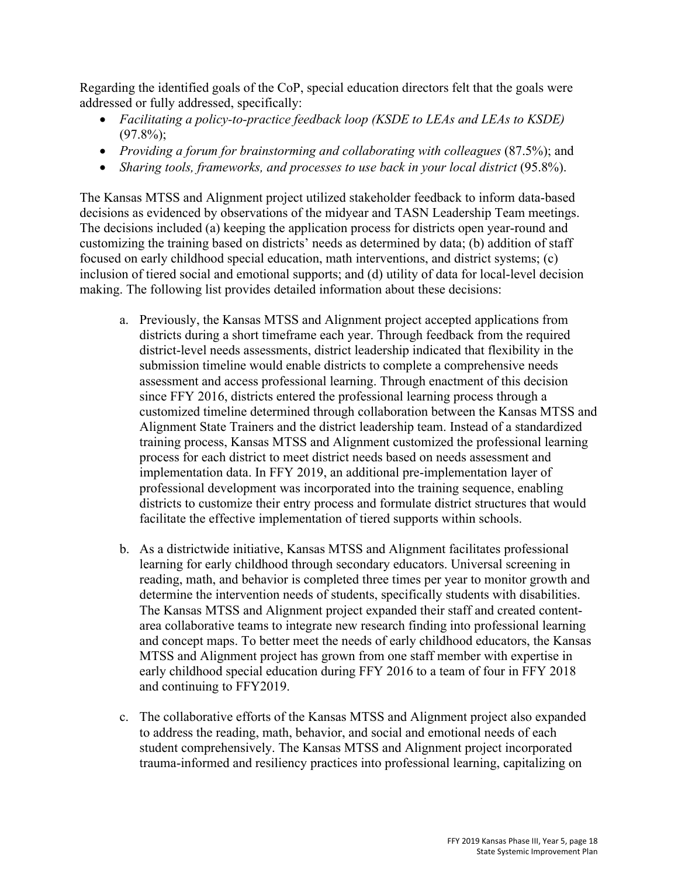Regarding the identified goals of the CoP, special education directors felt that the goals were addressed or fully addressed, specifically:

- *Facilitating a policy-to-practice feedback loop (KSDE to LEAs and LEAs to KSDE)* (97.8%);
- *Providing a forum for brainstorming and collaborating with colleagues* (87.5%); and
- *Sharing tools, frameworks, and processes to use back in your local district* (95.8%).

The Kansas MTSS and Alignment project utilized stakeholder feedback to inform data-based decisions as evidenced by observations of the midyear and TASN Leadership Team meetings. The decisions included (a) keeping the application process for districts open year-round and customizing the training based on districts' needs as determined by data; (b) addition of staff focused on early childhood special education, math interventions, and district systems; (c) inclusion of tiered social and emotional supports; and (d) utility of data for local-level decision making. The following list provides detailed information about these decisions:

a. Previously, the Kansas MTSS and Alignment project accepted applications from districts during a short timeframe each year. Through feedback from the required district-level needs assessments, district leadership indicated that flexibility in the submission timeline would enable districts to complete a comprehensive needs assessment and access professional learning. Through enactment of this decision since FFY 2016, districts entered the professional learning process through a customized timeline determined through collaboration between the Kansas MTSS and Alignment State Trainers and the district leadership team. Instead of a standardized training process, Kansas MTSS and Alignment customized the professional learning process for each district to meet district needs based on needs assessment and implementation data. In FFY 2019, an additional pre-implementation layer of professional development was incorporated into the training sequence, enabling districts to customize their entry process and formulate district structures that would facilitate the effective implementation of tiered supports within schools.

b. As a districtwide initiative, Kansas MTSS and Alignment facilitates professional learning for early childhood through secondary educators. Universal screening in reading, math, and behavior is completed three times per year to monitor growth and determine the intervention needs of students, specifically students with disabilities. The Kansas MTSS and Alignment project expanded their staff and created content-area collaborative teams to integrate new research finding into professional learning and concept maps. To better meet the needs of early childhood educators, the Kansas MTSS and Alignment project has grown from one staff member with expertise in early childhood special education during FFY 2016 to a team of four in FFY 2018 and continuing to FFY2019.

c. The collaborative efforts of the Kansas MTSS and Alignment project also expanded to address the reading, math, behavior, and social and emotional needs of each student comprehensively. The Kansas MTSS and Alignment project incorporated trauma-informed and resiliency practices into professional learning, capitalizing on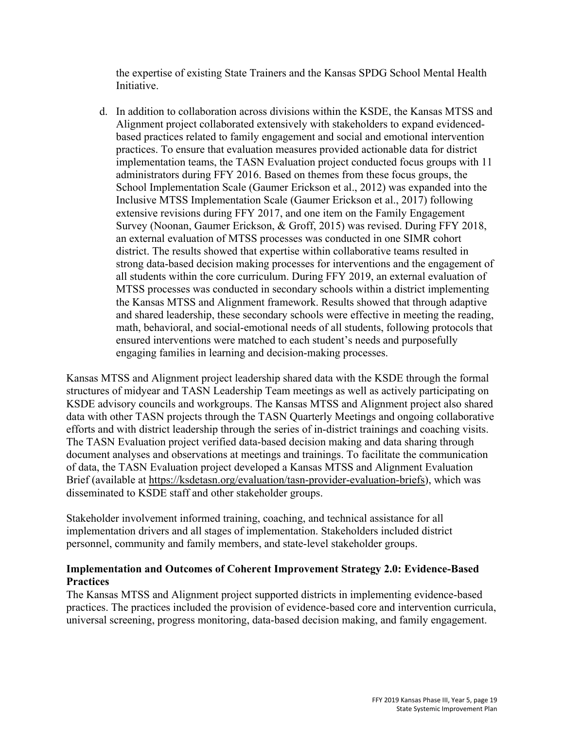the expertise of existing State Trainers and the Kansas SPDG School Mental Health Initiative.

d. In addition to collaboration across divisions within the KSDE, the Kansas MTSS and Alignment project collaborated extensively with stakeholders to expand evidenced-based practices related to family engagement and social and emotional intervention practices. To ensure that evaluation measures provided actionable data for district implementation teams, the TASN Evaluation project conducted focus groups with 11 administrators during FFY 2016. Based on themes from these focus groups, the School Implementation Scale (Gaumer Erickson et al., 2012) was expanded into the Inclusive MTSS Implementation Scale (Gaumer Erickson et al., 2017) following extensive revisions during FFY 2017, and one item on the Family Engagement Survey (Noonan, Gaumer Erickson, & Groff, 2015) was revised. During FFY 2018, an external evaluation of MTSS processes was conducted in one SIMR cohort district. The results showed that expertise within collaborative teams resulted in strong data-based decision making processes for interventions and the engagement of all students within the core curriculum. During FFY 2019, an external evaluation of MTSS processes was conducted in secondary schools within a district implementing the Kansas MTSS and Alignment framework. Results showed that through adaptive and shared leadership, these secondary schools were effective in meeting the reading, math, behavioral, and social-emotional needs of all students, following protocols that ensured interventions were matched to each student's needs and purposefully engaging families in learning and decision-making processes.

Kansas MTSS and Alignment project leadership shared data with the KSDE through the formal structures of midyear and TASN Leadership Team meetings as well as actively participating on KSDE advisory councils and workgroups. The Kansas MTSS and Alignment project also shared data with other TASN projects through the TASN Quarterly Meetings and ongoing collaborative efforts and with district leadership through the series of in-district trainings and coaching visits. The TASN Evaluation project verified data-based decision making and data sharing through document analyses and observations at meetings and trainings. To facilitate the communication of data, the TASN Evaluation project developed a Kansas MTSS and Alignment Evaluation Brief (available at https://ksdetasn.org/evaluation/tasn-provider-evaluation-briefs), which was disseminated to KSDE staff and other stakeholder groups.

Stakeholder involvement informed training, coaching, and technical assistance for all implementation drivers and all stages of implementation. Stakeholders included district personnel, community and family members, and state-level stakeholder groups.

**Implementation and Outcomes of Coherent Improvement Strategy 2.0: Evidence-Based Practices**

The Kansas MTSS and Alignment project supported districts in implementing evidence-based practices. The practices included the provision of evidence-based core and intervention curricula, universal screening, progress monitoring, data-based decision making, and family engagement.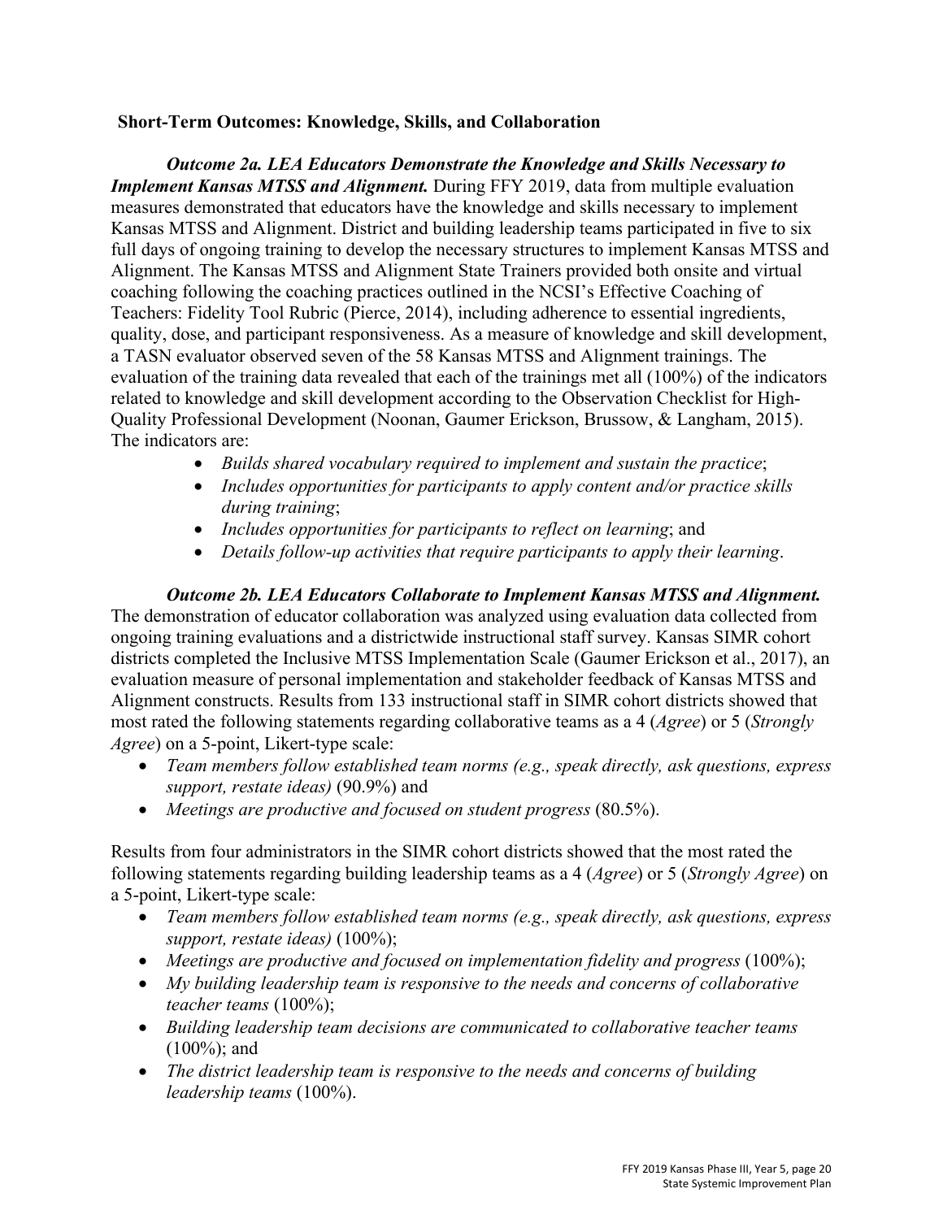**Short-Term Outcomes: Knowledge, Skills, and Collaboration**

***Outcome 2a. LEA Educators Demonstrate the Knowledge and Skills Necessary to Implement Kansas MTSS and Alignment.*** During FFY 2019, data from multiple evaluation measures demonstrated that educators have the knowledge and skills necessary to implement Kansas MTSS and Alignment. District and building leadership teams participated in five to six full days of ongoing training to develop the necessary structures to implement Kansas MTSS and Alignment. The Kansas MTSS and Alignment State Trainers provided both onsite and virtual coaching following the coaching practices outlined in the NCSI's Effective Coaching of Teachers: Fidelity Tool Rubric (Pierce, 2014), including adherence to essential ingredients, quality, dose, and participant responsiveness. As a measure of knowledge and skill development, a TASN evaluator observed seven of the 58 Kansas MTSS and Alignment trainings. The evaluation of the training data revealed that each of the trainings met all (100%) of the indicators related to knowledge and skill development according to the Observation Checklist for High-Quality Professional Development (Noonan, Gaumer Erickson, Brussow, & Langham, 2015). The indicators are:

- *Builds shared vocabulary required to implement and sustain the practice*;
- *Includes opportunities for participants to apply content and/or practice skills during training*;
- *Includes opportunities for participants to reflect on learning*; and
- *Details follow-up activities that require participants to apply their learning*.

***Outcome 2b. LEA Educators Collaborate to Implement Kansas MTSS and Alignment.*** The demonstration of educator collaboration was analyzed using evaluation data collected from ongoing training evaluations and a districtwide instructional staff survey. Kansas SIMR cohort districts completed the Inclusive MTSS Implementation Scale (Gaumer Erickson et al., 2017), an evaluation measure of personal implementation and stakeholder feedback of Kansas MTSS and Alignment constructs. Results from 133 instructional staff in SIMR cohort districts showed that most rated the following statements regarding collaborative teams as a 4 (*Agree*) or 5 (*Strongly Agree*) on a 5-point, Likert-type scale:

- *Team members follow established team norms (e.g., speak directly, ask questions, express support, restate ideas)* (90.9%) and
- *Meetings are productive and focused on student progress* (80.5%).

Results from four administrators in the SIMR cohort districts showed that the most rated the following statements regarding building leadership teams as a 4 (*Agree*) or 5 (*Strongly Agree*) on a 5-point, Likert-type scale:

- *Team members follow established team norms (e.g., speak directly, ask questions, express support, restate ideas)* (100%);
- *Meetings are productive and focused on implementation fidelity and progress* (100%);
- *My building leadership team is responsive to the needs and concerns of collaborative teacher teams* (100%);
- *Building leadership team decisions are communicated to collaborative teacher teams* (100%); and
- *The district leadership team is responsive to the needs and concerns of building leadership teams* (100%).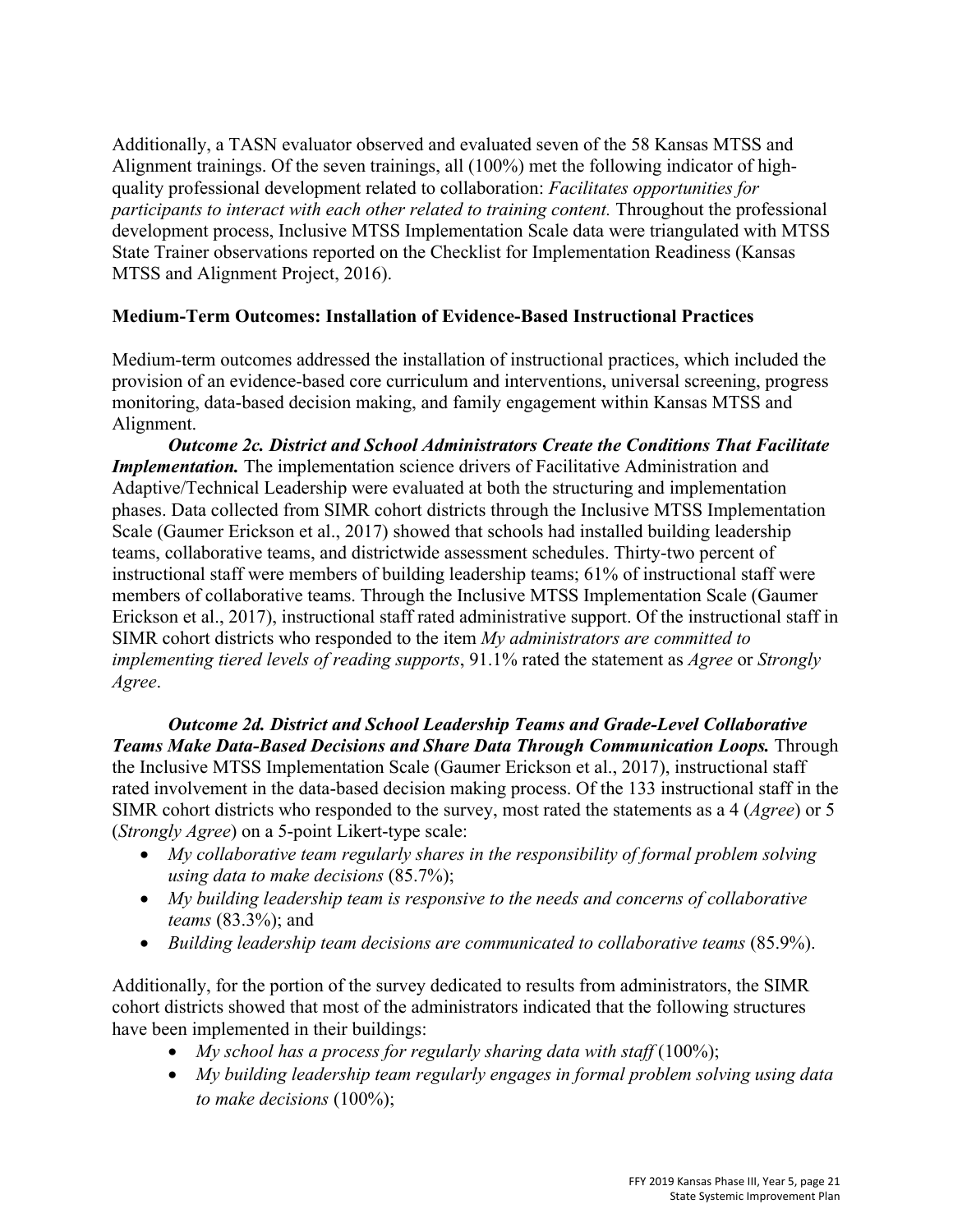Additionally, a TASN evaluator observed and evaluated seven of the 58 Kansas MTSS and Alignment trainings. Of the seven trainings, all (100%) met the following indicator of high-quality professional development related to collaboration: *Facilitates opportunities for participants to interact with each other related to training content.* Throughout the professional development process, Inclusive MTSS Implementation Scale data were triangulated with MTSS State Trainer observations reported on the Checklist for Implementation Readiness (Kansas MTSS and Alignment Project, 2016).

**Medium-Term Outcomes: Installation of Evidence-Based Instructional Practices**

Medium-term outcomes addressed the installation of instructional practices, which included the provision of an evidence-based core curriculum and interventions, universal screening, progress monitoring, data-based decision making, and family engagement within Kansas MTSS and Alignment.

***Outcome 2c. District and School Administrators Create the Conditions That Facilitate Implementation.*** The implementation science drivers of Facilitative Administration and Adaptive/Technical Leadership were evaluated at both the structuring and implementation phases. Data collected from SIMR cohort districts through the Inclusive MTSS Implementation Scale (Gaumer Erickson et al., 2017) showed that schools had installed building leadership teams, collaborative teams, and districtwide assessment schedules. Thirty-two percent of instructional staff were members of building leadership teams; 61% of instructional staff were members of collaborative teams. Through the Inclusive MTSS Implementation Scale (Gaumer Erickson et al., 2017), instructional staff rated administrative support. Of the instructional staff in SIMR cohort districts who responded to the item *My administrators are committed to implementing tiered levels of reading supports*, 91.1% rated the statement as *Agree* or *Strongly Agree*.

***Outcome 2d. District and School Leadership Teams and Grade-Level Collaborative Teams Make Data-Based Decisions and Share Data Through Communication Loops.*** Through the Inclusive MTSS Implementation Scale (Gaumer Erickson et al., 2017), instructional staff rated involvement in the data-based decision making process. Of the 133 instructional staff in the SIMR cohort districts who responded to the survey, most rated the statements as a 4 (*Agree*) or 5 (*Strongly Agree*) on a 5-point Likert-type scale:

- *My collaborative team regularly shares in the responsibility of formal problem solving using data to make decisions* (85.7%);
- *My building leadership team is responsive to the needs and concerns of collaborative teams* (83.3%); and
- *Building leadership team decisions are communicated to collaborative teams* (85.9%).

Additionally, for the portion of the survey dedicated to results from administrators, the SIMR cohort districts showed that most of the administrators indicated that the following structures have been implemented in their buildings:

- *My school has a process for regularly sharing data with staff* (100%);
- *My building leadership team regularly engages in formal problem solving using data to make decisions* (100%);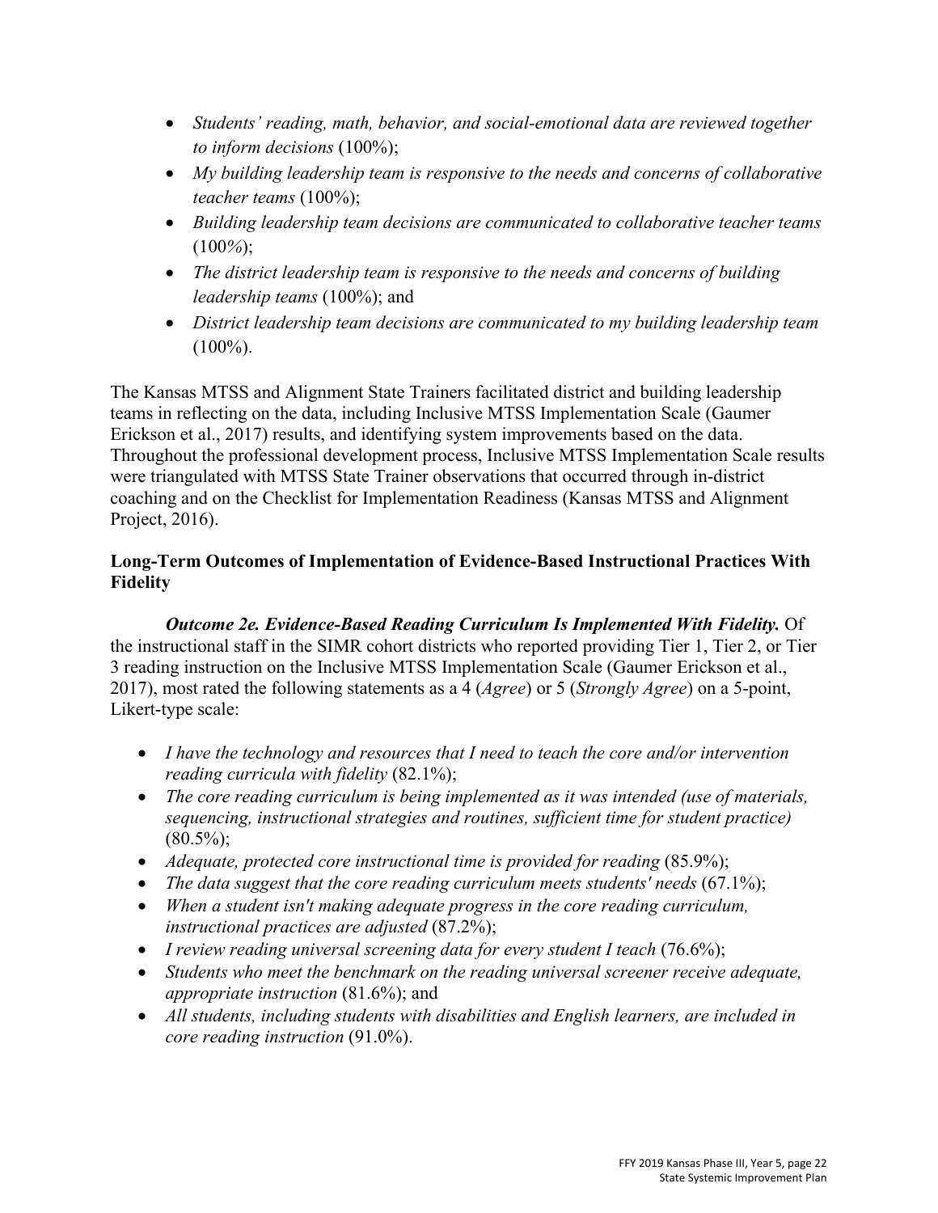- *Students' reading, math, behavior, and social-emotional data are reviewed together to inform decisions* (100%);
- *My building leadership team is responsive to the needs and concerns of collaborative teacher teams* (100%);
- *Building leadership team decisions are communicated to collaborative teacher teams* (100%);
- *The district leadership team is responsive to the needs and concerns of building leadership teams* (100%); and
- *District leadership team decisions are communicated to my building leadership team* (100%).

The Kansas MTSS and Alignment State Trainers facilitated district and building leadership teams in reflecting on the data, including Inclusive MTSS Implementation Scale (Gaumer Erickson et al., 2017) results, and identifying system improvements based on the data. Throughout the professional development process, Inclusive MTSS Implementation Scale results were triangulated with MTSS State Trainer observations that occurred through in-district coaching and on the Checklist for Implementation Readiness (Kansas MTSS and Alignment Project, 2016).

**Long-Term Outcomes of Implementation of Evidence-Based Instructional Practices With Fidelity**

***Outcome 2e. Evidence-Based Reading Curriculum Is Implemented With Fidelity.*** Of the instructional staff in the SIMR cohort districts who reported providing Tier 1, Tier 2, or Tier 3 reading instruction on the Inclusive MTSS Implementation Scale (Gaumer Erickson et al., 2017), most rated the following statements as a 4 (*Agree*) or 5 (*Strongly Agree*) on a 5-point, Likert-type scale:

- *I have the technology and resources that I need to teach the core and/or intervention reading curricula with fidelity* (82.1%);
- *The core reading curriculum is being implemented as it was intended (use of materials, sequencing, instructional strategies and routines, sufficient time for student practice)* (80.5%);
- *Adequate, protected core instructional time is provided for reading* (85.9%);
- *The data suggest that the core reading curriculum meets students' needs* (67.1%);
- *When a student isn't making adequate progress in the core reading curriculum, instructional practices are adjusted* (87.2%);
- *I review reading universal screening data for every student I teach* (76.6%);
- *Students who meet the benchmark on the reading universal screener receive adequate, appropriate instruction* (81.6%); and
- *All students, including students with disabilities and English learners, are included in core reading instruction* (91.0%).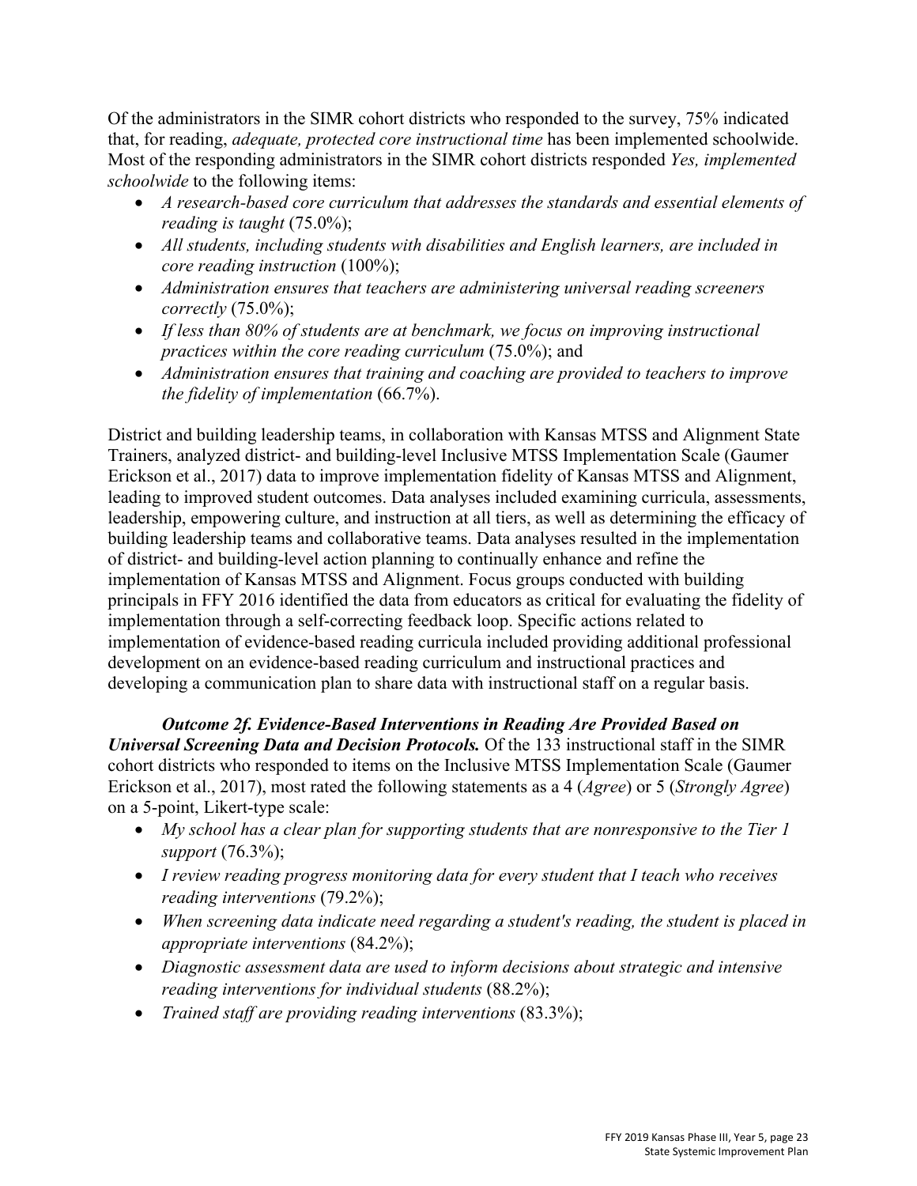Of the administrators in the SIMR cohort districts who responded to the survey, 75% indicated that, for reading, *adequate, protected core instructional time* has been implemented schoolwide. Most of the responding administrators in the SIMR cohort districts responded *Yes, implemented schoolwide* to the following items:

- *A research-based core curriculum that addresses the standards and essential elements of reading is taught* (75.0%);
- *All students, including students with disabilities and English learners, are included in core reading instruction* (100%);
- *Administration ensures that teachers are administering universal reading screeners correctly* (75.0%);
- *If less than 80% of students are at benchmark, we focus on improving instructional practices within the core reading curriculum* (75.0%); and
- *Administration ensures that training and coaching are provided to teachers to improve the fidelity of implementation* (66.7%).

District and building leadership teams, in collaboration with Kansas MTSS and Alignment State Trainers, analyzed district- and building-level Inclusive MTSS Implementation Scale (Gaumer Erickson et al., 2017) data to improve implementation fidelity of Kansas MTSS and Alignment, leading to improved student outcomes. Data analyses included examining curricula, assessments, leadership, empowering culture, and instruction at all tiers, as well as determining the efficacy of building leadership teams and collaborative teams. Data analyses resulted in the implementation of district- and building-level action planning to continually enhance and refine the implementation of Kansas MTSS and Alignment. Focus groups conducted with building principals in FFY 2016 identified the data from educators as critical for evaluating the fidelity of implementation through a self-correcting feedback loop. Specific actions related to implementation of evidence-based reading curricula included providing additional professional development on an evidence-based reading curriculum and instructional practices and developing a communication plan to share data with instructional staff on a regular basis.

***Outcome 2f. Evidence-Based Interventions in Reading Are Provided Based on Universal Screening Data and Decision Protocols.*** Of the 133 instructional staff in the SIMR cohort districts who responded to items on the Inclusive MTSS Implementation Scale (Gaumer Erickson et al., 2017), most rated the following statements as a 4 (*Agree*) or 5 (*Strongly Agree*) on a 5-point, Likert-type scale:

- *My school has a clear plan for supporting students that are nonresponsive to the Tier 1 support* (76.3%);
- *I review reading progress monitoring data for every student that I teach who receives reading interventions* (79.2%);
- *When screening data indicate need regarding a student's reading, the student is placed in appropriate interventions* (84.2%);
- *Diagnostic assessment data are used to inform decisions about strategic and intensive reading interventions for individual students* (88.2%);
- *Trained staff are providing reading interventions* (83.3%);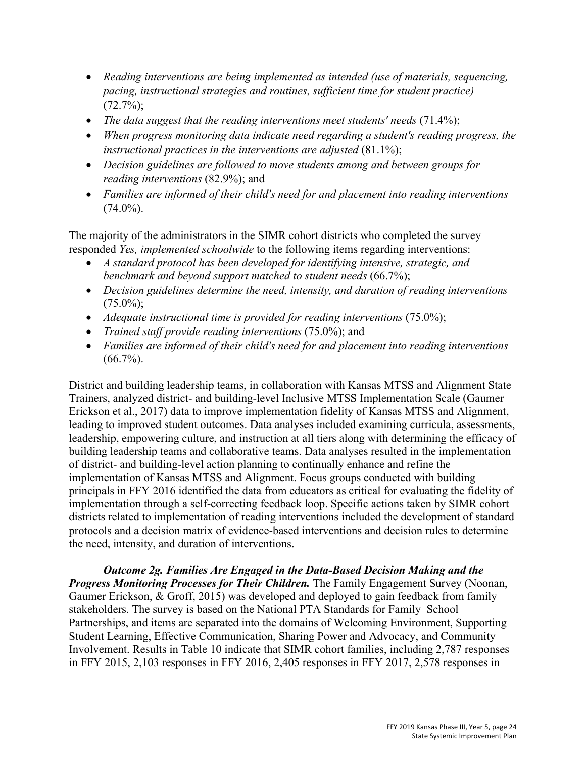- *Reading interventions are being implemented as intended (use of materials, sequencing, pacing, instructional strategies and routines, sufficient time for student practice)* (72.7%);
- *The data suggest that the reading interventions meet students' needs* (71.4%);
- *When progress monitoring data indicate need regarding a student's reading progress, the instructional practices in the interventions are adjusted* (81.1%);
- *Decision guidelines are followed to move students among and between groups for reading interventions* (82.9%); and
- *Families are informed of their child's need for and placement into reading interventions* (74.0%).

The majority of the administrators in the SIMR cohort districts who completed the survey responded *Yes, implemented schoolwide* to the following items regarding interventions:

- *A standard protocol has been developed for identifying intensive, strategic, and benchmark and beyond support matched to student needs* (66.7%);
- *Decision guidelines determine the need, intensity, and duration of reading interventions* (75.0%);
- *Adequate instructional time is provided for reading interventions* (75.0%);
- *Trained staff provide reading interventions* (75.0%); and
- *Families are informed of their child's need for and placement into reading interventions* (66.7%).

District and building leadership teams, in collaboration with Kansas MTSS and Alignment State Trainers, analyzed district- and building-level Inclusive MTSS Implementation Scale (Gaumer Erickson et al., 2017) data to improve implementation fidelity of Kansas MTSS and Alignment, leading to improved student outcomes. Data analyses included examining curricula, assessments, leadership, empowering culture, and instruction at all tiers along with determining the efficacy of building leadership teams and collaborative teams. Data analyses resulted in the implementation of district- and building-level action planning to continually enhance and refine the implementation of Kansas MTSS and Alignment. Focus groups conducted with building principals in FFY 2016 identified the data from educators as critical for evaluating the fidelity of implementation through a self-correcting feedback loop. Specific actions taken by SIMR cohort districts related to implementation of reading interventions included the development of standard protocols and a decision matrix of evidence-based interventions and decision rules to determine the need, intensity, and duration of interventions.

***Outcome 2g. Families Are Engaged in the Data-Based Decision Making and the Progress Monitoring Processes for Their Children.*** The Family Engagement Survey (Noonan, Gaumer Erickson, & Groff, 2015) was developed and deployed to gain feedback from family stakeholders. The survey is based on the National PTA Standards for Family–School Partnerships, and items are separated into the domains of Welcoming Environment, Supporting Student Learning, Effective Communication, Sharing Power and Advocacy, and Community Involvement. Results in Table 10 indicate that SIMR cohort families, including 2,787 responses in FFY 2015, 2,103 responses in FFY 2016, 2,405 responses in FFY 2017, 2,578 responses in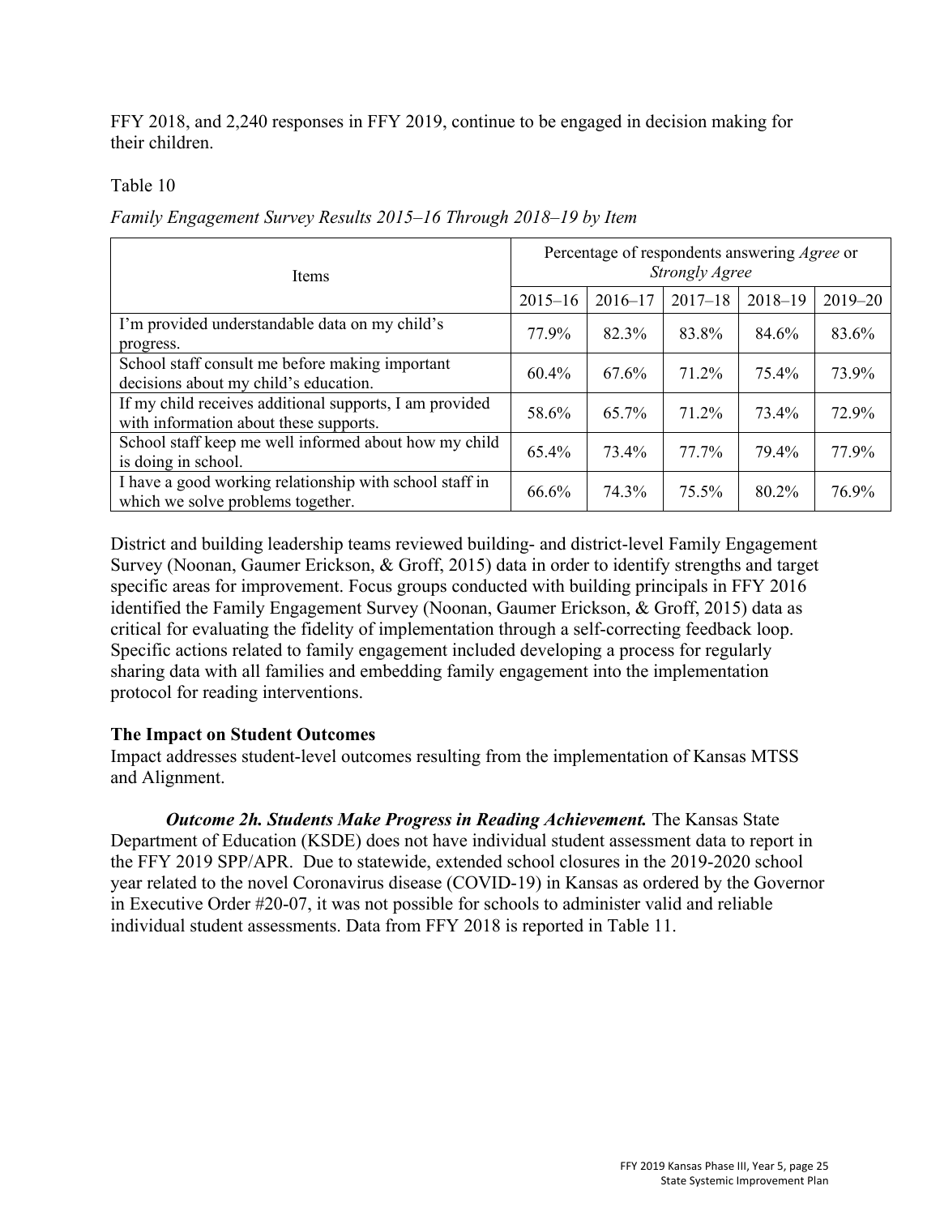FFY 2018, and 2,240 responses in FFY 2019, continue to be engaged in decision making for their children.

Table 10

*Family Engagement Survey Results 2015–16 Through 2018–19 by Item*

| Items | Percentage of respondents answering *Agree* or *Strongly Agree* | | | | |
|---|---|---|---|---|---|
| | 2015–16 | 2016–17 | 2017–18 | 2018–19 | 2019–20 |
| I'm provided understandable data on my child's progress. | 77.9% | 82.3% | 83.8% | 84.6% | 83.6% |
| School staff consult me before making important decisions about my child's education. | 60.4% | 67.6% | 71.2% | 75.4% | 73.9% |
| If my child receives additional supports, I am provided with information about these supports. | 58.6% | 65.7% | 71.2% | 73.4% | 72.9% |
| School staff keep me well informed about how my child is doing in school. | 65.4% | 73.4% | 77.7% | 79.4% | 77.9% |
| I have a good working relationship with school staff in which we solve problems together. | 66.6% | 74.3% | 75.5% | 80.2% | 76.9% |

District and building leadership teams reviewed building- and district-level Family Engagement Survey (Noonan, Gaumer Erickson, & Groff, 2015) data in order to identify strengths and target specific areas for improvement. Focus groups conducted with building principals in FFY 2016 identified the Family Engagement Survey (Noonan, Gaumer Erickson, & Groff, 2015) data as critical for evaluating the fidelity of implementation through a self-correcting feedback loop. Specific actions related to family engagement included developing a process for regularly sharing data with all families and embedding family engagement into the implementation protocol for reading interventions.

### The Impact on Student Outcomes

Impact addresses student-level outcomes resulting from the implementation of Kansas MTSS and Alignment.

***Outcome 2h. Students Make Progress in Reading Achievement.*** The Kansas State Department of Education (KSDE) does not have individual student assessment data to report in the FFY 2019 SPP/APR. Due to statewide, extended school closures in the 2019-2020 school year related to the novel Coronavirus disease (COVID-19) in Kansas as ordered by the Governor in Executive Order #20-07, it was not possible for schools to administer valid and reliable individual student assessments. Data from FFY 2018 is reported in Table 11.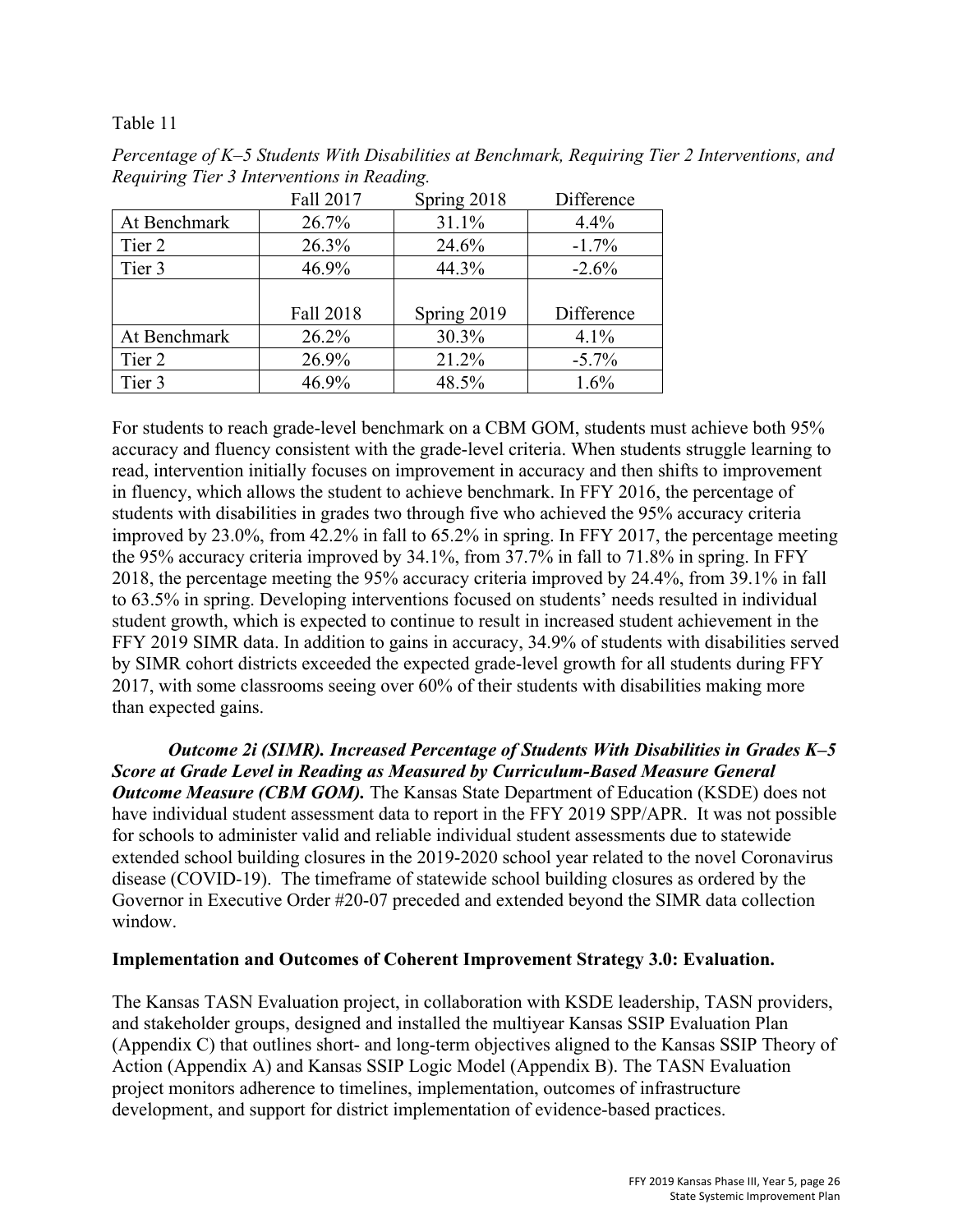Table 11

*Percentage of K–5 Students With Disabilities at Benchmark, Requiring Tier 2 Interventions, and Requiring Tier 3 Interventions in Reading.*

| | Fall 2017 | Spring 2018 | Difference |
|---|---|---|---|
| At Benchmark | 26.7% | 31.1% | 4.4% |
| Tier 2 | 26.3% | 24.6% | -1.7% |
| Tier 3 | 46.9% | 44.3% | -2.6% |
| | Fall 2018 | Spring 2019 | Difference |
| At Benchmark | 26.2% | 30.3% | 4.1% |
| Tier 2 | 26.9% | 21.2% | -5.7% |
| Tier 3 | 46.9% | 48.5% | 1.6% |

For students to reach grade-level benchmark on a CBM GOM, students must achieve both 95% accuracy and fluency consistent with the grade-level criteria. When students struggle learning to read, intervention initially focuses on improvement in accuracy and then shifts to improvement in fluency, which allows the student to achieve benchmark. In FFY 2016, the percentage of students with disabilities in grades two through five who achieved the 95% accuracy criteria improved by 23.0%, from 42.2% in fall to 65.2% in spring. In FFY 2017, the percentage meeting the 95% accuracy criteria improved by 34.1%, from 37.7% in fall to 71.8% in spring. In FFY 2018, the percentage meeting the 95% accuracy criteria improved by 24.4%, from 39.1% in fall to 63.5% in spring. Developing interventions focused on students' needs resulted in individual student growth, which is expected to continue to result in increased student achievement in the FFY 2019 SIMR data. In addition to gains in accuracy, 34.9% of students with disabilities served by SIMR cohort districts exceeded the expected grade-level growth for all students during FFY 2017, with some classrooms seeing over 60% of their students with disabilities making more than expected gains.

***Outcome 2i (SIMR). Increased Percentage of Students With Disabilities in Grades K–5 Score at Grade Level in Reading as Measured by Curriculum-Based Measure General Outcome Measure (CBM GOM).*** The Kansas State Department of Education (KSDE) does not have individual student assessment data to report in the FFY 2019 SPP/APR. It was not possible for schools to administer valid and reliable individual student assessments due to statewide extended school building closures in the 2019-2020 school year related to the novel Coronavirus disease (COVID-19). The timeframe of statewide school building closures as ordered by the Governor in Executive Order #20-07 preceded and extended beyond the SIMR data collection window.

**Implementation and Outcomes of Coherent Improvement Strategy 3.0: Evaluation.**

The Kansas TASN Evaluation project, in collaboration with KSDE leadership, TASN providers, and stakeholder groups, designed and installed the multiyear Kansas SSIP Evaluation Plan (Appendix C) that outlines short- and long-term objectives aligned to the Kansas SSIP Theory of Action (Appendix A) and Kansas SSIP Logic Model (Appendix B). The TASN Evaluation project monitors adherence to timelines, implementation, outcomes of infrastructure development, and support for district implementation of evidence-based practices.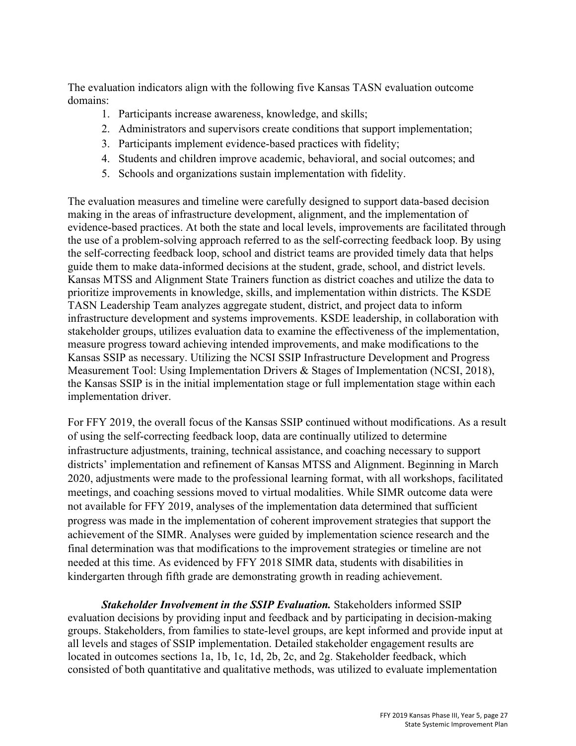The evaluation indicators align with the following five Kansas TASN evaluation outcome domains:

1. Participants increase awareness, knowledge, and skills;
2. Administrators and supervisors create conditions that support implementation;
3. Participants implement evidence-based practices with fidelity;
4. Students and children improve academic, behavioral, and social outcomes; and
5. Schools and organizations sustain implementation with fidelity.

The evaluation measures and timeline were carefully designed to support data-based decision making in the areas of infrastructure development, alignment, and the implementation of evidence-based practices. At both the state and local levels, improvements are facilitated through the use of a problem-solving approach referred to as the self-correcting feedback loop. By using the self-correcting feedback loop, school and district teams are provided timely data that helps guide them to make data-informed decisions at the student, grade, school, and district levels. Kansas MTSS and Alignment State Trainers function as district coaches and utilize the data to prioritize improvements in knowledge, skills, and implementation within districts. The KSDE TASN Leadership Team analyzes aggregate student, district, and project data to inform infrastructure development and systems improvements. KSDE leadership, in collaboration with stakeholder groups, utilizes evaluation data to examine the effectiveness of the implementation, measure progress toward achieving intended improvements, and make modifications to the Kansas SSIP as necessary. Utilizing the NCSI SSIP Infrastructure Development and Progress Measurement Tool: Using Implementation Drivers & Stages of Implementation (NCSI, 2018), the Kansas SSIP is in the initial implementation stage or full implementation stage within each implementation driver.

For FFY 2019, the overall focus of the Kansas SSIP continued without modifications. As a result of using the self-correcting feedback loop, data are continually utilized to determine infrastructure adjustments, training, technical assistance, and coaching necessary to support districts' implementation and refinement of Kansas MTSS and Alignment. Beginning in March 2020, adjustments were made to the professional learning format, with all workshops, facilitated meetings, and coaching sessions moved to virtual modalities. While SIMR outcome data were not available for FFY 2019, analyses of the implementation data determined that sufficient progress was made in the implementation of coherent improvement strategies that support the achievement of the SIMR. Analyses were guided by implementation science research and the final determination was that modifications to the improvement strategies or timeline are not needed at this time. As evidenced by FFY 2018 SIMR data, students with disabilities in kindergarten through fifth grade are demonstrating growth in reading achievement.

***Stakeholder Involvement in the SSIP Evaluation.*** Stakeholders informed SSIP evaluation decisions by providing input and feedback and by participating in decision-making groups. Stakeholders, from families to state-level groups, are kept informed and provide input at all levels and stages of SSIP implementation. Detailed stakeholder engagement results are located in outcomes sections 1a, 1b, 1c, 1d, 2b, 2c, and 2g. Stakeholder feedback, which consisted of both quantitative and qualitative methods, was utilized to evaluate implementation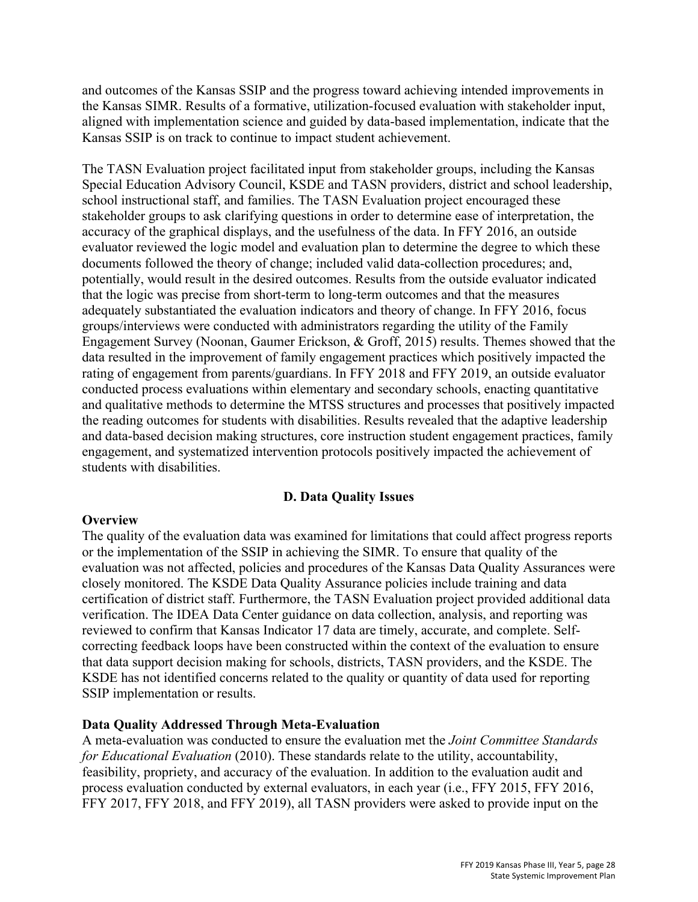and outcomes of the Kansas SSIP and the progress toward achieving intended improvements in the Kansas SIMR. Results of a formative, utilization-focused evaluation with stakeholder input, aligned with implementation science and guided by data-based implementation, indicate that the Kansas SSIP is on track to continue to impact student achievement.

The TASN Evaluation project facilitated input from stakeholder groups, including the Kansas Special Education Advisory Council, KSDE and TASN providers, district and school leadership, school instructional staff, and families. The TASN Evaluation project encouraged these stakeholder groups to ask clarifying questions in order to determine ease of interpretation, the accuracy of the graphical displays, and the usefulness of the data. In FFY 2016, an outside evaluator reviewed the logic model and evaluation plan to determine the degree to which these documents followed the theory of change; included valid data-collection procedures; and, potentially, would result in the desired outcomes. Results from the outside evaluator indicated that the logic was precise from short-term to long-term outcomes and that the measures adequately substantiated the evaluation indicators and theory of change. In FFY 2016, focus groups/interviews were conducted with administrators regarding the utility of the Family Engagement Survey (Noonan, Gaumer Erickson, & Groff, 2015) results. Themes showed that the data resulted in the improvement of family engagement practices which positively impacted the rating of engagement from parents/guardians. In FFY 2018 and FFY 2019, an outside evaluator conducted process evaluations within elementary and secondary schools, enacting quantitative and qualitative methods to determine the MTSS structures and processes that positively impacted the reading outcomes for students with disabilities. Results revealed that the adaptive leadership and data-based decision making structures, core instruction student engagement practices, family engagement, and systematized intervention protocols positively impacted the achievement of students with disabilities.

## D. Data Quality Issues

**Overview**

The quality of the evaluation data was examined for limitations that could affect progress reports or the implementation of the SSIP in achieving the SIMR. To ensure that quality of the evaluation was not affected, policies and procedures of the Kansas Data Quality Assurances were closely monitored. The KSDE Data Quality Assurance policies include training and data certification of district staff. Furthermore, the TASN Evaluation project provided additional data verification. The IDEA Data Center guidance on data collection, analysis, and reporting was reviewed to confirm that Kansas Indicator 17 data are timely, accurate, and complete. Self-correcting feedback loops have been constructed within the context of the evaluation to ensure that data support decision making for schools, districts, TASN providers, and the KSDE. The KSDE has not identified concerns related to the quality or quantity of data used for reporting SSIP implementation or results.

**Data Quality Addressed Through Meta-Evaluation**

A meta-evaluation was conducted to ensure the evaluation met the *Joint Committee Standards for Educational Evaluation* (2010). These standards relate to the utility, accountability, feasibility, propriety, and accuracy of the evaluation. In addition to the evaluation audit and process evaluation conducted by external evaluators, in each year (i.e., FFY 2015, FFY 2016, FFY 2017, FFY 2018, and FFY 2019), all TASN providers were asked to provide input on the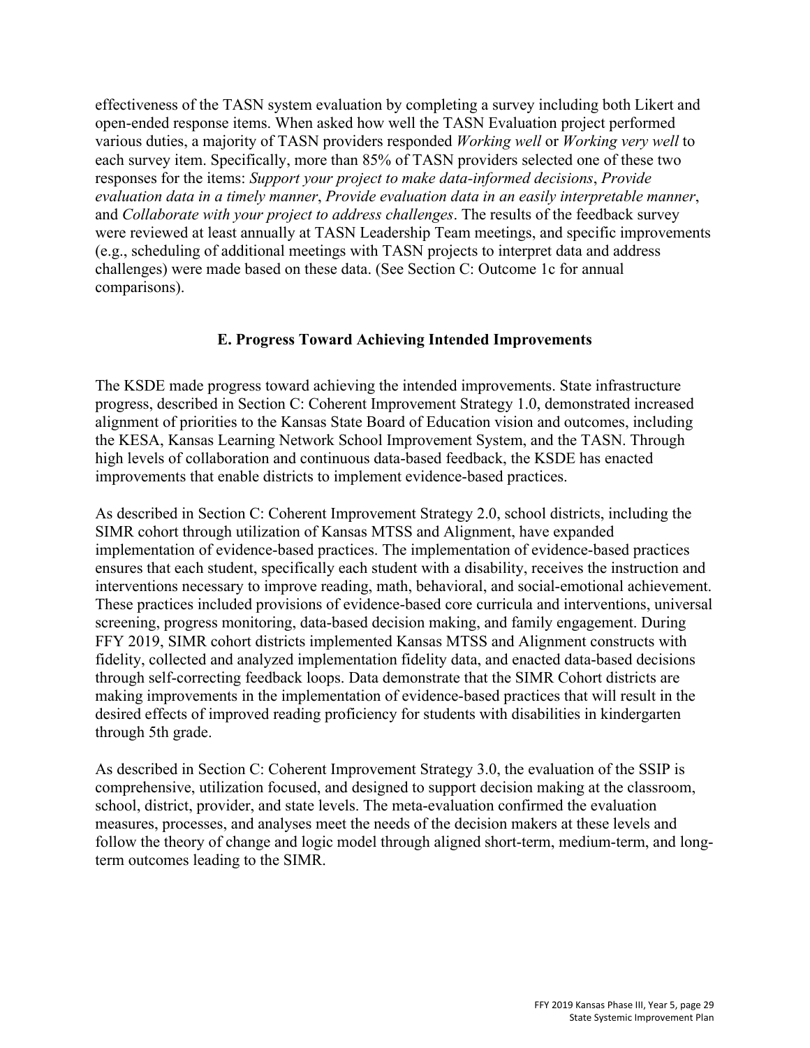effectiveness of the TASN system evaluation by completing a survey including both Likert and open-ended response items. When asked how well the TASN Evaluation project performed various duties, a majority of TASN providers responded *Working well* or *Working very well* to each survey item. Specifically, more than 85% of TASN providers selected one of these two responses for the items: *Support your project to make data-informed decisions*, *Provide evaluation data in a timely manner*, *Provide evaluation data in an easily interpretable manner*, and *Collaborate with your project to address challenges*. The results of the feedback survey were reviewed at least annually at TASN Leadership Team meetings, and specific improvements (e.g., scheduling of additional meetings with TASN projects to interpret data and address challenges) were made based on these data. (See Section C: Outcome 1c for annual comparisons).

## E. Progress Toward Achieving Intended Improvements

The KSDE made progress toward achieving the intended improvements. State infrastructure progress, described in Section C: Coherent Improvement Strategy 1.0, demonstrated increased alignment of priorities to the Kansas State Board of Education vision and outcomes, including the KESA, Kansas Learning Network School Improvement System, and the TASN. Through high levels of collaboration and continuous data-based feedback, the KSDE has enacted improvements that enable districts to implement evidence-based practices.

As described in Section C: Coherent Improvement Strategy 2.0, school districts, including the SIMR cohort through utilization of Kansas MTSS and Alignment, have expanded implementation of evidence-based practices. The implementation of evidence-based practices ensures that each student, specifically each student with a disability, receives the instruction and interventions necessary to improve reading, math, behavioral, and social-emotional achievement. These practices included provisions of evidence-based core curricula and interventions, universal screening, progress monitoring, data-based decision making, and family engagement. During FFY 2019, SIMR cohort districts implemented Kansas MTSS and Alignment constructs with fidelity, collected and analyzed implementation fidelity data, and enacted data-based decisions through self-correcting feedback loops. Data demonstrate that the SIMR Cohort districts are making improvements in the implementation of evidence-based practices that will result in the desired effects of improved reading proficiency for students with disabilities in kindergarten through 5th grade.

As described in Section C: Coherent Improvement Strategy 3.0, the evaluation of the SSIP is comprehensive, utilization focused, and designed to support decision making at the classroom, school, district, provider, and state levels. The meta-evaluation confirmed the evaluation measures, processes, and analyses meet the needs of the decision makers at these levels and follow the theory of change and logic model through aligned short-term, medium-term, and long-term outcomes leading to the SIMR.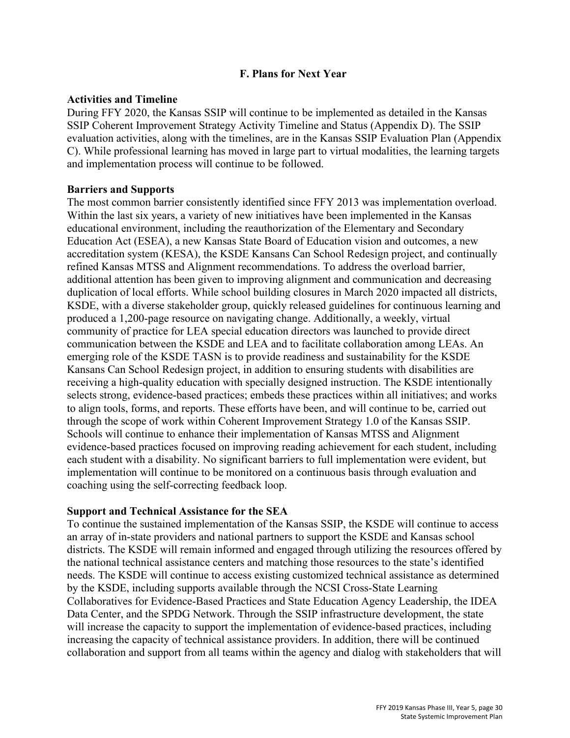## F. Plans for Next Year

### Activities and Timeline

During FFY 2020, the Kansas SSIP will continue to be implemented as detailed in the Kansas SSIP Coherent Improvement Strategy Activity Timeline and Status (Appendix D). The SSIP evaluation activities, along with the timelines, are in the Kansas SSIP Evaluation Plan (Appendix C). While professional learning has moved in large part to virtual modalities, the learning targets and implementation process will continue to be followed.

### Barriers and Supports

The most common barrier consistently identified since FFY 2013 was implementation overload. Within the last six years, a variety of new initiatives have been implemented in the Kansas educational environment, including the reauthorization of the Elementary and Secondary Education Act (ESEA), a new Kansas State Board of Education vision and outcomes, a new accreditation system (KESA), the KSDE Kansans Can School Redesign project, and continually refined Kansas MTSS and Alignment recommendations. To address the overload barrier, additional attention has been given to improving alignment and communication and decreasing duplication of local efforts. While school building closures in March 2020 impacted all districts, KSDE, with a diverse stakeholder group, quickly released guidelines for continuous learning and produced a 1,200-page resource on navigating change. Additionally, a weekly, virtual community of practice for LEA special education directors was launched to provide direct communication between the KSDE and LEA and to facilitate collaboration among LEAs. An emerging role of the KSDE TASN is to provide readiness and sustainability for the KSDE Kansans Can School Redesign project, in addition to ensuring students with disabilities are receiving a high-quality education with specially designed instruction. The KSDE intentionally selects strong, evidence-based practices; embeds these practices within all initiatives; and works to align tools, forms, and reports. These efforts have been, and will continue to be, carried out through the scope of work within Coherent Improvement Strategy 1.0 of the Kansas SSIP. Schools will continue to enhance their implementation of Kansas MTSS and Alignment evidence-based practices focused on improving reading achievement for each student, including each student with a disability. No significant barriers to full implementation were evident, but implementation will continue to be monitored on a continuous basis through evaluation and coaching using the self-correcting feedback loop.

### Support and Technical Assistance for the SEA

To continue the sustained implementation of the Kansas SSIP, the KSDE will continue to access an array of in-state providers and national partners to support the KSDE and Kansas school districts. The KSDE will remain informed and engaged through utilizing the resources offered by the national technical assistance centers and matching those resources to the state's identified needs. The KSDE will continue to access existing customized technical assistance as determined by the KSDE, including supports available through the NCSI Cross-State Learning Collaboratives for Evidence-Based Practices and State Education Agency Leadership, the IDEA Data Center, and the SPDG Network. Through the SSIP infrastructure development, the state will increase the capacity to support the implementation of evidence-based practices, including increasing the capacity of technical assistance providers. In addition, there will be continued collaboration and support from all teams within the agency and dialog with stakeholders that will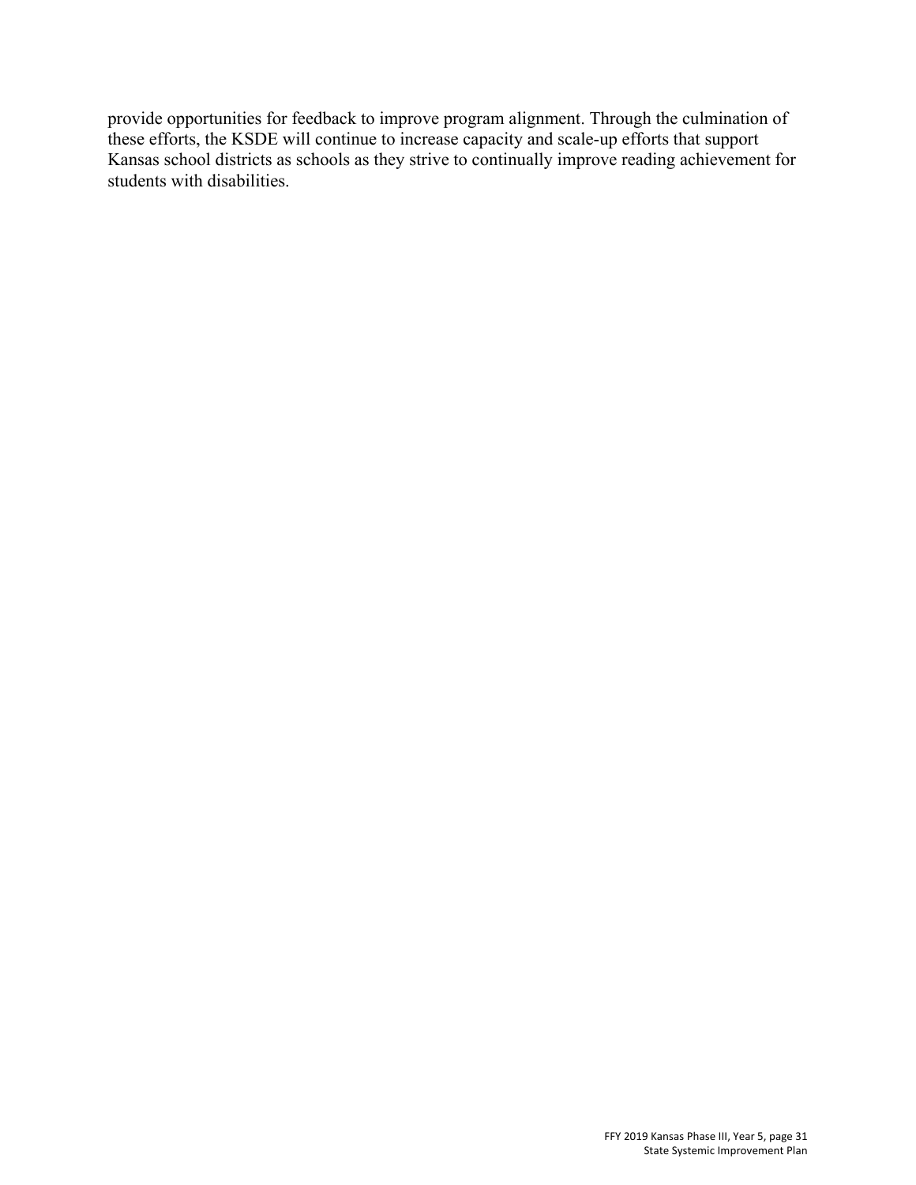provide opportunities for feedback to improve program alignment. Through the culmination of these efforts, the KSDE will continue to increase capacity and scale-up efforts that support Kansas school districts as schools as they strive to continually improve reading achievement for students with disabilities.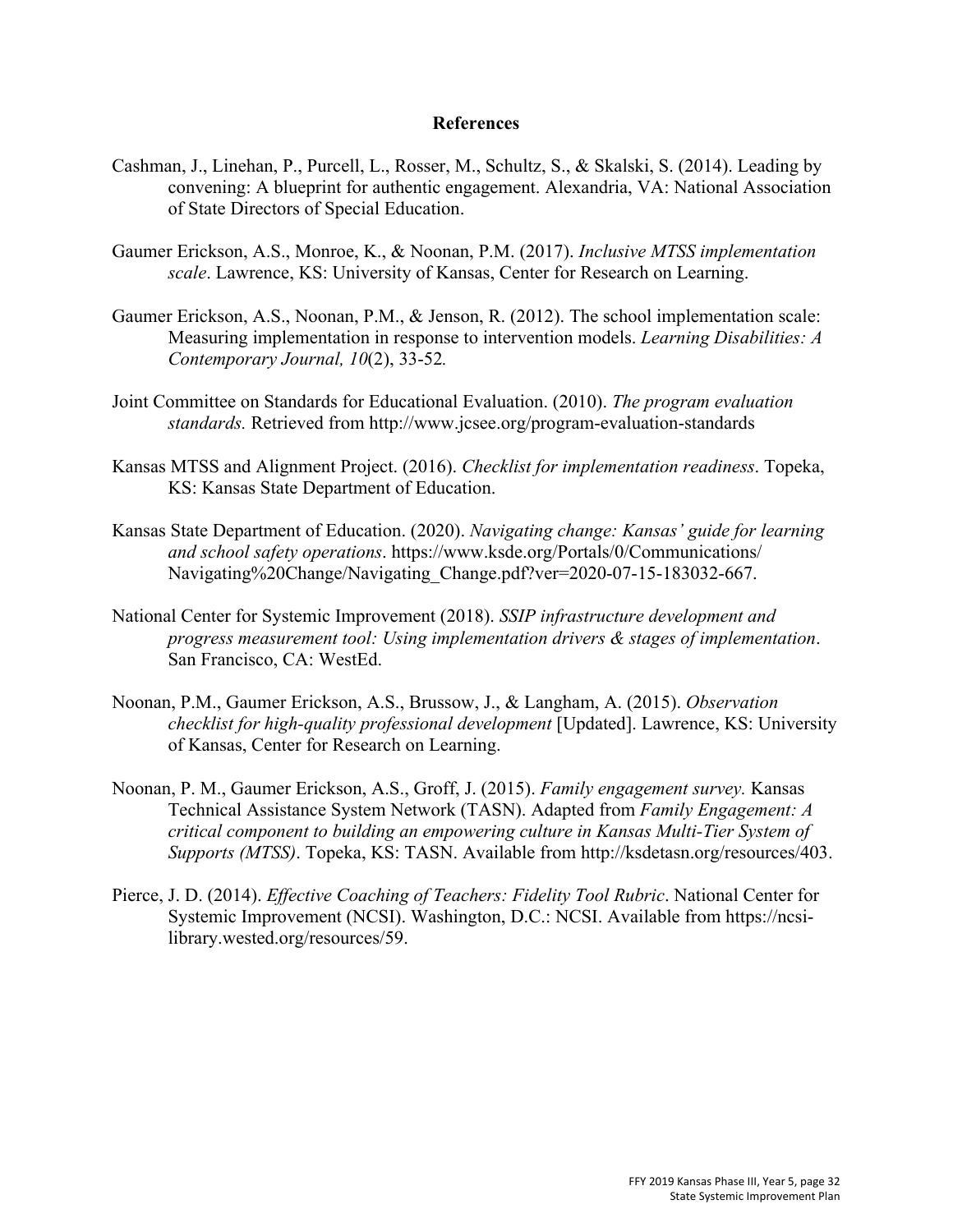# References

Cashman, J., Linehan, P., Purcell, L., Rosser, M., Schultz, S., & Skalski, S. (2014). Leading by convening: A blueprint for authentic engagement. Alexandria, VA: National Association of State Directors of Special Education.

Gaumer Erickson, A.S., Monroe, K., & Noonan, P.M. (2017). *Inclusive MTSS implementation scale*. Lawrence, KS: University of Kansas, Center for Research on Learning.

Gaumer Erickson, A.S., Noonan, P.M., & Jenson, R. (2012). The school implementation scale: Measuring implementation in response to intervention models. *Learning Disabilities: A Contemporary Journal, 10*(2), 33-52*.*

Joint Committee on Standards for Educational Evaluation. (2010). *The program evaluation standards.* Retrieved from http://www.jcsee.org/program-evaluation-standards

Kansas MTSS and Alignment Project. (2016). *Checklist for implementation readiness*. Topeka, KS: Kansas State Department of Education.

Kansas State Department of Education. (2020). *Navigating change: Kansas' guide for learning and school safety operations*. https://www.ksde.org/Portals/0/Communications/Navigating%20Change/Navigating_Change.pdf?ver=2020-07-15-183032-667.

National Center for Systemic Improvement (2018). *SSIP infrastructure development and progress measurement tool: Using implementation drivers & stages of implementation*. San Francisco, CA: WestEd.

Noonan, P.M., Gaumer Erickson, A.S., Brussow, J., & Langham, A. (2015). *Observation checklist for high-quality professional development* [Updated]. Lawrence, KS: University of Kansas, Center for Research on Learning.

Noonan, P. M., Gaumer Erickson, A.S., Groff, J. (2015). *Family engagement survey.* Kansas Technical Assistance System Network (TASN). Adapted from *Family Engagement: A critical component to building an empowering culture in Kansas Multi-Tier System of Supports (MTSS)*. Topeka, KS: TASN. Available from http://ksdetasn.org/resources/403.

Pierce, J. D. (2014). *Effective Coaching of Teachers: Fidelity Tool Rubric*. National Center for Systemic Improvement (NCSI). Washington, D.C.: NCSI. Available from https://ncsi-library.wested.org/resources/59.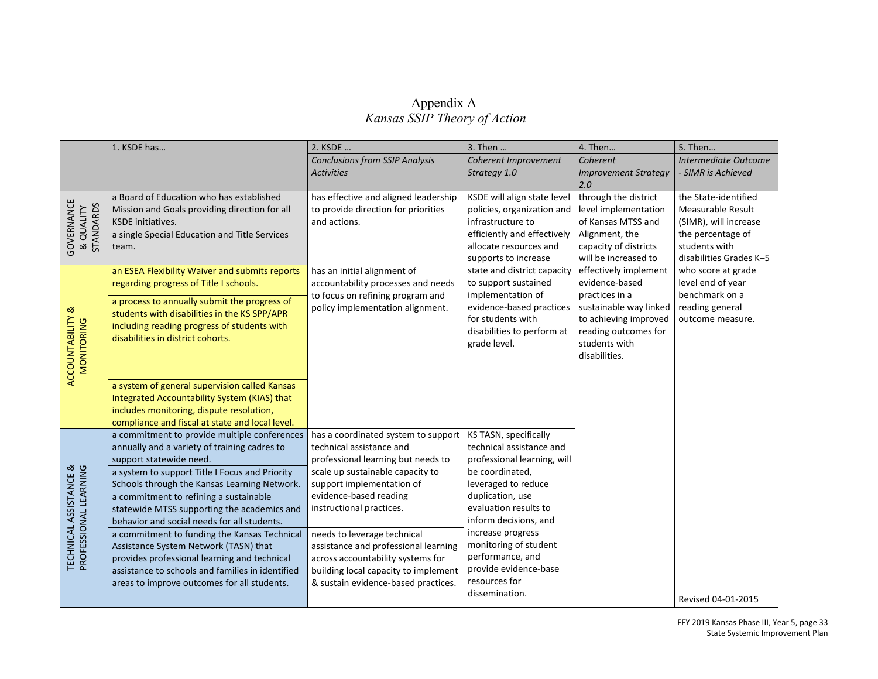# Appendix A

## *Kansas SSIP Theory of Action*

| | 1. KSDE has… | 2. KSDE … *Conclusions from SSIP Analysis Activities* | 3. Then … *Coherent Improvement Strategy 1.0* | 4. Then… *Coherent Improvement Strategy 2.0* | 5. Then… *Intermediate Outcome - SIMR is Achieved* |
|---|---|---|---|---|---|
| GOVERNANCE & QUALITY STANDARDS | a Board of Education who has established Mission and Goals providing direction for all KSDE initiatives. | has effective and aligned leadership to provide direction for priorities and actions. | KSDE will align state level policies, organization and infrastructure to efficiently and effectively allocate resources and supports to increase state and district capacity to support sustained implementation of evidence-based practices for students with disabilities to perform at grade level. | through the district level implementation of Kansas MTSS and Alignment, the capacity of districts will be increased to effectively implement evidence-based practices in a sustainable way linked to achieving improved reading outcomes for students with disabilities. | the State-identified Measurable Result (SIMR), will increase the percentage of students with disabilities Grades K–5 who score at grade level end of year benchmark on a reading general outcome measure. |
| | a single Special Education and Title Services team. | | | | |
| ACCOUNTABILITY & MONITORING | an ESEA Flexibility Waiver and submits reports regarding progress of Title I schools. | has an initial alignment of accountability processes and needs to focus on refining program and policy implementation alignment. | | | |
| | a process to annually submit the progress of students with disabilities in the KS SPP/APR including reading progress of students with disabilities in district cohorts. | | | | |
| | a system of general supervision called Kansas Integrated Accountability System (KIAS) that includes monitoring, dispute resolution, compliance and fiscal at state and local level. | | | | |
| TECHNICAL ASSISTANCE & PROFESSIONAL LEARNING | a commitment to provide multiple conferences annually and a variety of training cadres to support statewide need. | has a coordinated system to support technical assistance and professional learning but needs to scale up sustainable capacity to support implementation of evidence-based reading instructional practices. | KS TASN, specifically technical assistance and professional learning, will be coordinated, leveraged to reduce duplication, use evaluation results to inform decisions, and increase progress monitoring of student performance, and provide evidence-base resources for dissemination. | | |
| | a system to support Title I Focus and Priority Schools through the Kansas Learning Network. | | | | |
| | a commitment to refining a sustainable statewide MTSS supporting the academics and behavior and social needs for all students. | | | | |
| | a commitment to funding the Kansas Technical Assistance System Network (TASN) that provides professional learning and technical assistance to schools and families in identified areas to improve outcomes for all students. | needs to leverage technical assistance and professional learning across accountability systems for building local capacity to implement & sustain evidence-based practices. | | | Revised 04-01-2015 |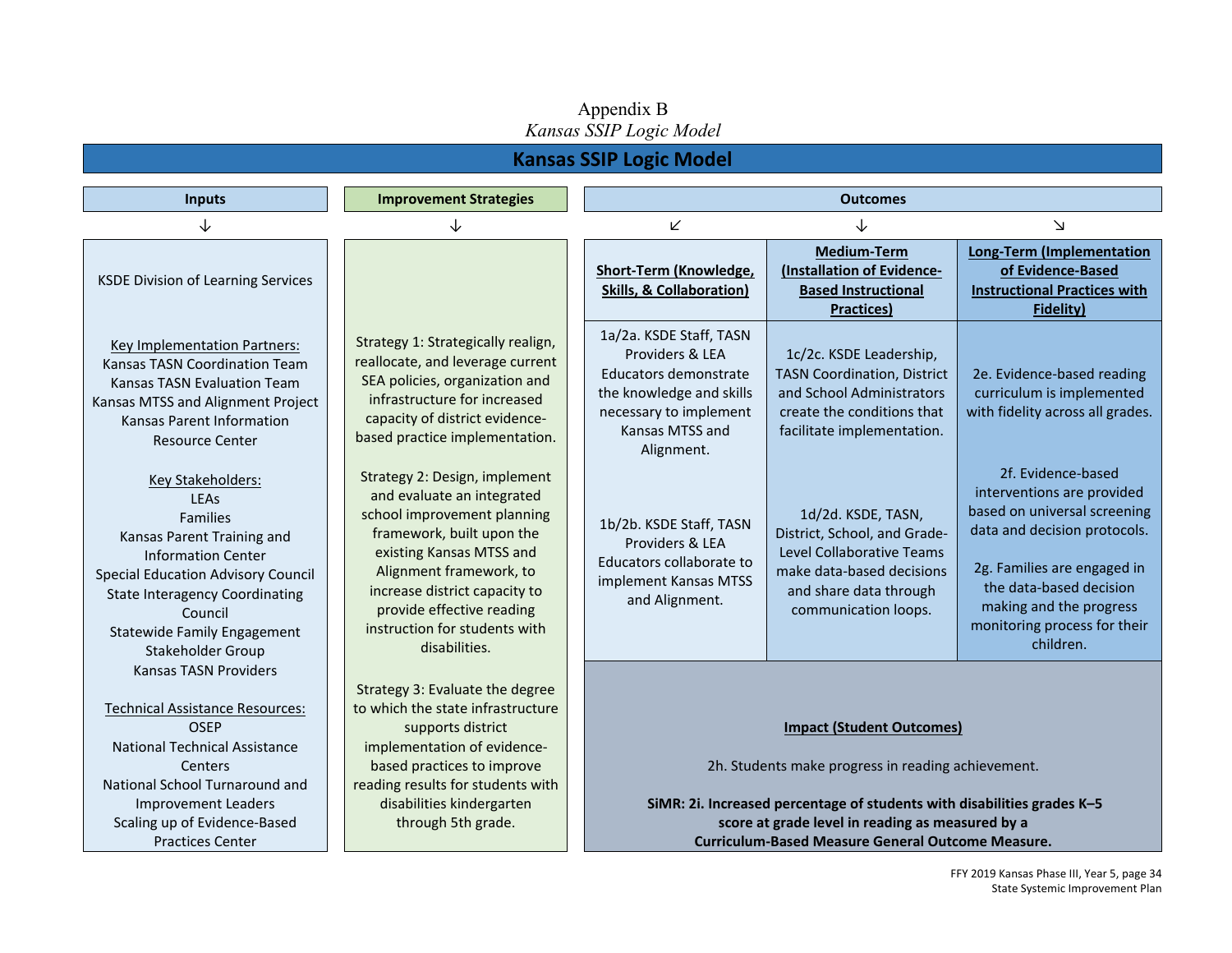Appendix B

*Kansas SSIP Logic Model*

# Kansas SSIP Logic Model

## Inputs

KSDE Division of Learning Services

Key Implementation Partners:
Kansas TASN Coordination Team
Kansas TASN Evaluation Team
Kansas MTSS and Alignment Project
Kansas Parent Information Resource Center

Key Stakeholders:
LEAs
Families
Kansas Parent Training and Information Center
Special Education Advisory Council
State Interagency Coordinating Council
Statewide Family Engagement Stakeholder Group
Kansas TASN Providers

Technical Assistance Resources:
OSEP
National Technical Assistance Centers
National School Turnaround and Improvement Leaders
Scaling up of Evidence-Based Practices Center

## Improvement Strategies

Strategy 1: Strategically realign, reallocate, and leverage current SEA policies, organization and infrastructure for increased capacity of district evidence-based practice implementation.

Strategy 2: Design, implement and evaluate an integrated school improvement planning framework, built upon the existing Kansas MTSS and Alignment framework, to increase district capacity to provide effective reading instruction for students with disabilities.

Strategy 3: Evaluate the degree to which the state infrastructure supports district implementation of evidence-based practices to improve reading results for students with disabilities kindergarten through 5th grade.

## Outcomes

| Short-Term (Knowledge, Skills, & Collaboration) | Medium-Term (Installation of Evidence-Based Instructional Practices) | Long-Term (Implementation of Evidence-Based Instructional Practices with Fidelity) |
|---|---|---|
| 1a/2a. KSDE Staff, TASN Providers & LEA Educators demonstrate the knowledge and skills necessary to implement Kansas MTSS and Alignment. | 1c/2c. KSDE Leadership, TASN Coordination, District and School Administrators create the conditions that facilitate implementation. | 2e. Evidence-based reading curriculum is implemented with fidelity across all grades. |
| 1b/2b. KSDE Staff, TASN Providers & LEA Educators collaborate to implement Kansas MTSS and Alignment. | 1d/2d. KSDE, TASN, District, School, and Grade-Level Collaborative Teams make data-based decisions and share data through communication loops. | 2f. Evidence-based interventions are provided based on universal screening data and decision protocols.<br><br>2g. Families are engaged in the data-based decision making and the progress monitoring process for their children. |

### Impact (Student Outcomes)

2h. Students make progress in reading achievement.

**SiMR: 2i. Increased percentage of students with disabilities grades K–5 score at grade level in reading as measured by a Curriculum-Based Measure General Outcome Measure.**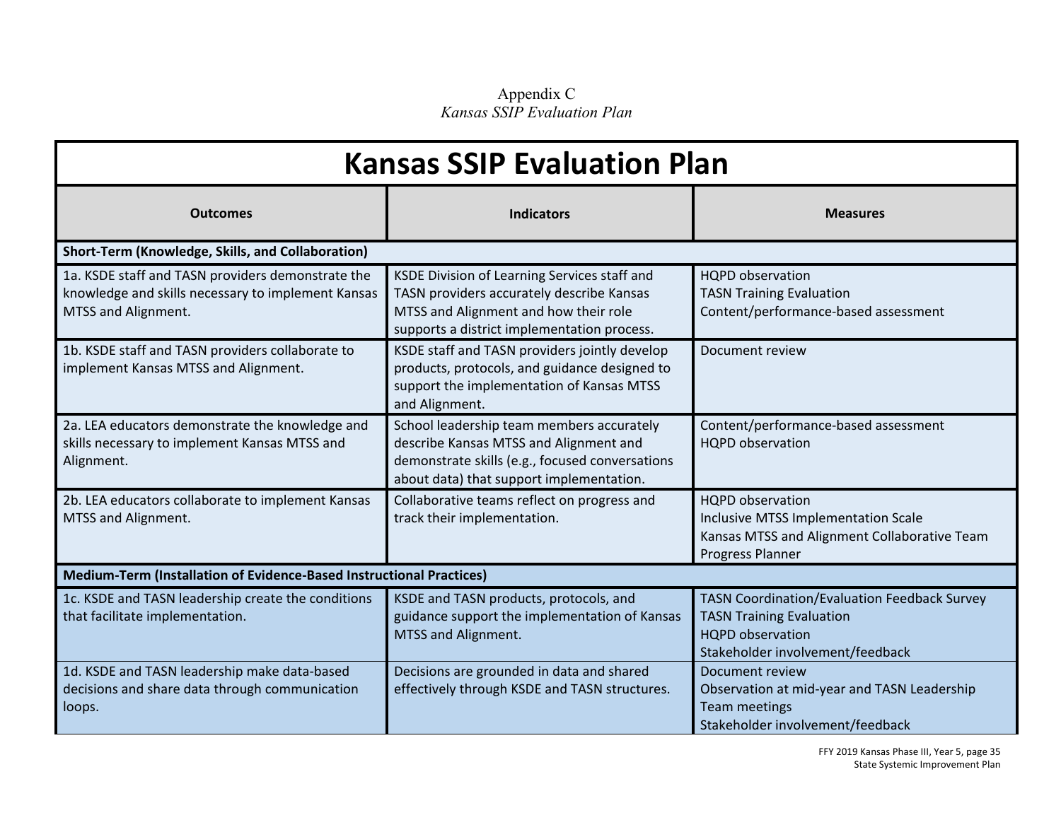Appendix C

*Kansas SSIP Evaluation Plan*

# Kansas SSIP Evaluation Plan

| Outcomes | Indicators | Measures |
|---|---|---|
| **Short-Term (Knowledge, Skills, and Collaboration)** | | |
| 1a. KSDE staff and TASN providers demonstrate the knowledge and skills necessary to implement Kansas MTSS and Alignment. | KSDE Division of Learning Services staff and TASN providers accurately describe Kansas MTSS and Alignment and how their role supports a district implementation process. | HQPD observation<br>TASN Training Evaluation<br>Content/performance-based assessment |
| 1b. KSDE staff and TASN providers collaborate to implement Kansas MTSS and Alignment. | KSDE staff and TASN providers jointly develop products, protocols, and guidance designed to support the implementation of Kansas MTSS and Alignment. | Document review |
| 2a. LEA educators demonstrate the knowledge and skills necessary to implement Kansas MTSS and Alignment. | School leadership team members accurately describe Kansas MTSS and Alignment and demonstrate skills (e.g., focused conversations about data) that support implementation. | Content/performance-based assessment<br>HQPD observation |
| 2b. LEA educators collaborate to implement Kansas MTSS and Alignment. | Collaborative teams reflect on progress and track their implementation. | HQPD observation<br>Inclusive MTSS Implementation Scale<br>Kansas MTSS and Alignment Collaborative Team Progress Planner |
| **Medium-Term (Installation of Evidence-Based Instructional Practices)** | | |
| 1c. KSDE and TASN leadership create the conditions that facilitate implementation. | KSDE and TASN products, protocols, and guidance support the implementation of Kansas MTSS and Alignment. | TASN Coordination/Evaluation Feedback Survey<br>TASN Training Evaluation<br>HQPD observation<br>Stakeholder involvement/feedback |
| 1d. KSDE and TASN leadership make data-based decisions and share data through communication loops. | Decisions are grounded in data and shared effectively through KSDE and TASN structures. | Document review<br>Observation at mid-year and TASN Leadership Team meetings<br>Stakeholder involvement/feedback |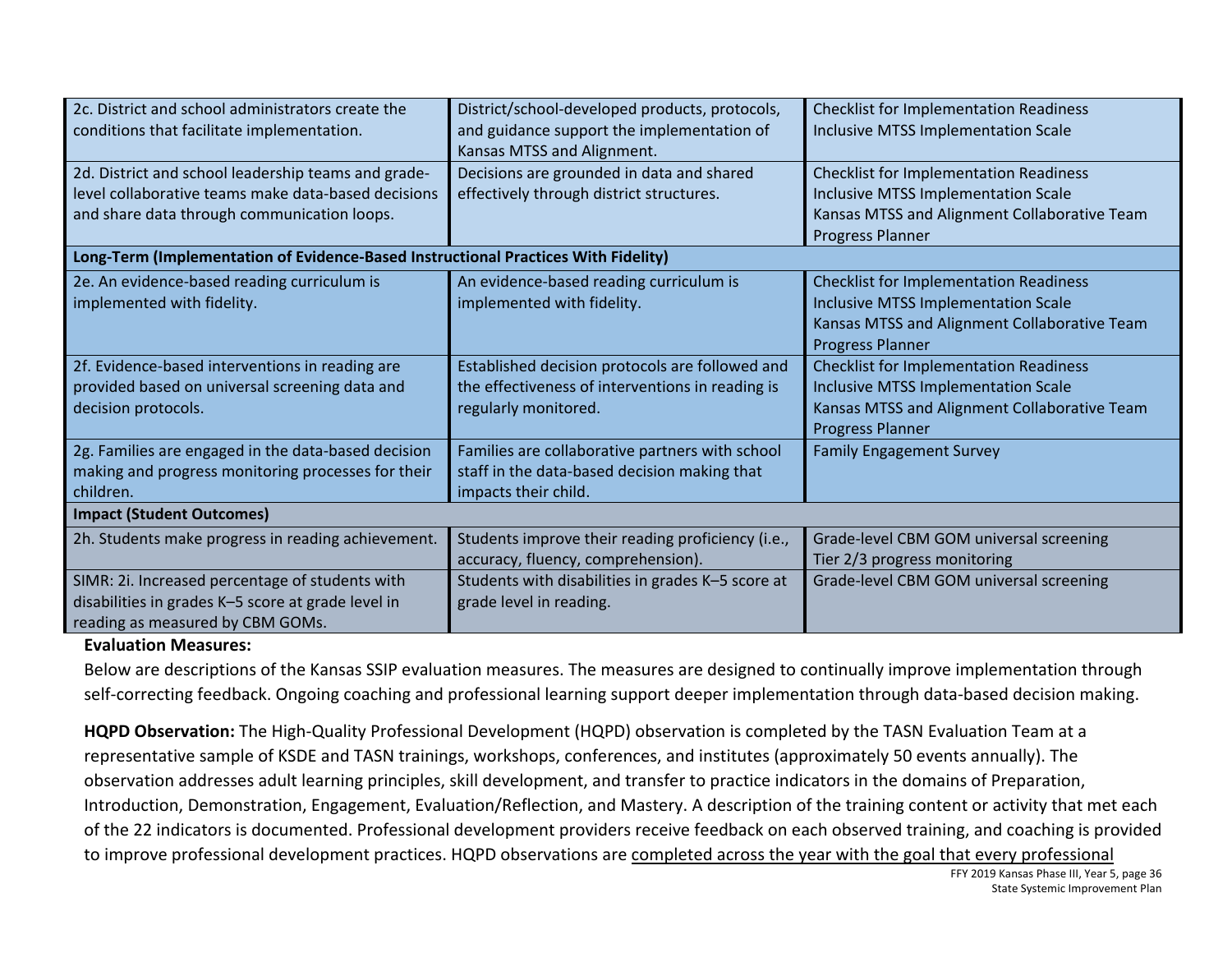| | | |
|---|---|---|
| 2c. District and school administrators create the conditions that facilitate implementation. | District/school-developed products, protocols, and guidance support the implementation of Kansas MTSS and Alignment. | Checklist for Implementation Readiness<br>Inclusive MTSS Implementation Scale |
| 2d. District and school leadership teams and grade-level collaborative teams make data-based decisions and share data through communication loops. | Decisions are grounded in data and shared effectively through district structures. | Checklist for Implementation Readiness<br>Inclusive MTSS Implementation Scale<br>Kansas MTSS and Alignment Collaborative Team Progress Planner |
| **Long-Term (Implementation of Evidence-Based Instructional Practices With Fidelity)** | | |
| 2e. An evidence-based reading curriculum is implemented with fidelity. | An evidence-based reading curriculum is implemented with fidelity. | Checklist for Implementation Readiness<br>Inclusive MTSS Implementation Scale<br>Kansas MTSS and Alignment Collaborative Team Progress Planner |
| 2f. Evidence-based interventions in reading are provided based on universal screening data and decision protocols. | Established decision protocols are followed and the effectiveness of interventions in reading is regularly monitored. | Checklist for Implementation Readiness<br>Inclusive MTSS Implementation Scale<br>Kansas MTSS and Alignment Collaborative Team Progress Planner |
| 2g. Families are engaged in the data-based decision making and progress monitoring processes for their children. | Families are collaborative partners with school staff in the data-based decision making that impacts their child. | Family Engagement Survey |
| **Impact (Student Outcomes)** | | |
| 2h. Students make progress in reading achievement. | Students improve their reading proficiency (i.e., accuracy, fluency, comprehension). | Grade-level CBM GOM universal screening<br>Tier 2/3 progress monitoring |
| SIMR: 2i. Increased percentage of students with disabilities in grades K–5 score at grade level in reading as measured by CBM GOMs. | Students with disabilities in grades K–5 score at grade level in reading. | Grade-level CBM GOM universal screening |

**Evaluation Measures:**

Below are descriptions of the Kansas SSIP evaluation measures. The measures are designed to continually improve implementation through self-correcting feedback. Ongoing coaching and professional learning support deeper implementation through data-based decision making.

**HQPD Observation:** The High-Quality Professional Development (HQPD) observation is completed by the TASN Evaluation Team at a representative sample of KSDE and TASN trainings, workshops, conferences, and institutes (approximately 50 events annually). The observation addresses adult learning principles, skill development, and transfer to practice indicators in the domains of Preparation, Introduction, Demonstration, Engagement, Evaluation/Reflection, and Mastery. A description of the training content or activity that met each of the 22 indicators is documented. Professional development providers receive feedback on each observed training, and coaching is provided to improve professional development practices. HQPD observations are completed across the year with the goal that every professional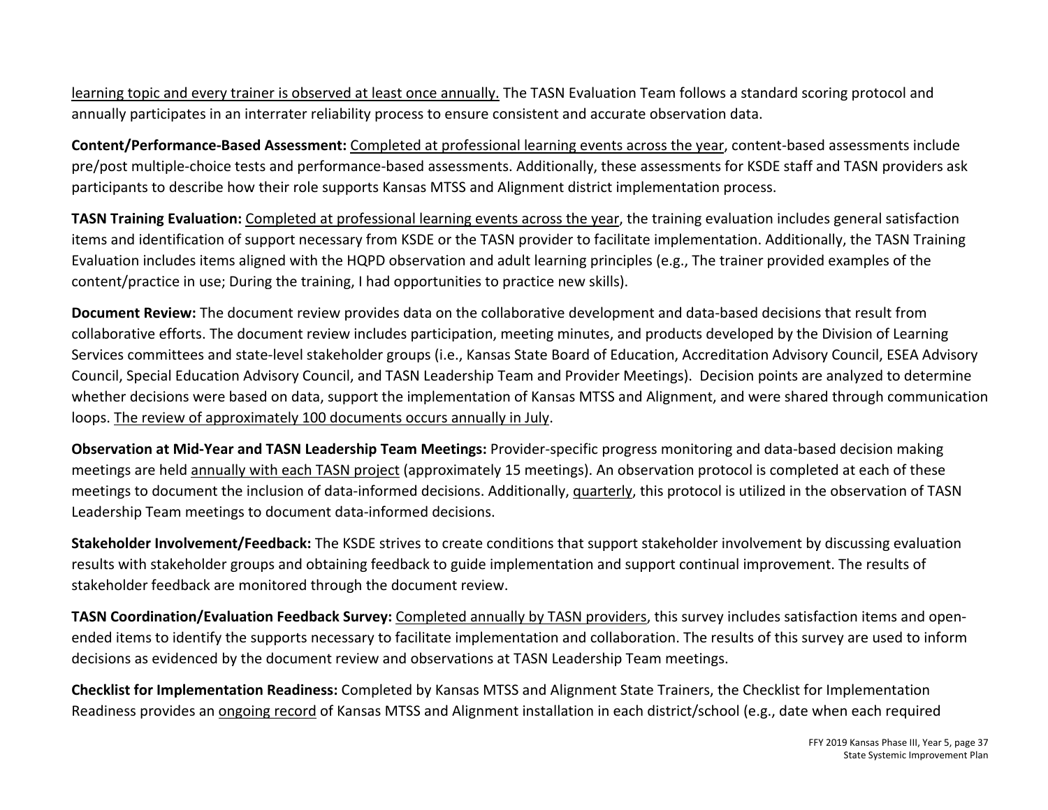learning topic and every trainer is observed at least once annually. The TASN Evaluation Team follows a standard scoring protocol and annually participates in an interrater reliability process to ensure consistent and accurate observation data.

**Content/Performance-Based Assessment:** Completed at professional learning events across the year, content-based assessments include pre/post multiple-choice tests and performance-based assessments. Additionally, these assessments for KSDE staff and TASN providers ask participants to describe how their role supports Kansas MTSS and Alignment district implementation process.

**TASN Training Evaluation:** Completed at professional learning events across the year, the training evaluation includes general satisfaction items and identification of support necessary from KSDE or the TASN provider to facilitate implementation. Additionally, the TASN Training Evaluation includes items aligned with the HQPD observation and adult learning principles (e.g., The trainer provided examples of the content/practice in use; During the training, I had opportunities to practice new skills).

**Document Review:** The document review provides data on the collaborative development and data-based decisions that result from collaborative efforts. The document review includes participation, meeting minutes, and products developed by the Division of Learning Services committees and state-level stakeholder groups (i.e., Kansas State Board of Education, Accreditation Advisory Council, ESEA Advisory Council, Special Education Advisory Council, and TASN Leadership Team and Provider Meetings). Decision points are analyzed to determine whether decisions were based on data, support the implementation of Kansas MTSS and Alignment, and were shared through communication loops. The review of approximately 100 documents occurs annually in July.

**Observation at Mid-Year and TASN Leadership Team Meetings:** Provider-specific progress monitoring and data-based decision making meetings are held annually with each TASN project (approximately 15 meetings). An observation protocol is completed at each of these meetings to document the inclusion of data-informed decisions. Additionally, quarterly, this protocol is utilized in the observation of TASN Leadership Team meetings to document data-informed decisions.

**Stakeholder Involvement/Feedback:** The KSDE strives to create conditions that support stakeholder involvement by discussing evaluation results with stakeholder groups and obtaining feedback to guide implementation and support continual improvement. The results of stakeholder feedback are monitored through the document review.

**TASN Coordination/Evaluation Feedback Survey:** Completed annually by TASN providers, this survey includes satisfaction items and open-ended items to identify the supports necessary to facilitate implementation and collaboration. The results of this survey are used to inform decisions as evidenced by the document review and observations at TASN Leadership Team meetings.

**Checklist for Implementation Readiness:** Completed by Kansas MTSS and Alignment State Trainers, the Checklist for Implementation Readiness provides an ongoing record of Kansas MTSS and Alignment installation in each district/school (e.g., date when each required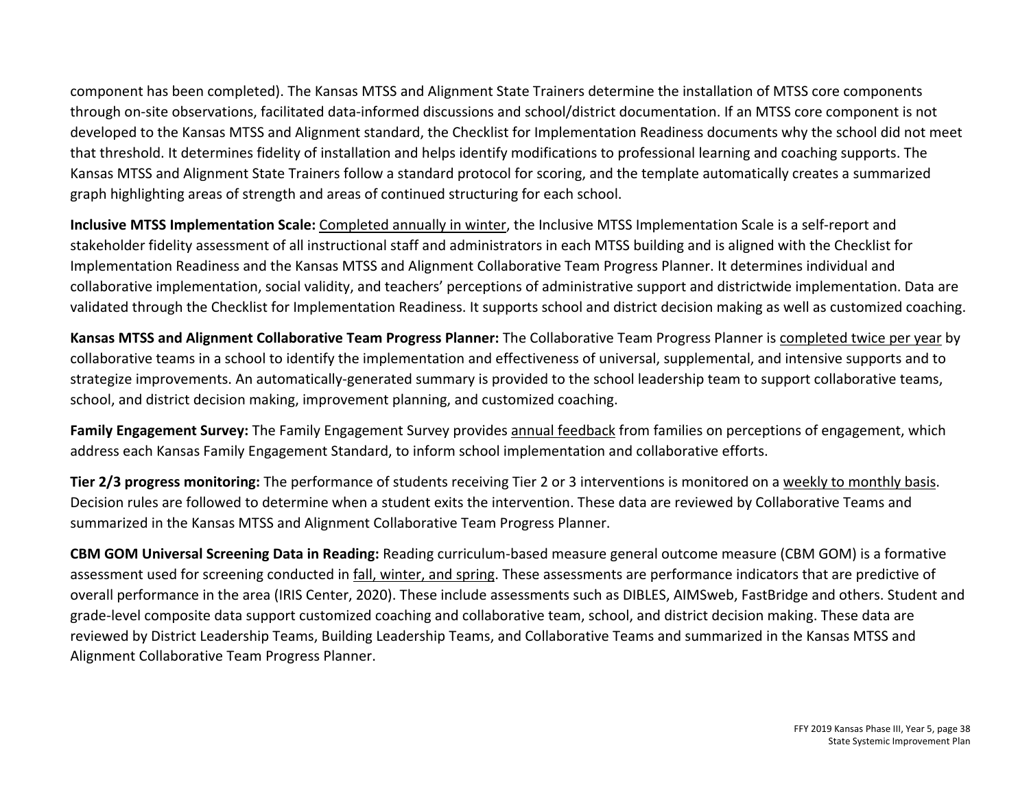component has been completed). The Kansas MTSS and Alignment State Trainers determine the installation of MTSS core components through on-site observations, facilitated data-informed discussions and school/district documentation. If an MTSS core component is not developed to the Kansas MTSS and Alignment standard, the Checklist for Implementation Readiness documents why the school did not meet that threshold. It determines fidelity of installation and helps identify modifications to professional learning and coaching supports. The Kansas MTSS and Alignment State Trainers follow a standard protocol for scoring, and the template automatically creates a summarized graph highlighting areas of strength and areas of continued structuring for each school.

**Inclusive MTSS Implementation Scale:** Completed annually in winter, the Inclusive MTSS Implementation Scale is a self-report and stakeholder fidelity assessment of all instructional staff and administrators in each MTSS building and is aligned with the Checklist for Implementation Readiness and the Kansas MTSS and Alignment Collaborative Team Progress Planner. It determines individual and collaborative implementation, social validity, and teachers' perceptions of administrative support and districtwide implementation. Data are validated through the Checklist for Implementation Readiness. It supports school and district decision making as well as customized coaching.

**Kansas MTSS and Alignment Collaborative Team Progress Planner:** The Collaborative Team Progress Planner is completed twice per year by collaborative teams in a school to identify the implementation and effectiveness of universal, supplemental, and intensive supports and to strategize improvements. An automatically-generated summary is provided to the school leadership team to support collaborative teams, school, and district decision making, improvement planning, and customized coaching.

**Family Engagement Survey:** The Family Engagement Survey provides annual feedback from families on perceptions of engagement, which address each Kansas Family Engagement Standard, to inform school implementation and collaborative efforts.

**Tier 2/3 progress monitoring:** The performance of students receiving Tier 2 or 3 interventions is monitored on a weekly to monthly basis. Decision rules are followed to determine when a student exits the intervention. These data are reviewed by Collaborative Teams and summarized in the Kansas MTSS and Alignment Collaborative Team Progress Planner.

**CBM GOM Universal Screening Data in Reading:** Reading curriculum-based measure general outcome measure (CBM GOM) is a formative assessment used for screening conducted in fall, winter, and spring. These assessments are performance indicators that are predictive of overall performance in the area (IRIS Center, 2020). These include assessments such as DIBLES, AIMSweb, FastBridge and others. Student and grade-level composite data support customized coaching and collaborative team, school, and district decision making. These data are reviewed by District Leadership Teams, Building Leadership Teams, and Collaborative Teams and summarized in the Kansas MTSS and Alignment Collaborative Team Progress Planner.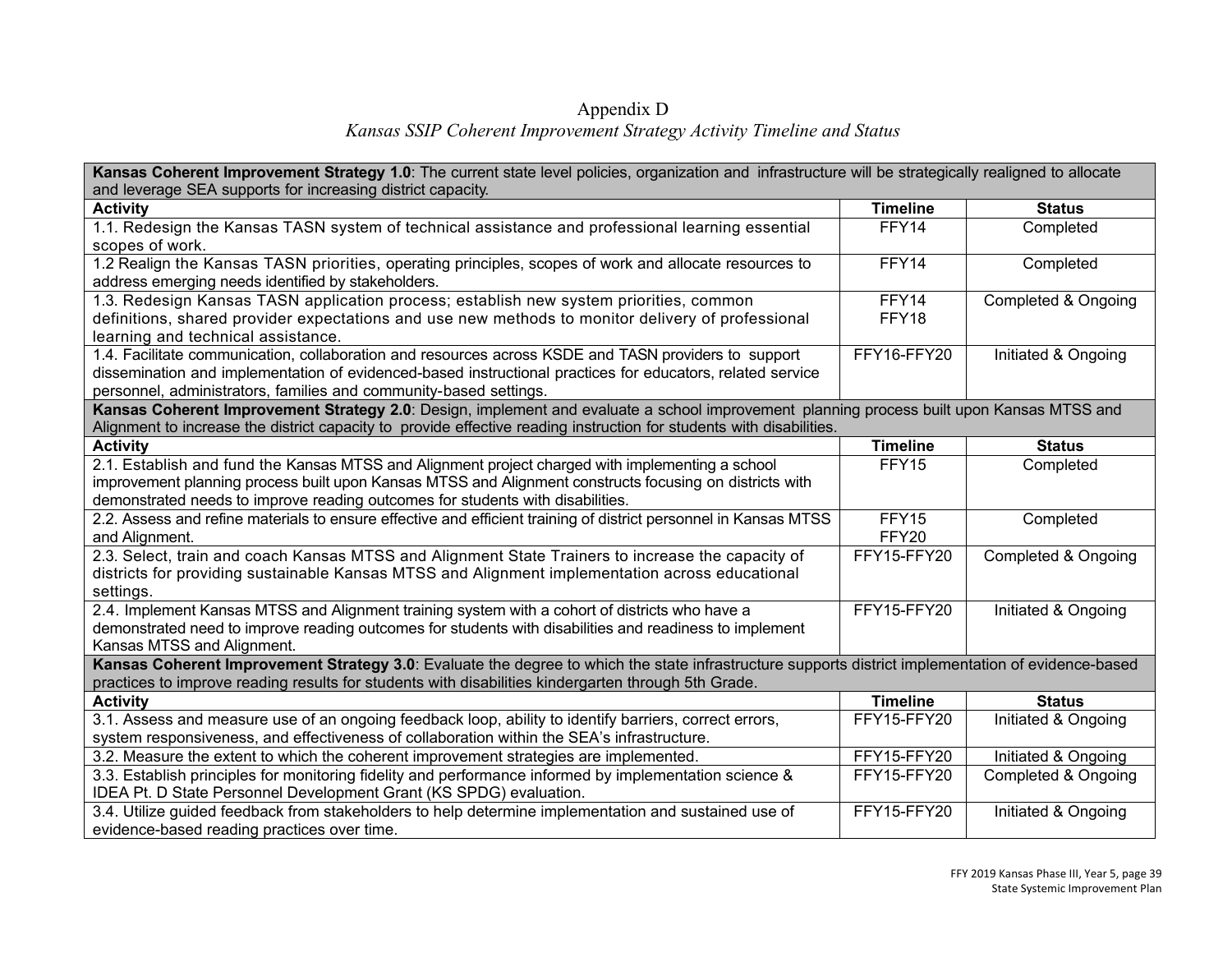# Appendix D

## *Kansas SSIP Coherent Improvement Strategy Activity Timeline and Status*

| **Kansas Coherent Improvement Strategy 1.0**: The current state level policies, organization and infrastructure will be strategically realigned to allocate and leverage SEA supports for increasing district capacity. | | |
|---|---|---|
| **Activity** | **Timeline** | **Status** |
| 1.1. Redesign the Kansas TASN system of technical assistance and professional learning essential scopes of work. | FFY14 | Completed |
| 1.2 Realign the Kansas TASN priorities, operating principles, scopes of work and allocate resources to address emerging needs identified by stakeholders. | FFY14 | Completed |
| 1.3. Redesign Kansas TASN application process; establish new system priorities, common definitions, shared provider expectations and use new methods to monitor delivery of professional learning and technical assistance. | FFY14<br>FFY18 | Completed & Ongoing |
| 1.4. Facilitate communication, collaboration and resources across KSDE and TASN providers to support dissemination and implementation of evidenced-based instructional practices for educators, related service personnel, administrators, families and community-based settings. | FFY16-FFY20 | Initiated & Ongoing |
| **Kansas Coherent Improvement Strategy 2.0**: Design, implement and evaluate a school improvement planning process built upon Kansas MTSS and Alignment to increase the district capacity to provide effective reading instruction for students with disabilities. | | |
| **Activity** | **Timeline** | **Status** |
| 2.1. Establish and fund the Kansas MTSS and Alignment project charged with implementing a school improvement planning process built upon Kansas MTSS and Alignment constructs focusing on districts with demonstrated needs to improve reading outcomes for students with disabilities. | FFY15 | Completed |
| 2.2. Assess and refine materials to ensure effective and efficient training of district personnel in Kansas MTSS and Alignment. | FFY15<br>FFY20 | Completed |
| 2.3. Select, train and coach Kansas MTSS and Alignment State Trainers to increase the capacity of districts for providing sustainable Kansas MTSS and Alignment implementation across educational settings. | FFY15-FFY20 | Completed & Ongoing |
| 2.4. Implement Kansas MTSS and Alignment training system with a cohort of districts who have a demonstrated need to improve reading outcomes for students with disabilities and readiness to implement Kansas MTSS and Alignment. | FFY15-FFY20 | Initiated & Ongoing |
| **Kansas Coherent Improvement Strategy 3.0**: Evaluate the degree to which the state infrastructure supports district implementation of evidence-based practices to improve reading results for students with disabilities kindergarten through 5th Grade. | | |
| **Activity** | **Timeline** | **Status** |
| 3.1. Assess and measure use of an ongoing feedback loop, ability to identify barriers, correct errors, system responsiveness, and effectiveness of collaboration within the SEA's infrastructure. | FFY15-FFY20 | Initiated & Ongoing |
| 3.2. Measure the extent to which the coherent improvement strategies are implemented. | FFY15-FFY20 | Initiated & Ongoing |
| 3.3. Establish principles for monitoring fidelity and performance informed by implementation science & IDEA Pt. D State Personnel Development Grant (KS SPDG) evaluation. | FFY15-FFY20 | Completed & Ongoing |
| 3.4. Utilize guided feedback from stakeholders to help determine implementation and sustained use of evidence-based reading practices over time. | FFY15-FFY20 | Initiated & Ongoing |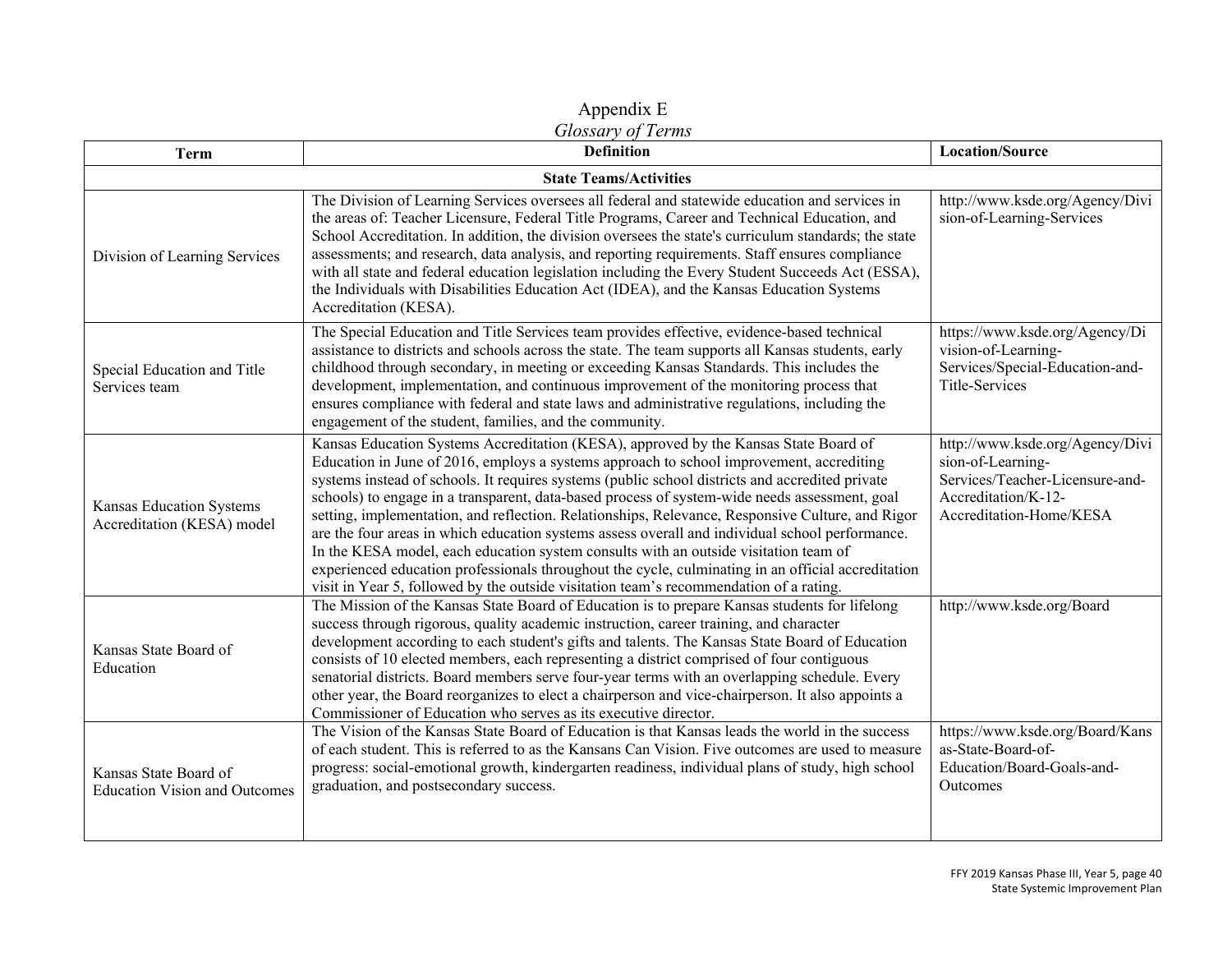# Appendix E

*Glossary of Terms*

| Term | Definition | Location/Source |
| --- | --- | --- |
| **State Teams/Activities** | | |
| Division of Learning Services | The Division of Learning Services oversees all federal and statewide education and services in the areas of: Teacher Licensure, Federal Title Programs, Career and Technical Education, and School Accreditation. In addition, the division oversees the state's curriculum standards; the state assessments; and research, data analysis, and reporting requirements. Staff ensures compliance with all state and federal education legislation including the Every Student Succeeds Act (ESSA), the Individuals with Disabilities Education Act (IDEA), and the Kansas Education Systems Accreditation (KESA). | http://www.ksde.org/Agency/Division-of-Learning-Services |
| Special Education and Title Services team | The Special Education and Title Services team provides effective, evidence-based technical assistance to districts and schools across the state. The team supports all Kansas students, early childhood through secondary, in meeting or exceeding Kansas Standards. This includes the development, implementation, and continuous improvement of the monitoring process that ensures compliance with federal and state laws and administrative regulations, including the engagement of the student, families, and the community. | https://www.ksde.org/Agency/Division-of-Learning-Services/Special-Education-and-Title-Services |
| Kansas Education Systems Accreditation (KESA) model | Kansas Education Systems Accreditation (KESA), approved by the Kansas State Board of Education in June of 2016, employs a systems approach to school improvement, accrediting systems instead of schools. It requires systems (public school districts and accredited private schools) to engage in a transparent, data-based process of system-wide needs assessment, goal setting, implementation, and reflection. Relationships, Relevance, Responsive Culture, and Rigor are the four areas in which education systems assess overall and individual school performance. In the KESA model, each education system consults with an outside visitation team of experienced education professionals throughout the cycle, culminating in an official accreditation visit in Year 5, followed by the outside visitation team's recommendation of a rating. | http://www.ksde.org/Agency/Division-of-Learning-Services/Teacher-Licensure-and-Accreditation/K-12-Accreditation-Home/KESA |
| Kansas State Board of Education | The Mission of the Kansas State Board of Education is to prepare Kansas students for lifelong success through rigorous, quality academic instruction, career training, and character development according to each student's gifts and talents. The Kansas State Board of Education consists of 10 elected members, each representing a district comprised of four contiguous senatorial districts. Board members serve four-year terms with an overlapping schedule. Every other year, the Board reorganizes to elect a chairperson and vice-chairperson. It also appoints a Commissioner of Education who serves as its executive director. | http://www.ksde.org/Board |
| Kansas State Board of Education Vision and Outcomes | The Vision of the Kansas State Board of Education is that Kansas leads the world in the success of each student. This is referred to as the Kansans Can Vision. Five outcomes are used to measure progress: social-emotional growth, kindergarten readiness, individual plans of study, high school graduation, and postsecondary success. | https://www.ksde.org/Board/Kansas-State-Board-of-Education/Board-Goals-and-Outcomes |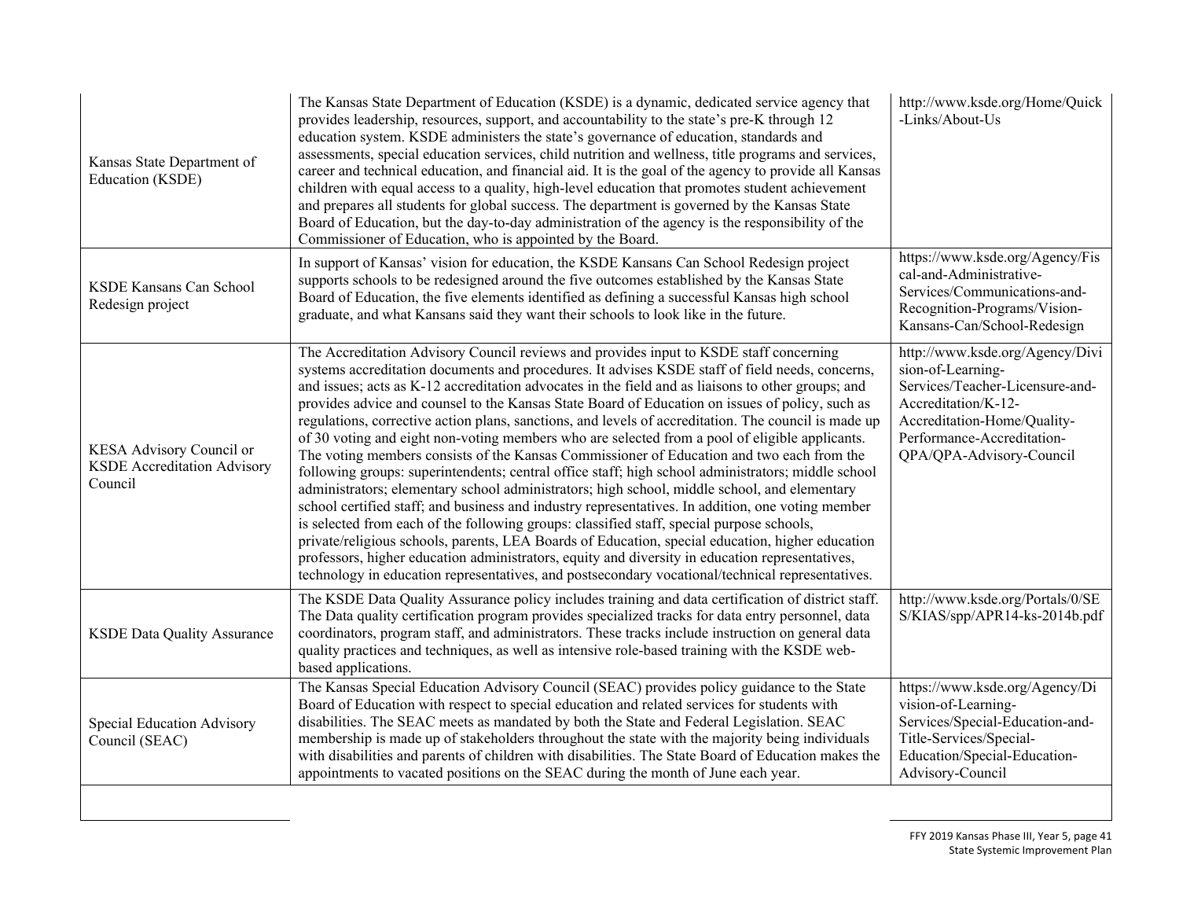| | | |
|---|---|---|
| Kansas State Department of Education (KSDE) | The Kansas State Department of Education (KSDE) is a dynamic, dedicated service agency that provides leadership, resources, support, and accountability to the state's pre-K through 12 education system. KSDE administers the state's governance of education, standards and assessments, special education services, child nutrition and wellness, title programs and services, career and technical education, and financial aid. It is the goal of the agency to provide all Kansas children with equal access to a quality, high-level education that promotes student achievement and prepares all students for global success. The department is governed by the Kansas State Board of Education, but the day-to-day administration of the agency is the responsibility of the Commissioner of Education, who is appointed by the Board. | http://www.ksde.org/Home/Quick-Links/About-Us |
| KSDE Kansans Can School Redesign project | In support of Kansas' vision for education, the KSDE Kansans Can School Redesign project supports schools to be redesigned around the five outcomes established by the Kansas State Board of Education, the five elements identified as defining a successful Kansas high school graduate, and what Kansans said they want their schools to look like in the future. | https://www.ksde.org/Agency/Fiscal-and-Administrative-Services/Communications-and-Recognition-Programs/Vision-Kansans-Can/School-Redesign |
| KESA Advisory Council or KSDE Accreditation Advisory Council | The Accreditation Advisory Council reviews and provides input to KSDE staff concerning systems accreditation documents and procedures. It advises KSDE staff of field needs, concerns, and issues; acts as K-12 accreditation advocates in the field and as liaisons to other groups; and provides advice and counsel to the Kansas State Board of Education on issues of policy, such as regulations, corrective action plans, sanctions, and levels of accreditation. The council is made up of 30 voting and eight non-voting members who are selected from a pool of eligible applicants. The voting members consists of the Kansas Commissioner of Education and two each from the following groups: superintendents; central office staff; high school administrators; middle school administrators; elementary school administrators; high school, middle school, and elementary school certified staff; and business and industry representatives. In addition, one voting member is selected from each of the following groups: classified staff, special purpose schools, private/religious schools, parents, LEA Boards of Education, special education, higher education professors, higher education administrators, equity and diversity in education representatives, technology in education representatives, and postsecondary vocational/technical representatives. | http://www.ksde.org/Agency/Division-of-Learning-Services/Teacher-Licensure-and-Accreditation/K-12-Accreditation-Home/Quality-Performance-Accreditation-QPA/QPA-Advisory-Council |
| KSDE Data Quality Assurance | The KSDE Data Quality Assurance policy includes training and data certification of district staff. The Data quality certification program provides specialized tracks for data entry personnel, data coordinators, program staff, and administrators. These tracks include instruction on general data quality practices and techniques, as well as intensive role-based training with the KSDE web-based applications. | http://www.ksde.org/Portals/0/SES/KIAS/spp/APR14-ks-2014b.pdf |
| Special Education Advisory Council (SEAC) | The Kansas Special Education Advisory Council (SEAC) provides policy guidance to the State Board of Education with respect to special education and related services for students with disabilities. The SEAC meets as mandated by both the State and Federal Legislation. SEAC membership is made up of stakeholders throughout the state with the majority being individuals with disabilities and parents of children with disabilities. The State Board of Education makes the appointments to vacated positions on the SEAC during the month of June each year. | https://www.ksde.org/Agency/Division-of-Learning-Services/Special-Education-and-Title-Services/Special-Education/Special-Education-Advisory-Council |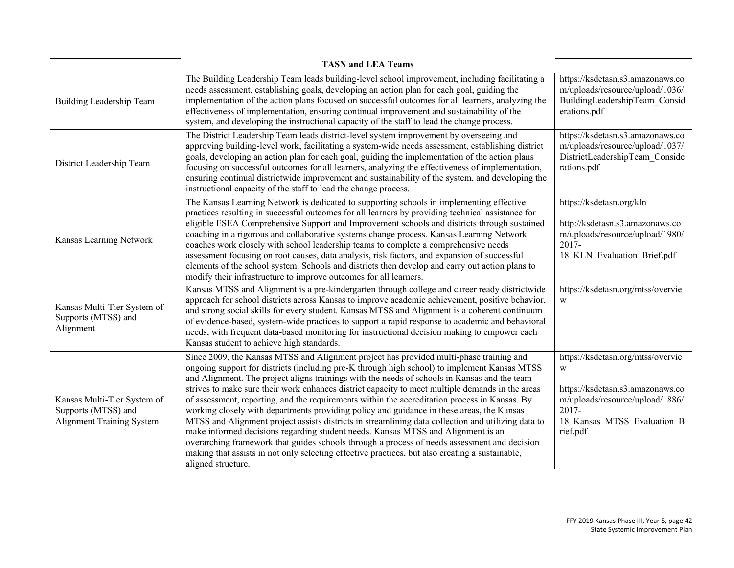| TASN and LEA Teams | | |
|---|---|---|
| Building Leadership Team | The Building Leadership Team leads building-level school improvement, including facilitating a needs assessment, establishing goals, developing an action plan for each goal, guiding the implementation of the action plans focused on successful outcomes for all learners, analyzing the effectiveness of implementation, ensuring continual improvement and sustainability of the system, and developing the instructional capacity of the staff to lead the change process. | https://ksdetasn.s3.amazonaws.com/uploads/resource/upload/1036/BuildingLeadershipTeam_Considerations.pdf |
| District Leadership Team | The District Leadership Team leads district-level system improvement by overseeing and approving building-level work, facilitating a system-wide needs assessment, establishing district goals, developing an action plan for each goal, guiding the implementation of the action plans focusing on successful outcomes for all learners, analyzing the effectiveness of implementation, ensuring continual districtwide improvement and sustainability of the system, and developing the instructional capacity of the staff to lead the change process. | https://ksdetasn.s3.amazonaws.com/uploads/resource/upload/1037/DistrictLeadershipTeam_Considerations.pdf |
| Kansas Learning Network | The Kansas Learning Network is dedicated to supporting schools in implementing effective practices resulting in successful outcomes for all learners by providing technical assistance for eligible ESEA Comprehensive Support and Improvement schools and districts through sustained coaching in a rigorous and collaborative systems change process. Kansas Learning Network coaches work closely with school leadership teams to complete a comprehensive needs assessment focusing on root causes, data analysis, risk factors, and expansion of successful elements of the school system. Schools and districts then develop and carry out action plans to modify their infrastructure to improve outcomes for all learners. | https://ksdetasn.org/kln<br><br>http://ksdetasn.s3.amazonaws.com/uploads/resource/upload/1980/2017-18_KLN_Evaluation_Brief.pdf |
| Kansas Multi-Tier System of Supports (MTSS) and Alignment | Kansas MTSS and Alignment is a pre-kindergarten through college and career ready districtwide approach for school districts across Kansas to improve academic achievement, positive behavior, and strong social skills for every student. Kansas MTSS and Alignment is a coherent continuum of evidence-based, system-wide practices to support a rapid response to academic and behavioral needs, with frequent data-based monitoring for instructional decision making to empower each Kansas student to achieve high standards. | https://ksdetasn.org/mtss/overview |
| Kansas Multi-Tier System of Supports (MTSS) and Alignment Training System | Since 2009, the Kansas MTSS and Alignment project has provided multi-phase training and ongoing support for districts (including pre-K through high school) to implement Kansas MTSS and Alignment. The project aligns trainings with the needs of schools in Kansas and the team strives to make sure their work enhances district capacity to meet multiple demands in the areas of assessment, reporting, and the requirements within the accreditation process in Kansas. By working closely with departments providing policy and guidance in these areas, the Kansas MTSS and Alignment project assists districts in streamlining data collection and utilizing data to make informed decisions regarding student needs. Kansas MTSS and Alignment is an overarching framework that guides schools through a process of needs assessment and decision making that assists in not only selecting effective practices, but also creating a sustainable, aligned structure. | https://ksdetasn.org/mtss/overview<br><br>https://ksdetasn.s3.amazonaws.com/uploads/resource/upload/1886/2017-18_Kansas_MTSS_Evaluation_Brief.pdf |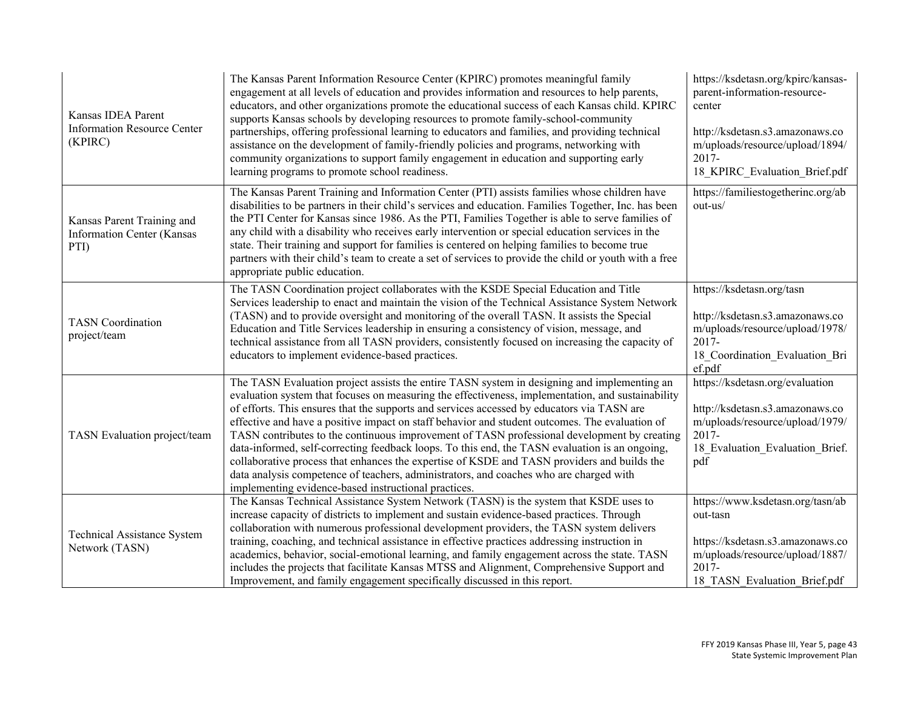| | | |
|---|---|---|
| Kansas IDEA Parent Information Resource Center (KPIRC) | The Kansas Parent Information Resource Center (KPIRC) promotes meaningful family engagement at all levels of education and provides information and resources to help parents, educators, and other organizations promote the educational success of each Kansas child. KPIRC supports Kansas schools by developing resources to promote family-school-community partnerships, offering professional learning to educators and families, and providing technical assistance on the development of family-friendly policies and programs, networking with community organizations to support family engagement in education and supporting early learning programs to promote school readiness. | https://ksdetasn.org/kpirc/kansas-parent-information-resource-center<br><br>http://ksdetasn.s3.amazonaws.com/uploads/resource/upload/1894/2017-18_KPIRC_Evaluation_Brief.pdf |
| Kansas Parent Training and Information Center (Kansas PTI) | The Kansas Parent Training and Information Center (PTI) assists families whose children have disabilities to be partners in their child's services and education. Families Together, Inc. has been the PTI Center for Kansas since 1986. As the PTI, Families Together is able to serve families of any child with a disability who receives early intervention or special education services in the state. Their training and support for families is centered on helping families to become true partners with their child's team to create a set of services to provide the child or youth with a free appropriate public education. | https://familiestogetherinc.org/about-us/ |
| TASN Coordination project/team | The TASN Coordination project collaborates with the KSDE Special Education and Title Services leadership to enact and maintain the vision of the Technical Assistance System Network (TASN) and to provide oversight and monitoring of the overall TASN. It assists the Special Education and Title Services leadership in ensuring a consistency of vision, message, and technical assistance from all TASN providers, consistently focused on increasing the capacity of educators to implement evidence-based practices. | https://ksdetasn.org/tasn<br><br>http://ksdetasn.s3.amazonaws.com/uploads/resource/upload/1978/2017-18_Coordination_Evaluation_Brief.pdf |
| TASN Evaluation project/team | The TASN Evaluation project assists the entire TASN system in designing and implementing an evaluation system that focuses on measuring the effectiveness, implementation, and sustainability of efforts. This ensures that the supports and services accessed by educators via TASN are effective and have a positive impact on staff behavior and student outcomes. The evaluation of TASN contributes to the continuous improvement of TASN professional development by creating data-informed, self-correcting feedback loops. To this end, the TASN evaluation is an ongoing, collaborative process that enhances the expertise of KSDE and TASN providers and builds the data analysis competence of teachers, administrators, and coaches who are charged with implementing evidence-based instructional practices. | https://ksdetasn.org/evaluation<br><br>http://ksdetasn.s3.amazonaws.com/uploads/resource/upload/1979/2017-18_Evaluation_Evaluation_Brief.pdf |
| Technical Assistance System Network (TASN) | The Kansas Technical Assistance System Network (TASN) is the system that KSDE uses to increase capacity of districts to implement and sustain evidence-based practices. Through collaboration with numerous professional development providers, the TASN system delivers training, coaching, and technical assistance in effective practices addressing instruction in academics, behavior, social-emotional learning, and family engagement across the state. TASN includes the projects that facilitate Kansas MTSS and Alignment, Comprehensive Support and Improvement, and family engagement specifically discussed in this report. | https://www.ksdetasn.org/tasn/about-tasn<br><br>https://ksdetasn.s3.amazonaws.com/uploads/resource/upload/1887/2017-18_TASN_Evaluation_Brief.pdf |